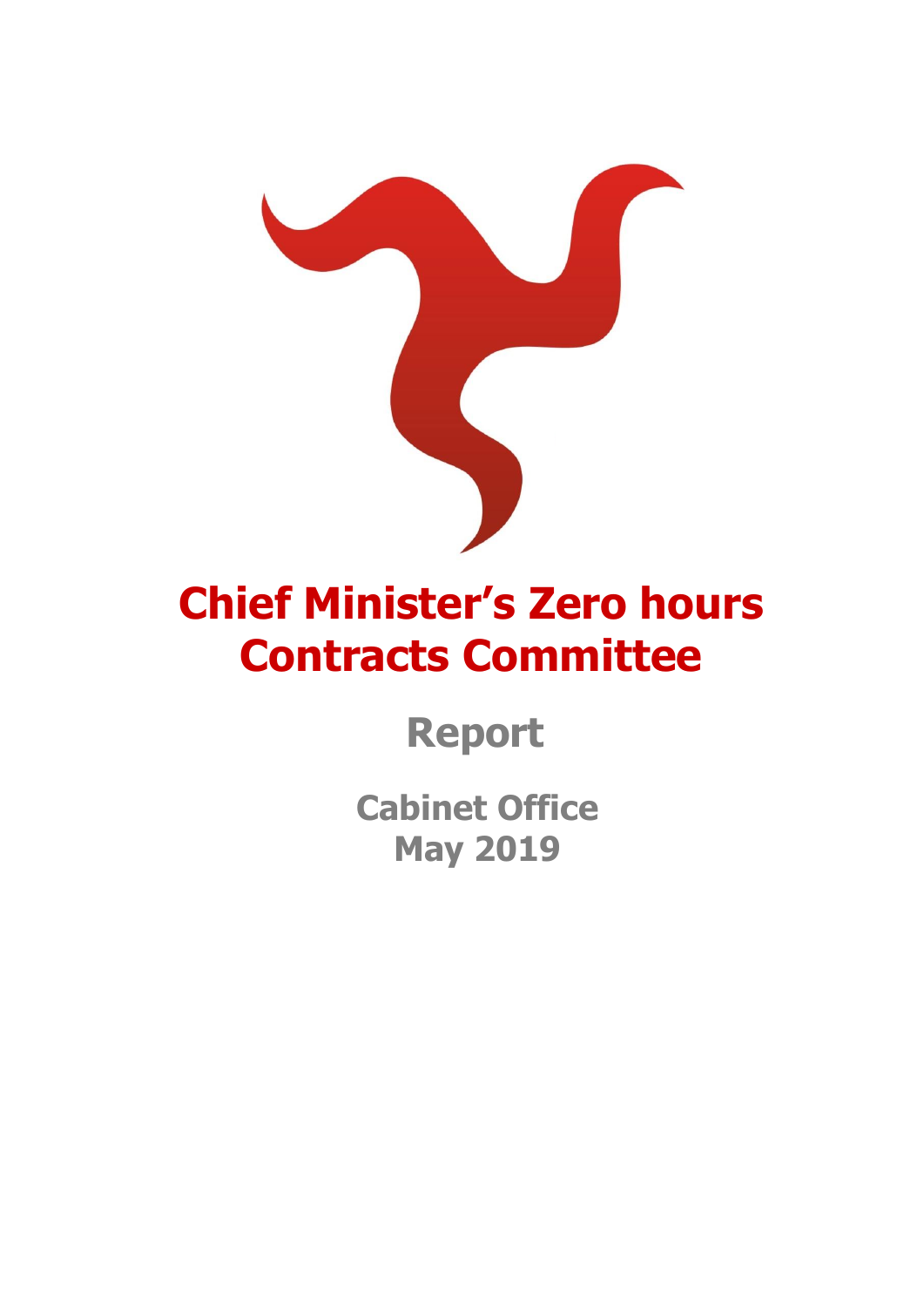# Chief Minister's Zero hours Contracts Committee

## Report

**Cabinet Office**
**May 2019**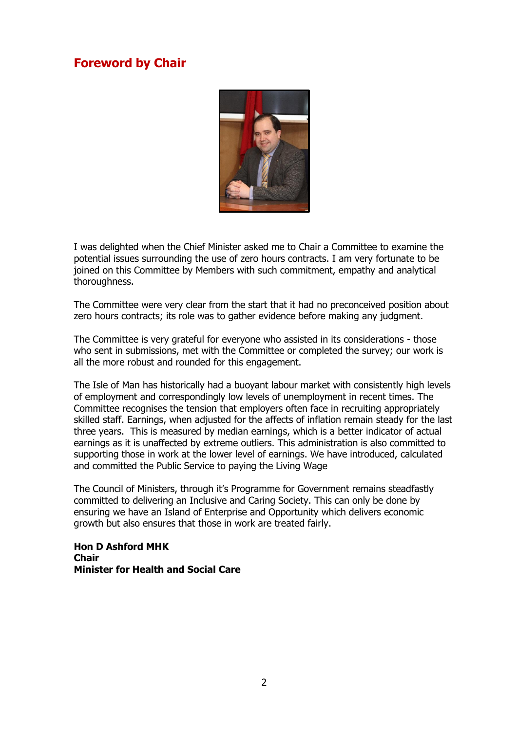## Foreword by Chair

I was delighted when the Chief Minister asked me to Chair a Committee to examine the potential issues surrounding the use of zero hours contracts. I am very fortunate to be joined on this Committee by Members with such commitment, empathy and analytical thoroughness.

The Committee were very clear from the start that it had no preconceived position about zero hours contracts; its role was to gather evidence before making any judgment.

The Committee is very grateful for everyone who assisted in its considerations - those who sent in submissions, met with the Committee or completed the survey; our work is all the more robust and rounded for this engagement.

The Isle of Man has historically had a buoyant labour market with consistently high levels of employment and correspondingly low levels of unemployment in recent times. The Committee recognises the tension that employers often face in recruiting appropriately skilled staff. Earnings, when adjusted for the affects of inflation remain steady for the last three years. This is measured by median earnings, which is a better indicator of actual earnings as it is unaffected by extreme outliers. This administration is also committed to supporting those in work at the lower level of earnings. We have introduced, calculated and committed the Public Service to paying the Living Wage

The Council of Ministers, through it's Programme for Government remains steadfastly committed to delivering an Inclusive and Caring Society. This can only be done by ensuring we have an Island of Enterprise and Opportunity which delivers economic growth but also ensures that those in work are treated fairly.

**Hon D Ashford MHK**
**Chair**
**Minister for Health and Social Care**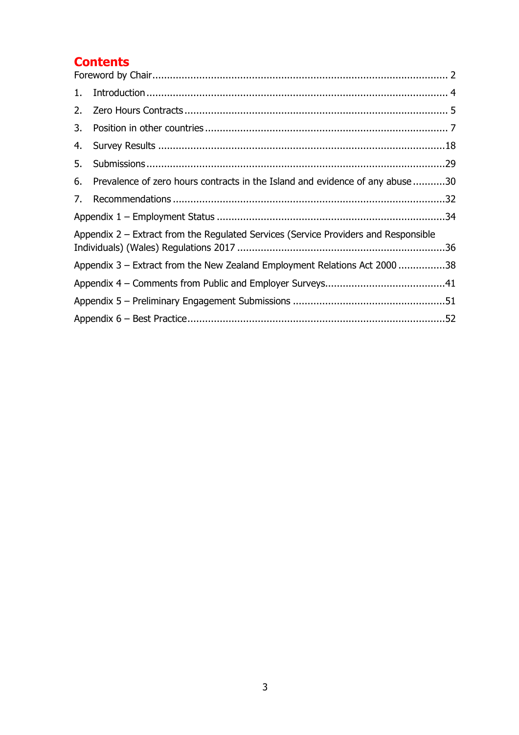# Contents

Foreword by Chair .................................................................................................. 2

1. Introduction .................................................................................................... 4
2. Zero Hours Contracts ....................................................................................... 5
3. Position in other countries ................................................................................ 7
4. Survey Results ............................................................................................... 18
5. Submissions ................................................................................................... 29
6. Prevalence of zero hours contracts in the Island and evidence of any abuse ........... 30
7. Recommendations .......................................................................................... 32

Appendix 1 – Employment Status ........................................................................... 34

Appendix 2 – Extract from the Regulated Services (Service Providers and Responsible Individuals) (Wales) Regulations 2017 ..................................................................... 36

Appendix 3 – Extract from the New Zealand Employment Relations Act 2000 ................ 38

Appendix 4 – Comments from Public and Employer Surveys ......................................... 41

Appendix 5 – Preliminary Engagement Submissions .................................................... 51

Appendix 6 – Best Practice ...................................................................................... 52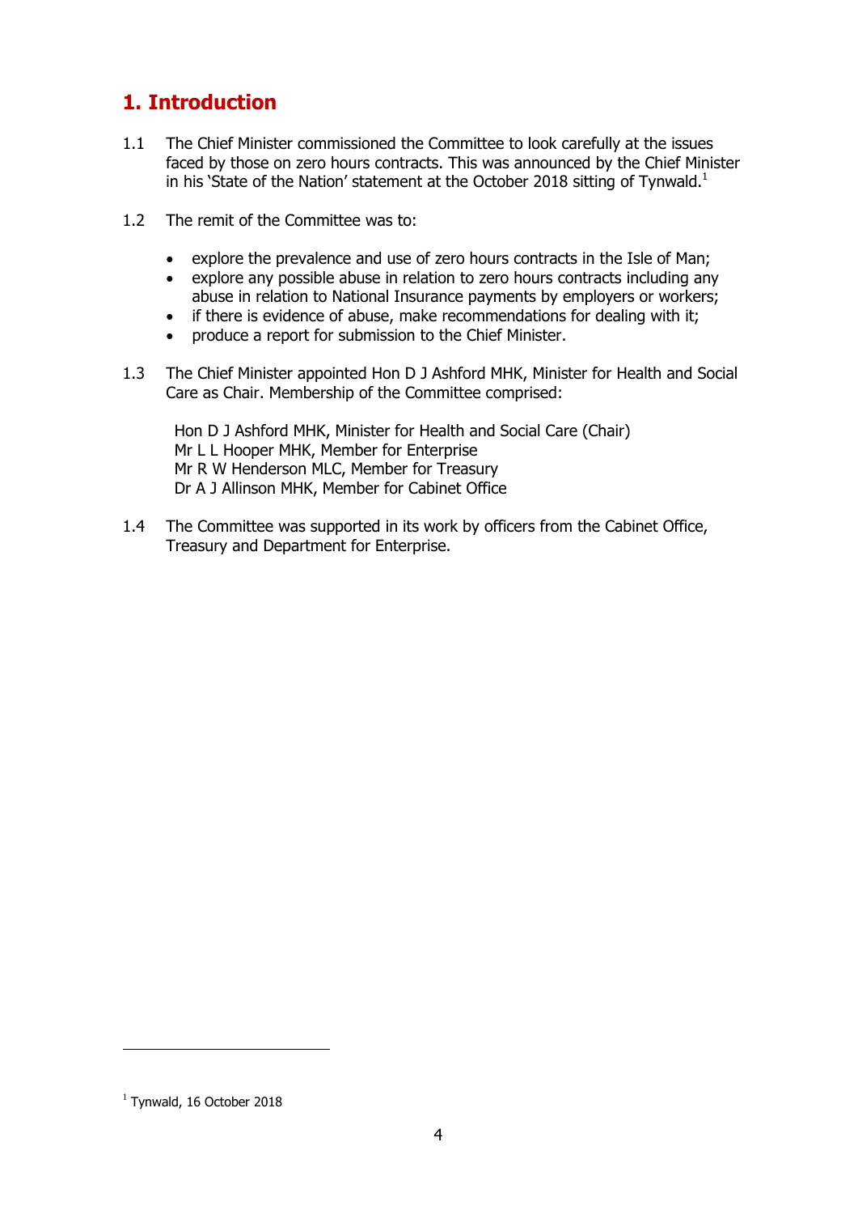# 1. Introduction

1.1 The Chief Minister commissioned the Committee to look carefully at the issues faced by those on zero hours contracts. This was announced by the Chief Minister in his 'State of the Nation' statement at the October 2018 sitting of Tynwald.[1]

1.2 The remit of the Committee was to:

- explore the prevalence and use of zero hours contracts in the Isle of Man;
- explore any possible abuse in relation to zero hours contracts including any abuse in relation to National Insurance payments by employers or workers;
- if there is evidence of abuse, make recommendations for dealing with it;
- produce a report for submission to the Chief Minister.

1.3 The Chief Minister appointed Hon D J Ashford MHK, Minister for Health and Social Care as Chair. Membership of the Committee comprised:

Hon D J Ashford MHK, Minister for Health and Social Care (Chair)
Mr L L Hooper MHK, Member for Enterprise
Mr R W Henderson MLC, Member for Treasury
Dr A J Allinson MHK, Member for Cabinet Office

1.4 The Committee was supported in its work by officers from the Cabinet Office, Treasury and Department for Enterprise.

---

[1] Tynwald, 16 October 2018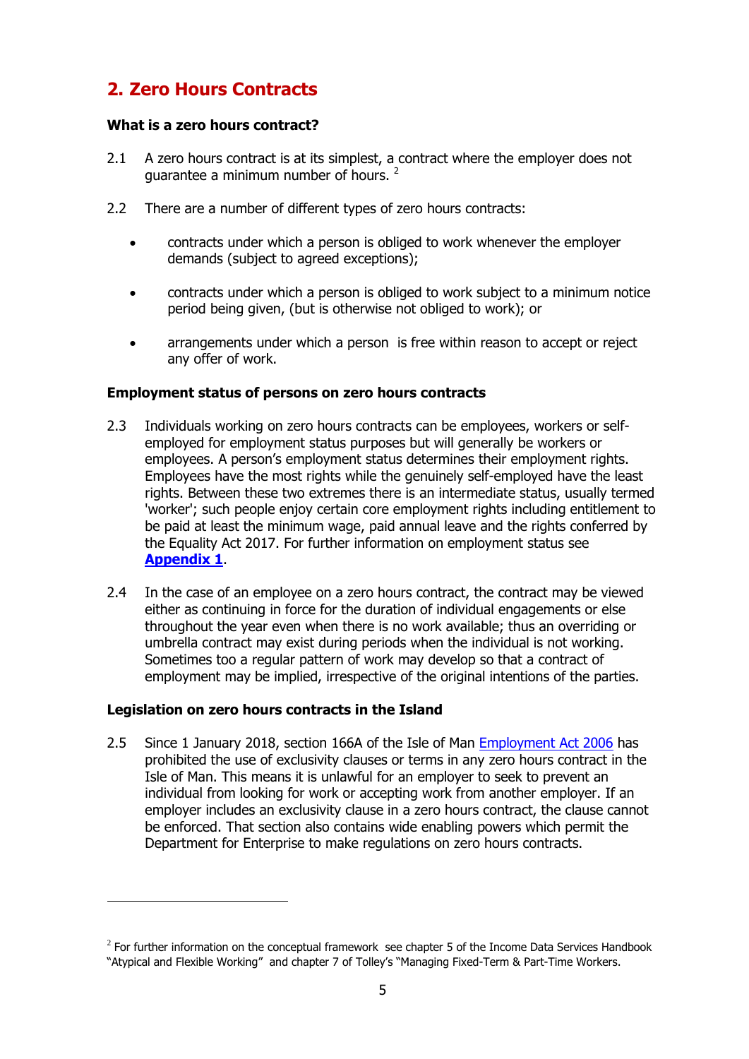## 2. Zero Hours Contracts

### What is a zero hours contract?

2.1 A zero hours contract is at its simplest, a contract where the employer does not guarantee a minimum number of hours. [2]

2.2 There are a number of different types of zero hours contracts:

- contracts under which a person is obliged to work whenever the employer demands (subject to agreed exceptions);
- contracts under which a person is obliged to work subject to a minimum notice period being given, (but is otherwise not obliged to work); or
- arrangements under which a person is free within reason to accept or reject any offer of work.

### Employment status of persons on zero hours contracts

2.3 Individuals working on zero hours contracts can be employees, workers or self-employed for employment status purposes but will generally be workers or employees. A person's employment status determines their employment rights. Employees have the most rights while the genuinely self-employed have the least rights. Between these two extremes there is an intermediate status, usually termed 'worker'; such people enjoy certain core employment rights including entitlement to be paid at least the minimum wage, paid annual leave and the rights conferred by the Equality Act 2017. For further information on employment status see **Appendix 1**.

2.4 In the case of an employee on a zero hours contract, the contract may be viewed either as continuing in force for the duration of individual engagements or else throughout the year even when there is no work available; thus an overriding or umbrella contract may exist during periods when the individual is not working. Sometimes too a regular pattern of work may develop so that a contract of employment may be implied, irrespective of the original intentions of the parties.

### Legislation on zero hours contracts in the Island

2.5 Since 1 January 2018, section 166A of the Isle of Man Employment Act 2006 has prohibited the use of exclusivity clauses or terms in any zero hours contract in the Isle of Man. This means it is unlawful for an employer to seek to prevent an individual from looking for work or accepting work from another employer. If an employer includes an exclusivity clause in a zero hours contract, the clause cannot be enforced. That section also contains wide enabling powers which permit the Department for Enterprise to make regulations on zero hours contracts.

---

[2] For further information on the conceptual framework see chapter 5 of the Income Data Services Handbook "Atypical and Flexible Working" and chapter 7 of Tolley's "Managing Fixed-Term & Part-Time Workers.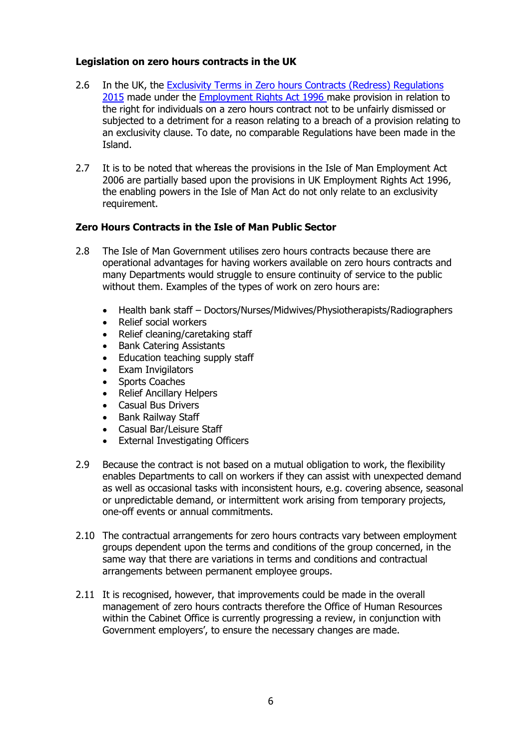**Legislation on zero hours contracts in the UK**

2.6 In the UK, the Exclusivity Terms in Zero hours Contracts (Redress) Regulations 2015 made under the Employment Rights Act 1996 make provision in relation to the right for individuals on a zero hours contract not to be unfairly dismissed or subjected to a detriment for a reason relating to a breach of a provision relating to an exclusivity clause. To date, no comparable Regulations have been made in the Island.

2.7 It is to be noted that whereas the provisions in the Isle of Man Employment Act 2006 are partially based upon the provisions in UK Employment Rights Act 1996, the enabling powers in the Isle of Man Act do not only relate to an exclusivity requirement.

**Zero Hours Contracts in the Isle of Man Public Sector**

2.8 The Isle of Man Government utilises zero hours contracts because there are operational advantages for having workers available on zero hours contracts and many Departments would struggle to ensure continuity of service to the public without them. Examples of the types of work on zero hours are:

- Health bank staff – Doctors/Nurses/Midwives/Physiotherapists/Radiographers
- Relief social workers
- Relief cleaning/caretaking staff
- Bank Catering Assistants
- Education teaching supply staff
- Exam Invigilators
- Sports Coaches
- Relief Ancillary Helpers
- Casual Bus Drivers
- Bank Railway Staff
- Casual Bar/Leisure Staff
- External Investigating Officers

2.9 Because the contract is not based on a mutual obligation to work, the flexibility enables Departments to call on workers if they can assist with unexpected demand as well as occasional tasks with inconsistent hours, e.g. covering absence, seasonal or unpredictable demand, or intermittent work arising from temporary projects, one-off events or annual commitments.

2.10 The contractual arrangements for zero hours contracts vary between employment groups dependent upon the terms and conditions of the group concerned, in the same way that there are variations in terms and conditions and contractual arrangements between permanent employee groups.

2.11 It is recognised, however, that improvements could be made in the overall management of zero hours contracts therefore the Office of Human Resources within the Cabinet Office is currently progressing a review, in conjunction with Government employers', to ensure the necessary changes are made.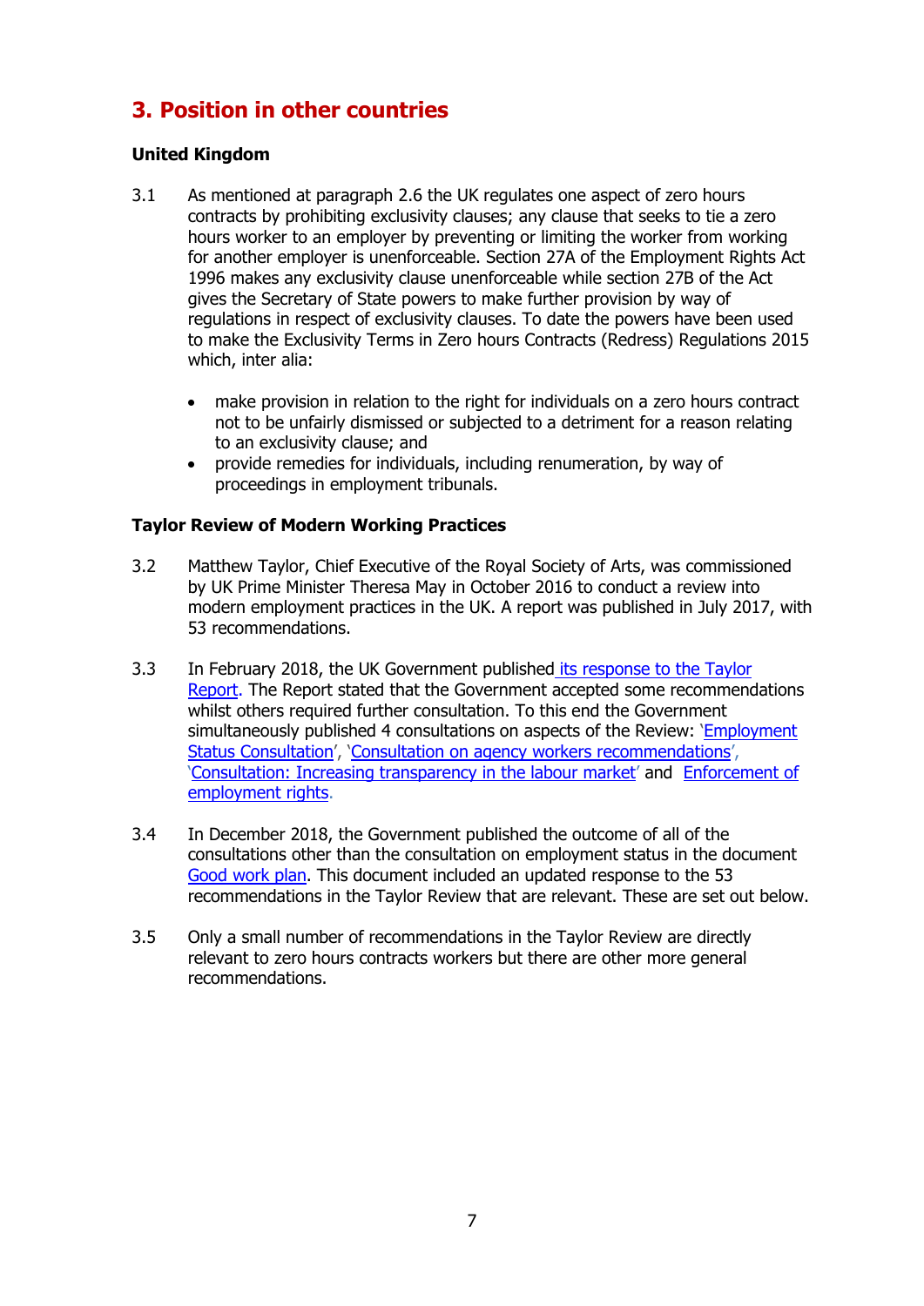## 3. Position in other countries

### United Kingdom

3.1 As mentioned at paragraph 2.6 the UK regulates one aspect of zero hours contracts by prohibiting exclusivity clauses; any clause that seeks to tie a zero hours worker to an employer by preventing or limiting the worker from working for another employer is unenforceable. Section 27A of the Employment Rights Act 1996 makes any exclusivity clause unenforceable while section 27B of the Act gives the Secretary of State powers to make further provision by way of regulations in respect of exclusivity clauses. To date the powers have been used to make the Exclusivity Terms in Zero hours Contracts (Redress) Regulations 2015 which, inter alia:

- make provision in relation to the right for individuals on a zero hours contract not to be unfairly dismissed or subjected to a detriment for a reason relating to an exclusivity clause; and
- provide remedies for individuals, including renumeration, by way of proceedings in employment tribunals.

### Taylor Review of Modern Working Practices

3.2 Matthew Taylor, Chief Executive of the Royal Society of Arts, was commissioned by UK Prime Minister Theresa May in October 2016 to conduct a review into modern employment practices in the UK. A report was published in July 2017, with 53 recommendations.

3.3 In February 2018, the UK Government published its response to the Taylor Report. The Report stated that the Government accepted some recommendations whilst others required further consultation. To this end the Government simultaneously published 4 consultations on aspects of the Review: 'Employment Status Consultation', 'Consultation on agency workers recommendations', 'Consultation: Increasing transparency in the labour market' and Enforcement of employment rights.

3.4 In December 2018, the Government published the outcome of all of the consultations other than the consultation on employment status in the document Good work plan. This document included an updated response to the 53 recommendations in the Taylor Review that are relevant. These are set out below.

3.5 Only a small number of recommendations in the Taylor Review are directly relevant to zero hours contracts workers but there are other more general recommendations.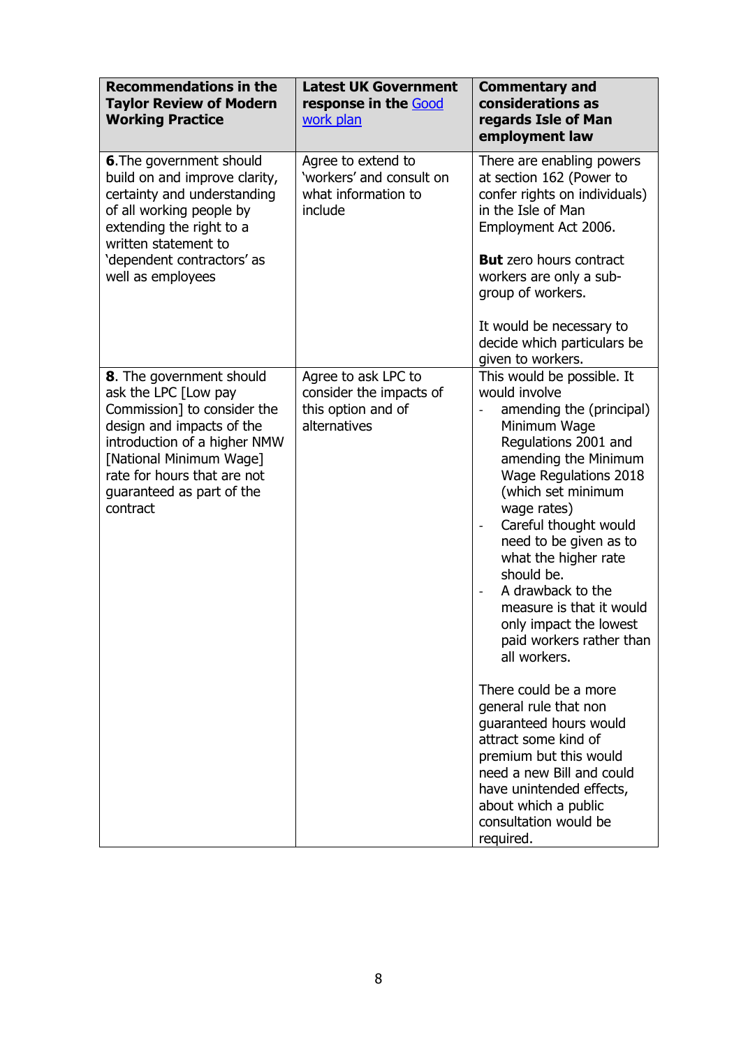| Recommendations in the Taylor Review of Modern Working Practice | Latest UK Government response in the Good work plan | Commentary and considerations as regards Isle of Man employment law |
|---|---|---|
| **6**.The government should build on and improve clarity, certainty and understanding of all working people by extending the right to a written statement to 'dependent contractors' as well as employees | Agree to extend to 'workers' and consult on what information to include | There are enabling powers at section 162 (Power to confer rights on individuals) in the Isle of Man Employment Act 2006.<br><br>**But** zero hours contract workers are only a sub-group of workers.<br><br>It would be necessary to decide which particulars be given to workers. |
| **8**. The government should ask the LPC [Low pay Commission] to consider the design and impacts of the introduction of a higher NMW [National Minimum Wage] rate for hours that are not guaranteed as part of the contract | Agree to ask LPC to consider the impacts of this option and of alternatives | This would be possible. It would involve<br>- amending the (principal) Minimum Wage Regulations 2001 and amending the Minimum Wage Regulations 2018 (which set minimum wage rates)<br>- Careful thought would need to be given as to what the higher rate should be.<br>- A drawback to the measure is that it would only impact the lowest paid workers rather than all workers.<br><br>There could be a more general rule that non guaranteed hours would attract some kind of premium but this would need a new Bill and could have unintended effects, about which a public consultation would be required. |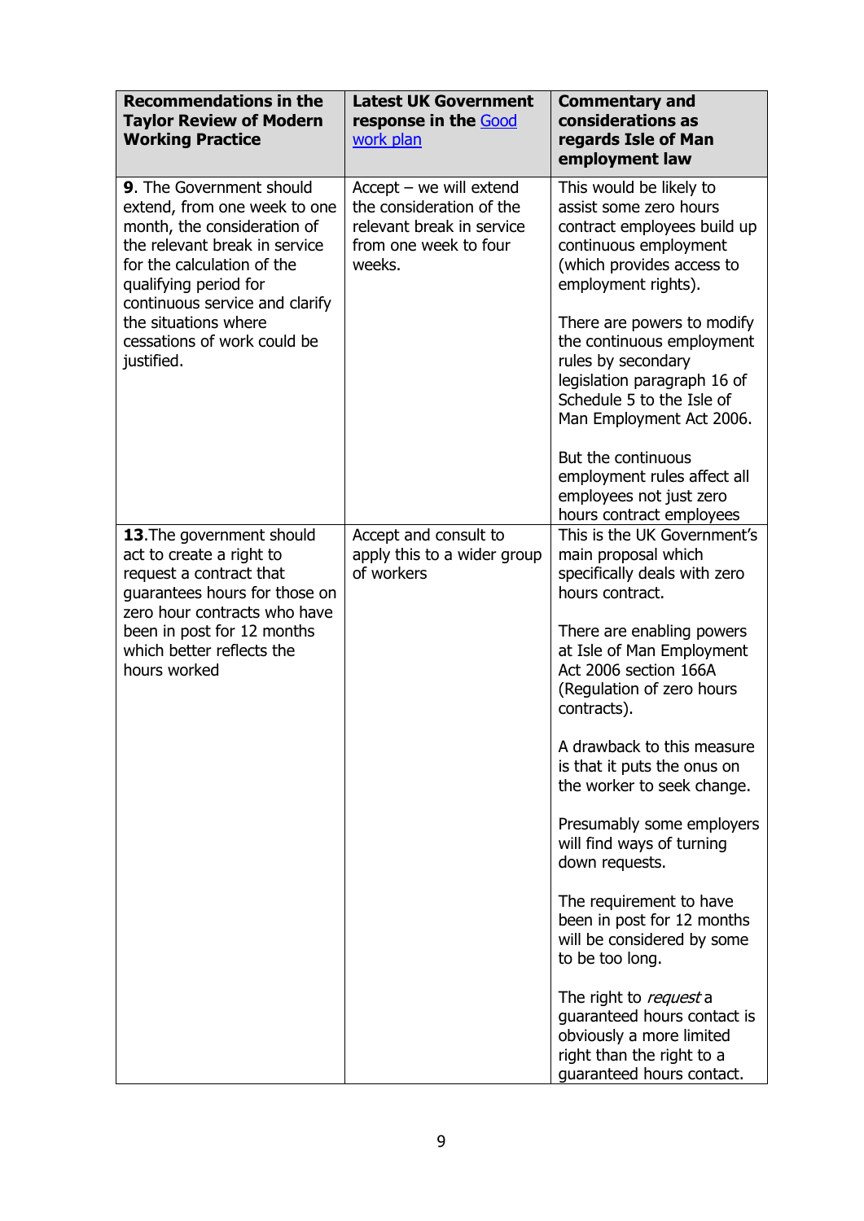| Recommendations in the Taylor Review of Modern Working Practice | Latest UK Government response in the [Good work plan] | Commentary and considerations as regards Isle of Man employment law |
|---|---|---|
| **9**. The Government should extend, from one week to one month, the consideration of the relevant break in service for the calculation of the qualifying period for continuous service and clarify the situations where cessations of work could be justified. | Accept – we will extend the consideration of the relevant break in service from one week to four weeks. | This would be likely to assist some zero hours contract employees build up continuous employment (which provides access to employment rights).<br><br>There are powers to modify the continuous employment rules by secondary legislation paragraph 16 of Schedule 5 to the Isle of Man Employment Act 2006.<br><br>But the continuous employment rules affect all employees not just zero hours contract employees |
| **13**.The government should act to create a right to request a contract that guarantees hours for those on zero hour contracts who have been in post for 12 months which better reflects the hours worked | Accept and consult to apply this to a wider group of workers | This is the UK Government's main proposal which specifically deals with zero hours contract.<br><br>There are enabling powers at Isle of Man Employment Act 2006 section 166A (Regulation of zero hours contracts).<br><br>A drawback to this measure is that it puts the onus on the worker to seek change.<br><br>Presumably some employers will find ways of turning down requests.<br><br>The requirement to have been in post for 12 months will be considered by some to be too long.<br><br>The right to *request* a guaranteed hours contact is obviously a more limited right than the right to a guaranteed hours contact. |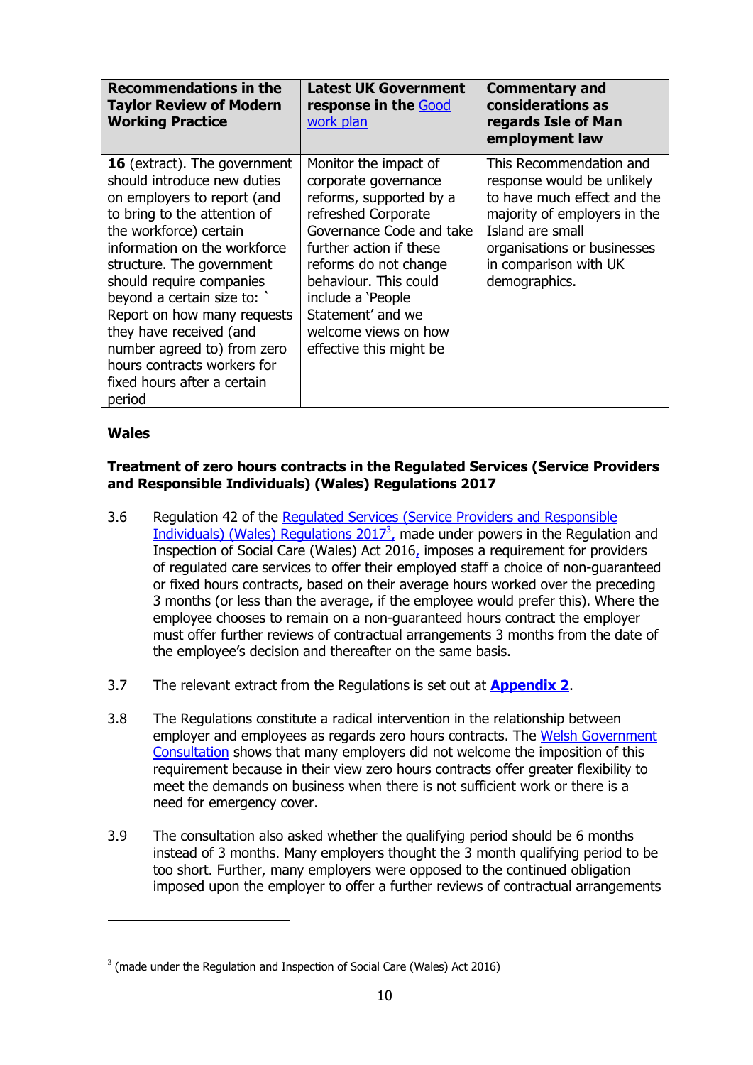| Recommendations in the Taylor Review of Modern Working Practice | Latest UK Government response in the Good work plan | Commentary and considerations as regards Isle of Man employment law |
|---|---|---|
| **16** (extract). The government should introduce new duties on employers to report (and to bring to the attention of the workforce) certain information on the workforce structure. The government should require companies beyond a certain size to: ` Report on how many requests they have received (and number agreed to) from zero hours contracts workers for fixed hours after a certain period | Monitor the impact of corporate governance reforms, supported by a refreshed Corporate Governance Code and take further action if these reforms do not change behaviour. This could include a 'People Statement' and we welcome views on how effective this might be | This Recommendation and response would be unlikely to have much effect and the majority of employers in the Island are small organisations or businesses in comparison with UK demographics. |

**Wales**

**Treatment of zero hours contracts in the Regulated Services (Service Providers and Responsible Individuals) (Wales) Regulations 2017**

3.6 Regulation 42 of the Regulated Services (Service Providers and Responsible Individuals) (Wales) Regulations 2017[3], made under powers in the Regulation and Inspection of Social Care (Wales) Act 2016, imposes a requirement for providers of regulated care services to offer their employed staff a choice of non-guaranteed or fixed hours contracts, based on their average hours worked over the preceding 3 months (or less than the average, if the employee would prefer this). Where the employee chooses to remain on a non-guaranteed hours contract the employer must offer further reviews of contractual arrangements 3 months from the date of the employee's decision and thereafter on the same basis.

3.7 The relevant extract from the Regulations is set out at **Appendix 2**.

3.8 The Regulations constitute a radical intervention in the relationship between employer and employees as regards zero hours contracts. The Welsh Government Consultation shows that many employers did not welcome the imposition of this requirement because in their view zero hours contracts offer greater flexibility to meet the demands on business when there is not sufficient work or there is a need for emergency cover.

3.9 The consultation also asked whether the qualifying period should be 6 months instead of 3 months. Many employers thought the 3 month qualifying period to be too short. Further, many employers were opposed to the continued obligation imposed upon the employer to offer a further reviews of contractual arrangements

---

[3] (made under the Regulation and Inspection of Social Care (Wales) Act 2016)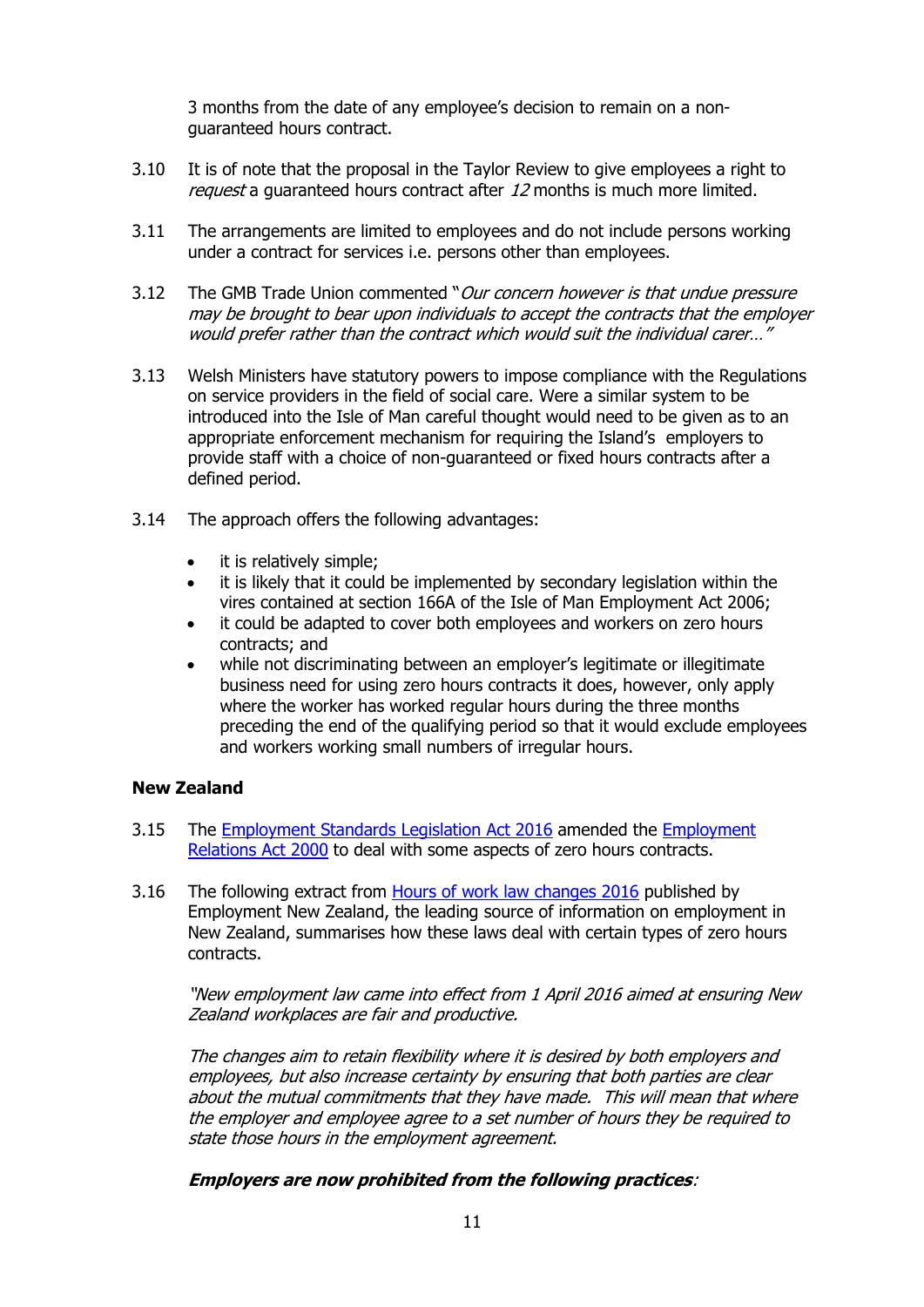3 months from the date of any employee's decision to remain on a non-guaranteed hours contract.

3.10 It is of note that the proposal in the Taylor Review to give employees a right to *request* a guaranteed hours contract after *12* months is much more limited.

3.11 The arrangements are limited to employees and do not include persons working under a contract for services i.e. persons other than employees.

3.12 The GMB Trade Union commented "*Our concern however is that undue pressure may be brought to bear upon individuals to accept the contracts that the employer would prefer rather than the contract which would suit the individual carer…*"

3.13 Welsh Ministers have statutory powers to impose compliance with the Regulations on service providers in the field of social care. Were a similar system to be introduced into the Isle of Man careful thought would need to be given as to an appropriate enforcement mechanism for requiring the Island's employers to provide staff with a choice of non-guaranteed or fixed hours contracts after a defined period.

3.14 The approach offers the following advantages:

- it is relatively simple;
- it is likely that it could be implemented by secondary legislation within the vires contained at section 166A of the Isle of Man Employment Act 2006;
- it could be adapted to cover both employees and workers on zero hours contracts; and
- while not discriminating between an employer's legitimate or illegitimate business need for using zero hours contracts it does, however, only apply where the worker has worked regular hours during the three months preceding the end of the qualifying period so that it would exclude employees and workers working small numbers of irregular hours.

**New Zealand**

3.15 The Employment Standards Legislation Act 2016 amended the Employment Relations Act 2000 to deal with some aspects of zero hours contracts.

3.16 The following extract from Hours of work law changes 2016 published by Employment New Zealand, the leading source of information on employment in New Zealand, summarises how these laws deal with certain types of zero hours contracts.

*"New employment law came into effect from 1 April 2016 aimed at ensuring New Zealand workplaces are fair and productive.*

*The changes aim to retain flexibility where it is desired by both employers and employees, but also increase certainty by ensuring that both parties are clear about the mutual commitments that they have made. This will mean that where the employer and employee agree to a set number of hours they be required to state those hours in the employment agreement.*

***Employers are now prohibited from the following practices**:*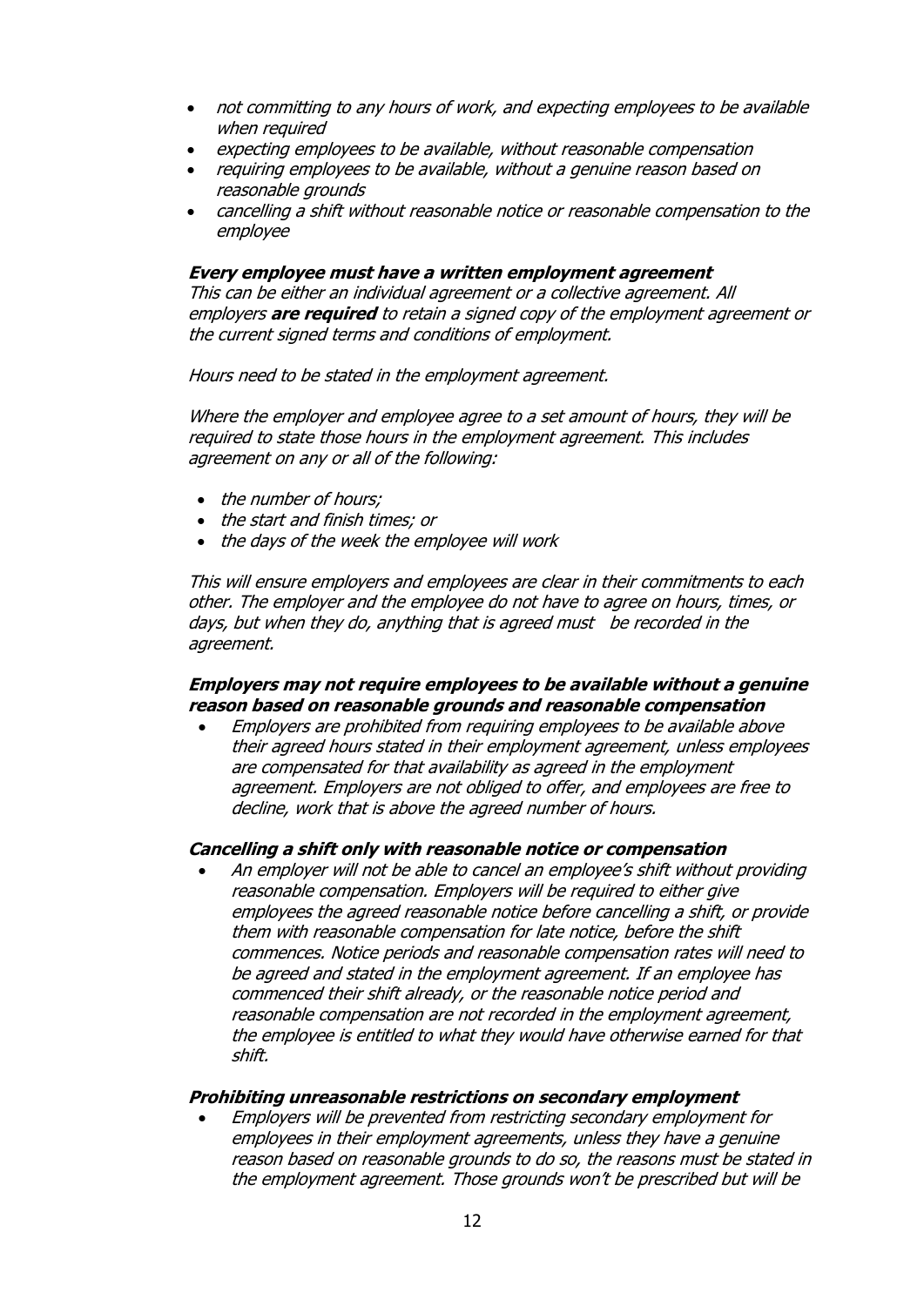- *not committing to any hours of work, and expecting employees to be available when required*
- *expecting employees to be available, without reasonable compensation*
- *requiring employees to be available, without a genuine reason based on reasonable grounds*
- *cancelling a shift without reasonable notice or reasonable compensation to the employee*

***Every employee must have a written employment agreement***
*This can be either an individual agreement or a collective agreement. All employers **are required** to retain a signed copy of the employment agreement or the current signed terms and conditions of employment.*

*Hours need to be stated in the employment agreement.*

*Where the employer and employee agree to a set amount of hours, they will be required to state those hours in the employment agreement. This includes agreement on any or all of the following:*

- *the number of hours;*
- *the start and finish times; or*
- *the days of the week the employee will work*

*This will ensure employers and employees are clear in their commitments to each other. The employer and the employee do not have to agree on hours, times, or days, but when they do, anything that is agreed must be recorded in the agreement.*

***Employers may not require employees to be available without a genuine reason based on reasonable grounds and reasonable compensation***

- *Employers are prohibited from requiring employees to be available above their agreed hours stated in their employment agreement, unless employees are compensated for that availability as agreed in the employment agreement. Employers are not obliged to offer, and employees are free to decline, work that is above the agreed number of hours.*

***Cancelling a shift only with reasonable notice or compensation***

- *An employer will not be able to cancel an employee's shift without providing reasonable compensation. Employers will be required to either give employees the agreed reasonable notice before cancelling a shift, or provide them with reasonable compensation for late notice, before the shift commences. Notice periods and reasonable compensation rates will need to be agreed and stated in the employment agreement. If an employee has commenced their shift already, or the reasonable notice period and reasonable compensation are not recorded in the employment agreement, the employee is entitled to what they would have otherwise earned for that shift.*

***Prohibiting unreasonable restrictions on secondary employment***

- *Employers will be prevented from restricting secondary employment for employees in their employment agreements, unless they have a genuine reason based on reasonable grounds to do so, the reasons must be stated in the employment agreement. Those grounds won't be prescribed but will be*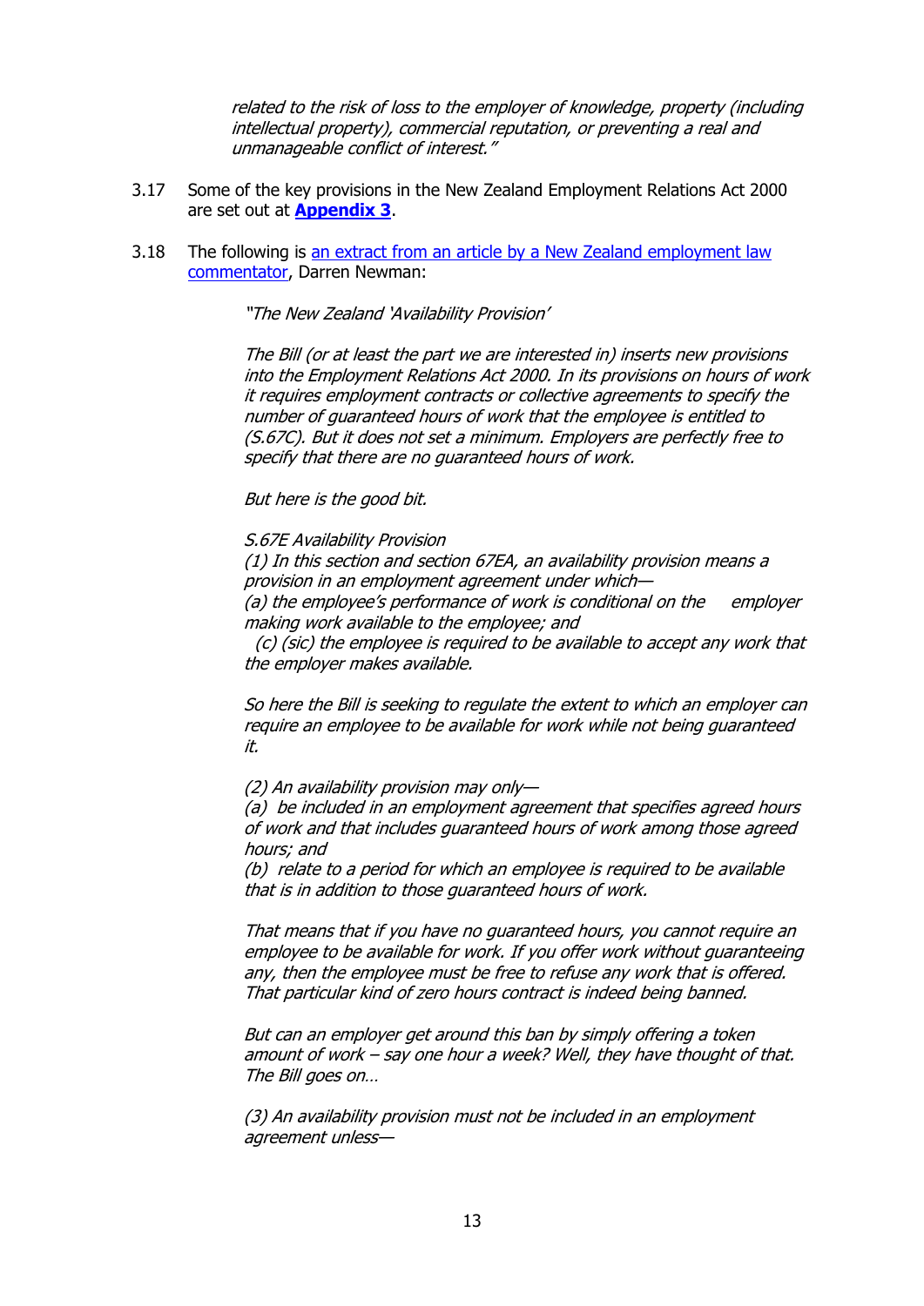*related to the risk of loss to the employer of knowledge, property (including intellectual property), commercial reputation, or preventing a real and unmanageable conflict of interest."*

3.17 Some of the key provisions in the New Zealand Employment Relations Act 2000 are set out at **Appendix 3**.

3.18 The following is an extract from an article by a New Zealand employment law commentator, Darren Newman:

> *"The New Zealand 'Availability Provision'*
>
> *The Bill (or at least the part we are interested in) inserts new provisions into the Employment Relations Act 2000. In its provisions on hours of work it requires employment contracts or collective agreements to specify the number of guaranteed hours of work that the employee is entitled to (S.67C). But it does not set a minimum. Employers are perfectly free to specify that there are no guaranteed hours of work.*
>
> *But here is the good bit.*
>
> *S.67E Availability Provision*
> *(1) In this section and section 67EA, an availability provision means a provision in an employment agreement under which—*
> *(a) the employee's performance of work is conditional on the employer making work available to the employee; and*
> *(c) (sic) the employee is required to be available to accept any work that the employer makes available.*
>
> *So here the Bill is seeking to regulate the extent to which an employer can require an employee to be available for work while not being guaranteed it.*
>
> *(2) An availability provision may only—*
> *(a) be included in an employment agreement that specifies agreed hours of work and that includes guaranteed hours of work among those agreed hours; and*
> *(b) relate to a period for which an employee is required to be available that is in addition to those guaranteed hours of work.*
>
> *That means that if you have no guaranteed hours, you cannot require an employee to be available for work. If you offer work without guaranteeing any, then the employee must be free to refuse any work that is offered. That particular kind of zero hours contract is indeed being banned.*
>
> *But can an employer get around this ban by simply offering a token amount of work – say one hour a week? Well, they have thought of that. The Bill goes on…*
>
> *(3) An availability provision must not be included in an employment agreement unless—*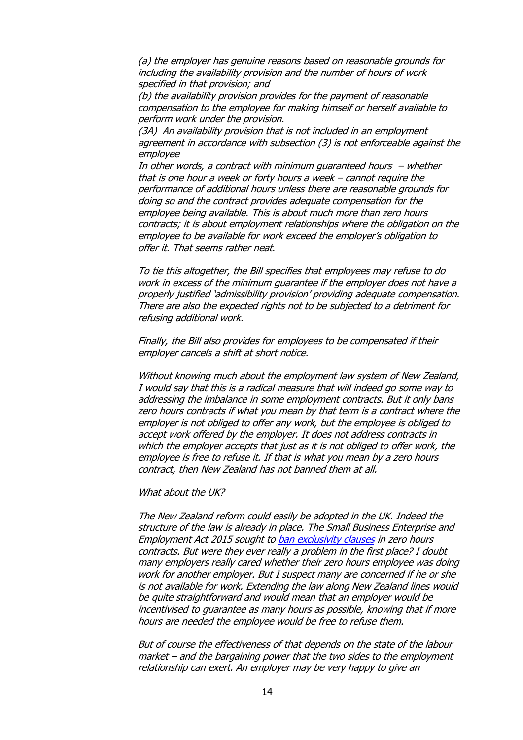*(a) the employer has genuine reasons based on reasonable grounds for including the availability provision and the number of hours of work specified in that provision; and*
*(b) the availability provision provides for the payment of reasonable compensation to the employee for making himself or herself available to perform work under the provision.*
*(3A) An availability provision that is not included in an employment agreement in accordance with subsection (3) is not enforceable against the employee*
*In other words, a contract with minimum guaranteed hours – whether that is one hour a week or forty hours a week – cannot require the performance of additional hours unless there are reasonable grounds for doing so and the contract provides adequate compensation for the employee being available. This is about much more than zero hours contracts; it is about employment relationships where the obligation on the employee to be available for work exceed the employer's obligation to offer it. That seems rather neat.*

*To tie this altogether, the Bill specifies that employees may refuse to do work in excess of the minimum guarantee if the employer does not have a properly justified 'admissibility provision' providing adequate compensation. There are also the expected rights not to be subjected to a detriment for refusing additional work.*

*Finally, the Bill also provides for employees to be compensated if their employer cancels a shift at short notice.*

*Without knowing much about the employment law system of New Zealand, I would say that this is a radical measure that will indeed go some way to addressing the imbalance in some employment contracts. But it only bans zero hours contracts if what you mean by that term is a contract where the employer is not obliged to offer any work, but the employee is obliged to accept work offered by the employer. It does not address contracts in which the employer accepts that just as it is not obliged to offer work, the employee is free to refuse it. If that is what you mean by a zero hours contract, then New Zealand has not banned them at all.*

*What about the UK?*

*The New Zealand reform could easily be adopted in the UK. Indeed the structure of the law is already in place. The Small Business Enterprise and Employment Act 2015 sought to ban exclusivity clauses in zero hours contracts. But were they ever really a problem in the first place? I doubt many employers really cared whether their zero hours employee was doing work for another employer. But I suspect many are concerned if he or she is not available for work. Extending the law along New Zealand lines would be quite straightforward and would mean that an employer would be incentivised to guarantee as many hours as possible, knowing that if more hours are needed the employee would be free to refuse them.*

*But of course the effectiveness of that depends on the state of the labour market – and the bargaining power that the two sides to the employment relationship can exert. An employer may be very happy to give an*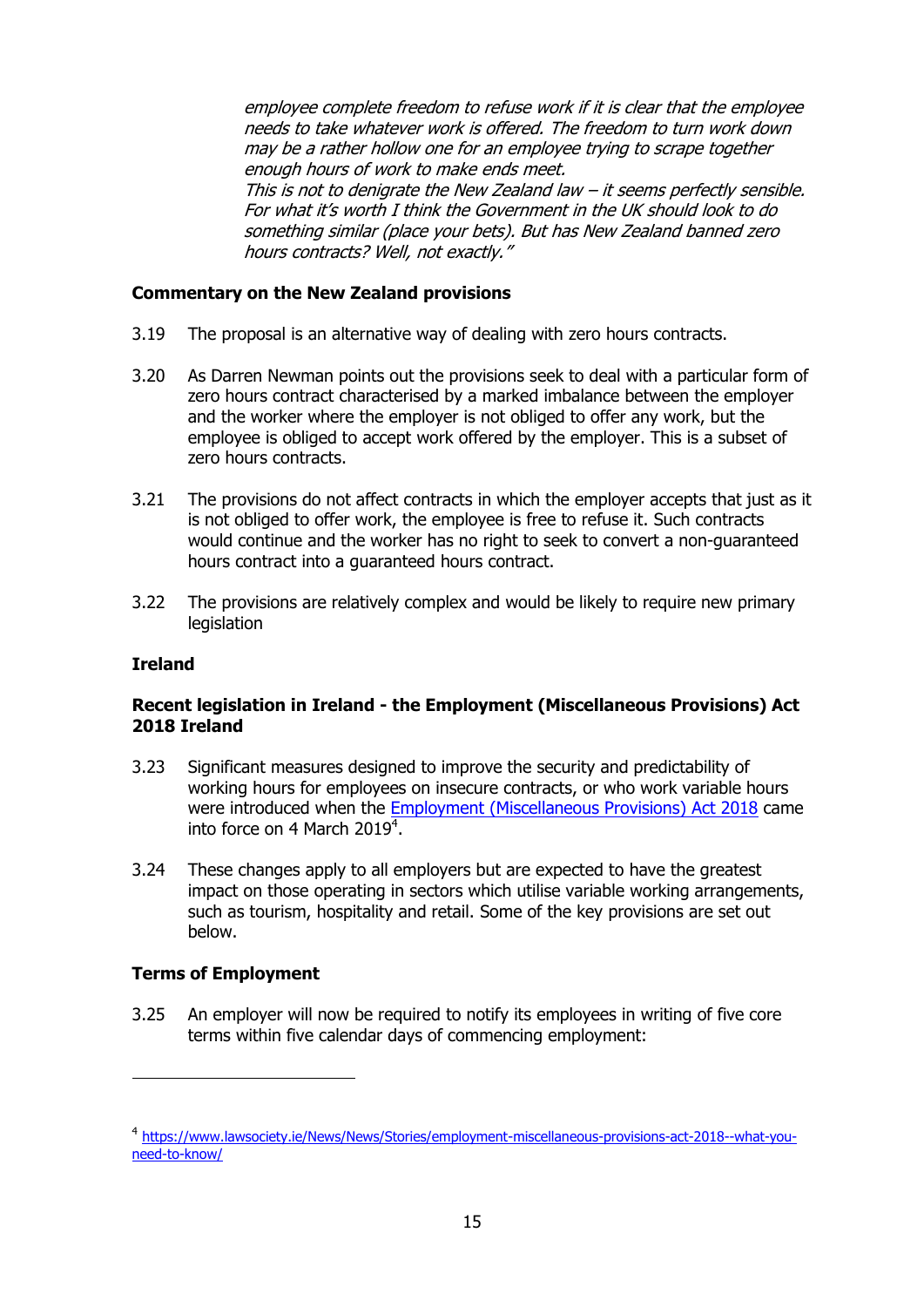*employee complete freedom to refuse work if it is clear that the employee needs to take whatever work is offered. The freedom to turn work down may be a rather hollow one for an employee trying to scrape together enough hours of work to make ends meet.*
*This is not to denigrate the New Zealand law – it seems perfectly sensible. For what it's worth I think the Government in the UK should look to do something similar (place your bets). But has New Zealand banned zero hours contracts? Well, not exactly."*

**Commentary on the New Zealand provisions**

3.19 The proposal is an alternative way of dealing with zero hours contracts.

3.20 As Darren Newman points out the provisions seek to deal with a particular form of zero hours contract characterised by a marked imbalance between the employer and the worker where the employer is not obliged to offer any work, but the employee is obliged to accept work offered by the employer. This is a subset of zero hours contracts.

3.21 The provisions do not affect contracts in which the employer accepts that just as it is not obliged to offer work, the employee is free to refuse it. Such contracts would continue and the worker has no right to seek to convert a non-guaranteed hours contract into a guaranteed hours contract.

3.22 The provisions are relatively complex and would be likely to require new primary legislation

**Ireland**

**Recent legislation in Ireland - the Employment (Miscellaneous Provisions) Act 2018 Ireland**

3.23 Significant measures designed to improve the security and predictability of working hours for employees on insecure contracts, or who work variable hours were introduced when the Employment (Miscellaneous Provisions) Act 2018 came into force on 4 March 2019[4].

3.24 These changes apply to all employers but are expected to have the greatest impact on those operating in sectors which utilise variable working arrangements, such as tourism, hospitality and retail. Some of the key provisions are set out below.

**Terms of Employment**

3.25 An employer will now be required to notify its employees in writing of five core terms within five calendar days of commencing employment:

[4] https://www.lawsociety.ie/News/News/Stories/employment-miscellaneous-provisions-act-2018--what-you-need-to-know/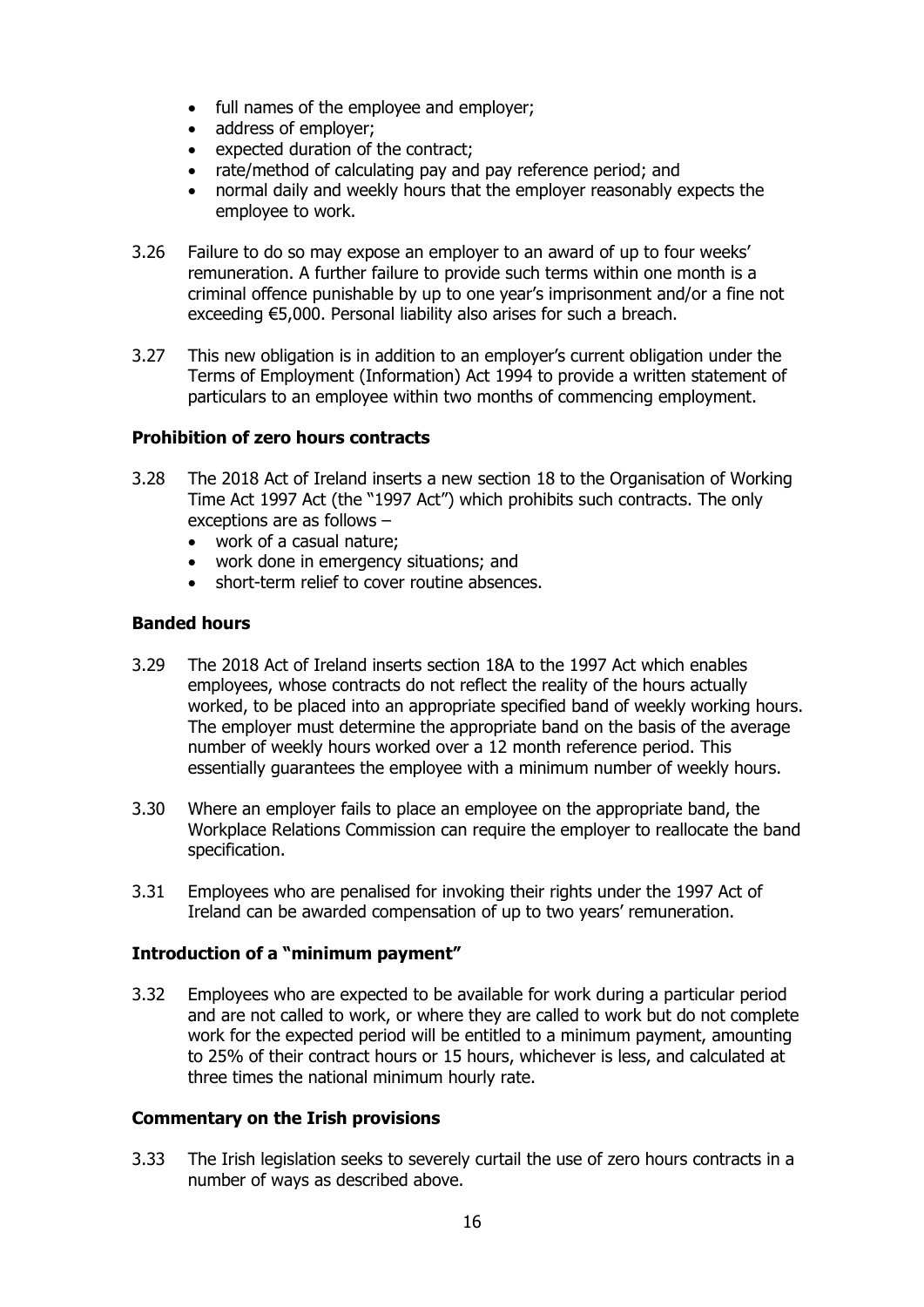- full names of the employee and employer;
- address of employer;
- expected duration of the contract;
- rate/method of calculating pay and pay reference period; and
- normal daily and weekly hours that the employer reasonably expects the employee to work.

3.26 Failure to do so may expose an employer to an award of up to four weeks' remuneration. A further failure to provide such terms within one month is a criminal offence punishable by up to one year's imprisonment and/or a fine not exceeding €5,000. Personal liability also arises for such a breach.

3.27 This new obligation is in addition to an employer's current obligation under the Terms of Employment (Information) Act 1994 to provide a written statement of particulars to an employee within two months of commencing employment.

**Prohibition of zero hours contracts**

3.28 The 2018 Act of Ireland inserts a new section 18 to the Organisation of Working Time Act 1997 Act (the "1997 Act") which prohibits such contracts. The only exceptions are as follows –

- work of a casual nature;
- work done in emergency situations; and
- short-term relief to cover routine absences.

**Banded hours**

3.29 The 2018 Act of Ireland inserts section 18A to the 1997 Act which enables employees, whose contracts do not reflect the reality of the hours actually worked, to be placed into an appropriate specified band of weekly working hours. The employer must determine the appropriate band on the basis of the average number of weekly hours worked over a 12 month reference period. This essentially guarantees the employee with a minimum number of weekly hours.

3.30 Where an employer fails to place an employee on the appropriate band, the Workplace Relations Commission can require the employer to reallocate the band specification.

3.31 Employees who are penalised for invoking their rights under the 1997 Act of Ireland can be awarded compensation of up to two years' remuneration.

**Introduction of a "minimum payment"**

3.32 Employees who are expected to be available for work during a particular period and are not called to work, or where they are called to work but do not complete work for the expected period will be entitled to a minimum payment, amounting to 25% of their contract hours or 15 hours, whichever is less, and calculated at three times the national minimum hourly rate.

**Commentary on the Irish provisions**

3.33 The Irish legislation seeks to severely curtail the use of zero hours contracts in a number of ways as described above.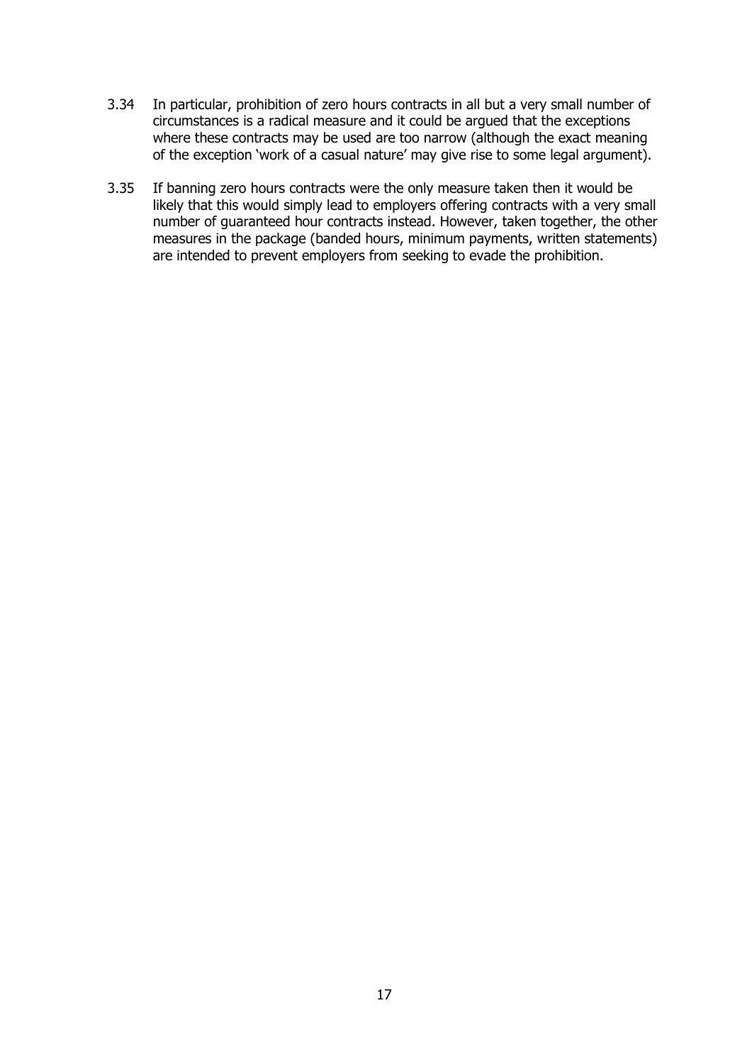3.34 In particular, prohibition of zero hours contracts in all but a very small number of circumstances is a radical measure and it could be argued that the exceptions where these contracts may be used are too narrow (although the exact meaning of the exception 'work of a casual nature' may give rise to some legal argument).

3.35 If banning zero hours contracts were the only measure taken then it would be likely that this would simply lead to employers offering contracts with a very small number of guaranteed hour contracts instead. However, taken together, the other measures in the package (banded hours, minimum payments, written statements) are intended to prevent employers from seeking to evade the prohibition.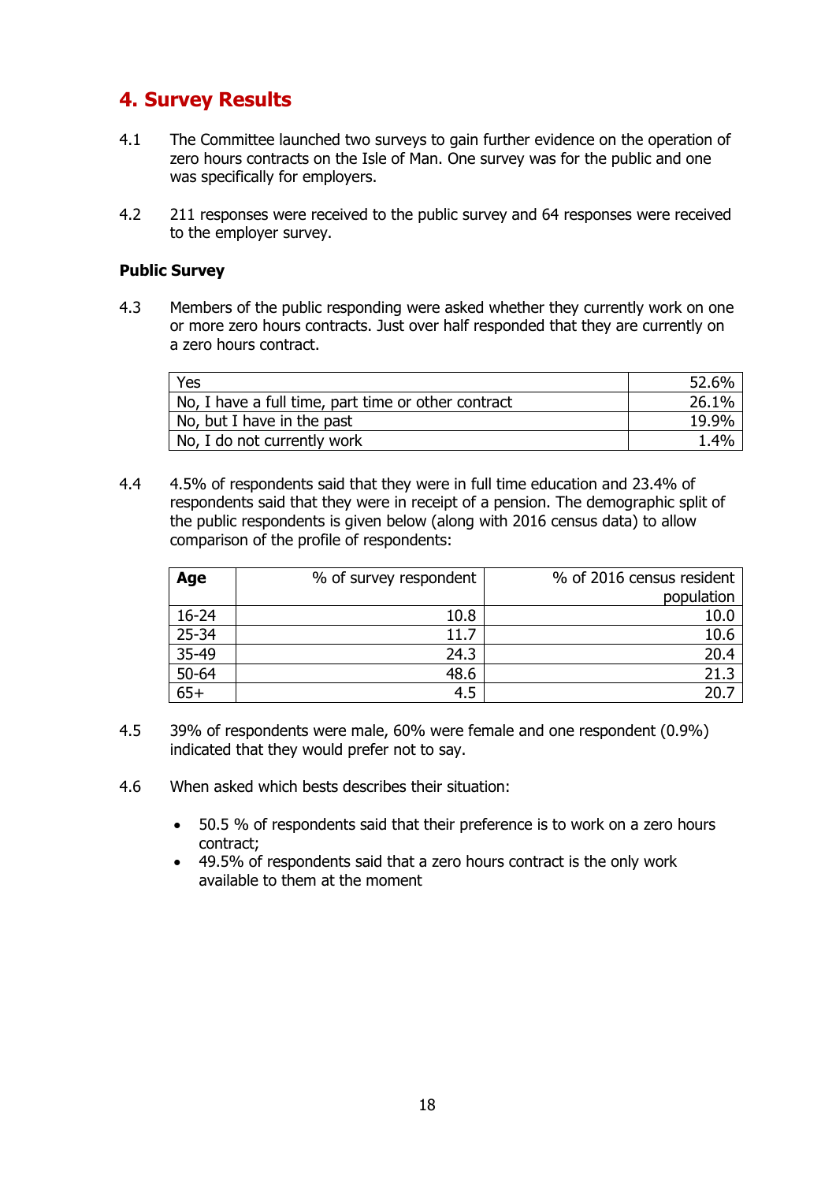## 4. Survey Results

4.1 The Committee launched two surveys to gain further evidence on the operation of zero hours contracts on the Isle of Man. One survey was for the public and one was specifically for employers.

4.2 211 responses were received to the public survey and 64 responses were received to the employer survey.

**Public Survey**

4.3 Members of the public responding were asked whether they currently work on one or more zero hours contracts. Just over half responded that they are currently on a zero hours contract.

| | |
|---|---|
| Yes | 52.6% |
| No, I have a full time, part time or other contract | 26.1% |
| No, but I have in the past | 19.9% |
| No, I do not currently work | 1.4% |

4.4 4.5% of respondents said that they were in full time education and 23.4% of respondents said that they were in receipt of a pension. The demographic split of the public respondents is given below (along with 2016 census data) to allow comparison of the profile of respondents:

| **Age** | % of survey respondent | % of 2016 census resident population |
|---|---|---|
| 16-24 | 10.8 | 10.0 |
| 25-34 | 11.7 | 10.6 |
| 35-49 | 24.3 | 20.4 |
| 50-64 | 48.6 | 21.3 |
| 65+ | 4.5 | 20.7 |

4.5 39% of respondents were male, 60% were female and one respondent (0.9%) indicated that they would prefer not to say.

4.6 When asked which bests describes their situation:

- 50.5 % of respondents said that their preference is to work on a zero hours contract;
- 49.5% of respondents said that a zero hours contract is the only work available to them at the moment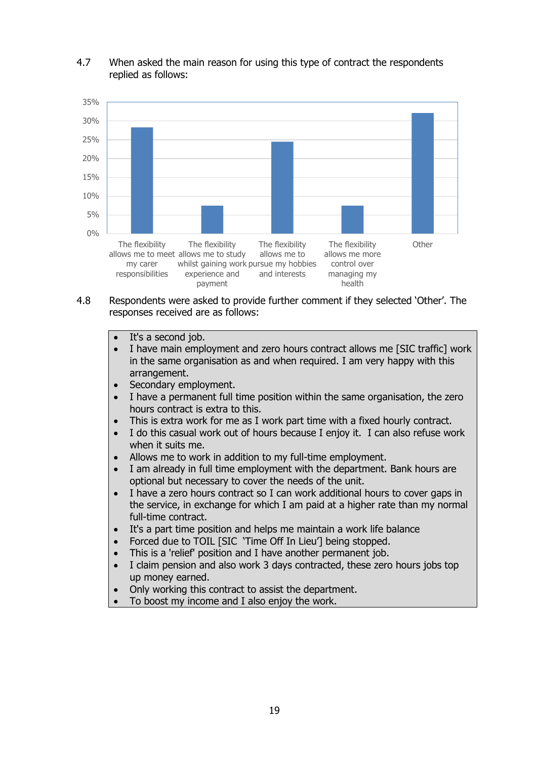4.7 When asked the main reason for using this type of contract the respondents replied as follows:

35%
30%
25%
20%
15%
10%
5%
0%

- The flexibility allows me to meet my carer responsibilities
- The flexibility allows me to study whilst gaining work experience and payment
- The flexibility allows me to pursue my hobbies and interests
- The flexibility allows me more control over managing my health
- Other

4.8 Respondents were asked to provide further comment if they selected 'Other'. The responses received are as follows:

- It's a second job.
- I have main employment and zero hours contract allows me [SIC traffic] work in the same organisation as and when required. I am very happy with this arrangement.
- Secondary employment.
- I have a permanent full time position within the same organisation, the zero hours contract is extra to this.
- This is extra work for me as I work part time with a fixed hourly contract.
- I do this casual work out of hours because I enjoy it. I can also refuse work when it suits me.
- Allows me to work in addition to my full-time employment.
- I am already in full time employment with the department. Bank hours are optional but necessary to cover the needs of the unit.
- I have a zero hours contract so I can work additional hours to cover gaps in the service, in exchange for which I am paid at a higher rate than my normal full-time contract.
- It's a part time position and helps me maintain a work life balance
- Forced due to TOIL [SIC 'Time Off In Lieu'] being stopped.
- This is a 'relief' position and I have another permanent job.
- I claim pension and also work 3 days contracted, these zero hours jobs top up money earned.
- Only working this contract to assist the department.
- To boost my income and I also enjoy the work.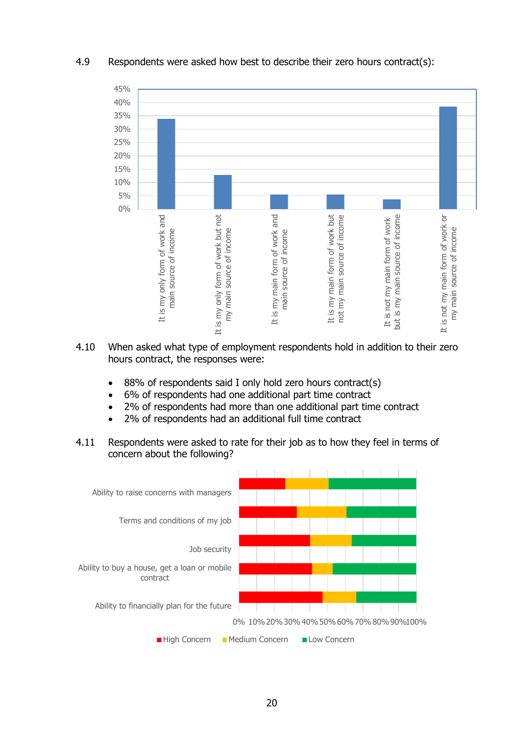4.9 Respondents were asked how best to describe their zero hours contract(s):

4.10 When asked what type of employment respondents hold in addition to their zero hours contract, the responses were:

- 88% of respondents said I only hold zero hours contract(s)
- 6% of respondents had one additional part time contract
- 2% of respondents had more than one additional part time contract
- 2% of respondents had an additional full time contract

4.11 Respondents were asked to rate for their job as to how they feel in terms of concern about the following?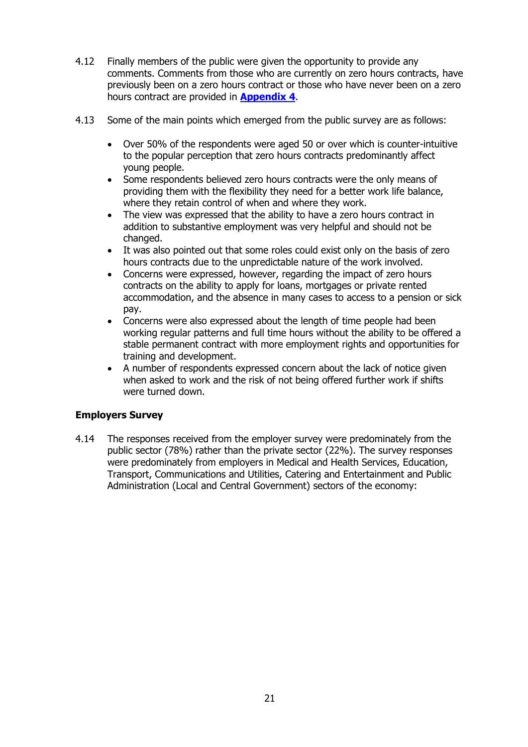4.12 Finally members of the public were given the opportunity to provide any comments. Comments from those who are currently on zero hours contracts, have previously been on a zero hours contract or those who have never been on a zero hours contract are provided in **Appendix 4**.

4.13 Some of the main points which emerged from the public survey are as follows:

- Over 50% of the respondents were aged 50 or over which is counter-intuitive to the popular perception that zero hours contracts predominantly affect young people.
- Some respondents believed zero hours contracts were the only means of providing them with the flexibility they need for a better work life balance, where they retain control of when and where they work.
- The view was expressed that the ability to have a zero hours contract in addition to substantive employment was very helpful and should not be changed.
- It was also pointed out that some roles could exist only on the basis of zero hours contracts due to the unpredictable nature of the work involved.
- Concerns were expressed, however, regarding the impact of zero hours contracts on the ability to apply for loans, mortgages or private rented accommodation, and the absence in many cases to access to a pension or sick pay.
- Concerns were also expressed about the length of time people had been working regular patterns and full time hours without the ability to be offered a stable permanent contract with more employment rights and opportunities for training and development.
- A number of respondents expressed concern about the lack of notice given when asked to work and the risk of not being offered further work if shifts were turned down.

**Employers Survey**

4.14 The responses received from the employer survey were predominately from the public sector (78%) rather than the private sector (22%). The survey responses were predominately from employers in Medical and Health Services, Education, Transport, Communications and Utilities, Catering and Entertainment and Public Administration (Local and Central Government) sectors of the economy: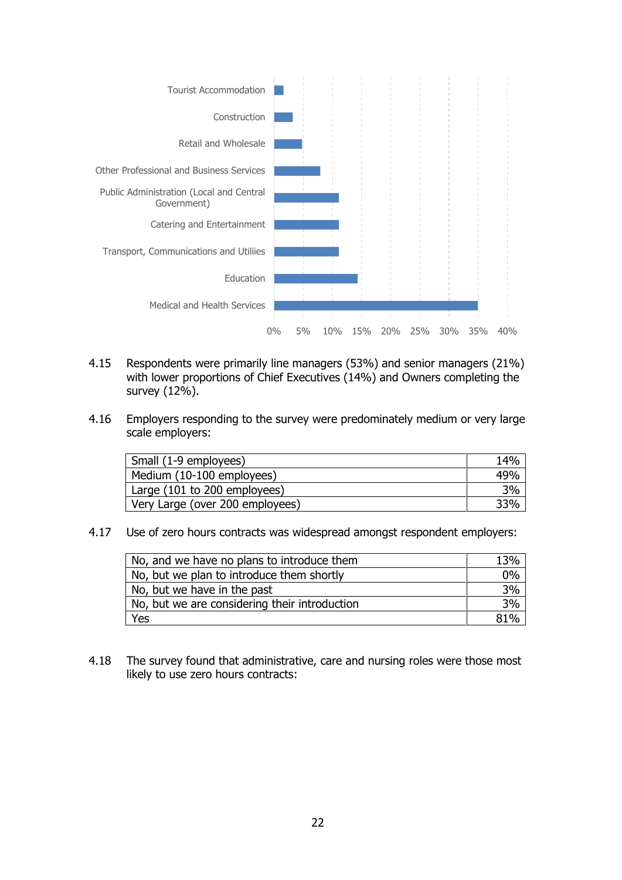4.15 Respondents were primarily line managers (53%) and senior managers (21%) with lower proportions of Chief Executives (14%) and Owners completing the survey (12%).

4.16 Employers responding to the survey were predominately medium or very large scale employers:

| | |
|---|---|
| Small (1-9 employees) | 14% |
| Medium (10-100 employees) | 49% |
| Large (101 to 200 employees) | 3% |
| Very Large (over 200 employees) | 33% |

4.17 Use of zero hours contracts was widespread amongst respondent employers:

| | |
|---|---|
| No, and we have no plans to introduce them | 13% |
| No, but we plan to introduce them shortly | 0% |
| No, but we have in the past | 3% |
| No, but we are considering their introduction | 3% |
| Yes | 81% |

4.18 The survey found that administrative, care and nursing roles were those most likely to use zero hours contracts: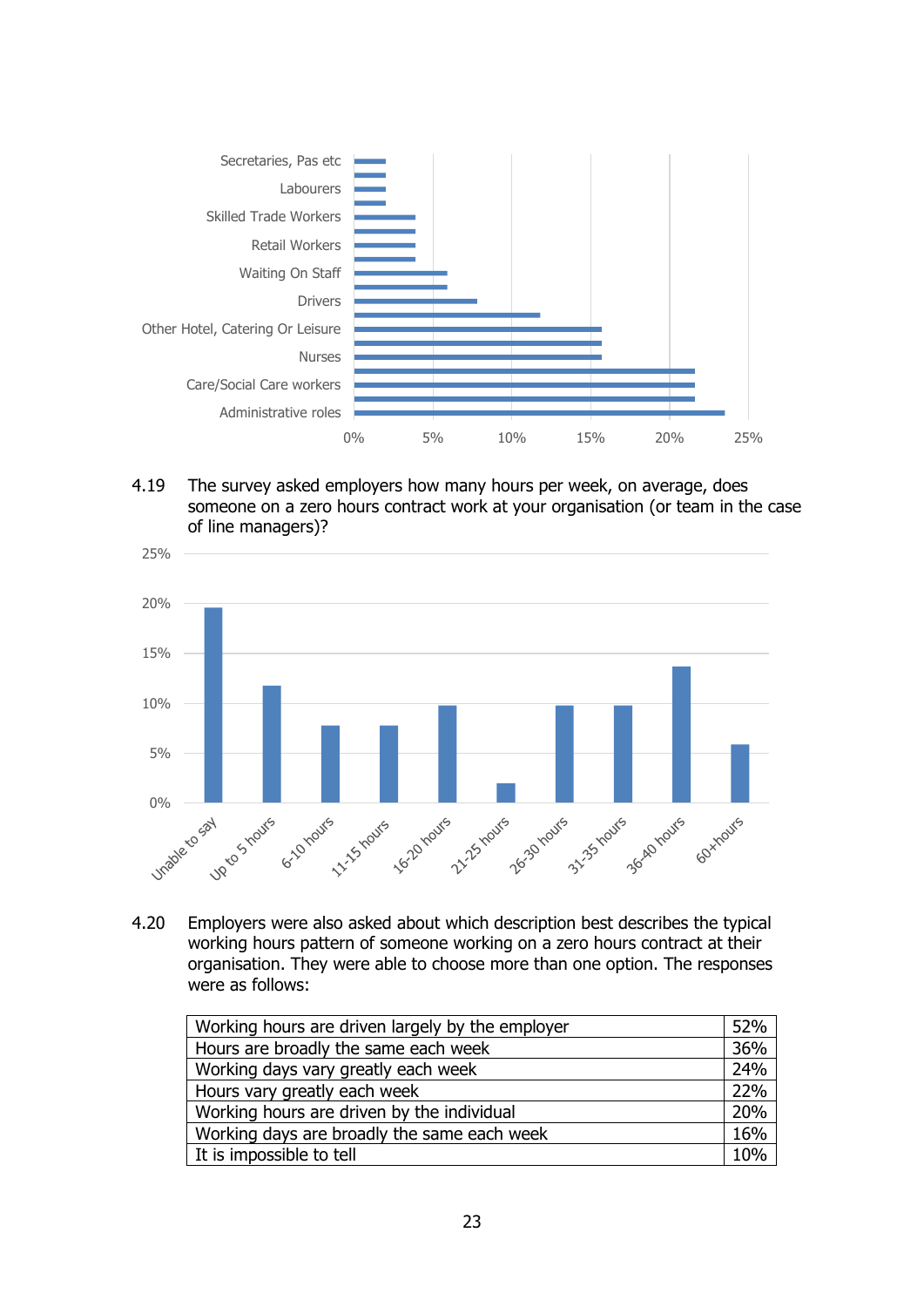Secretaries, Pas etc

Labourers

Skilled Trade Workers

Retail Workers

Waiting On Staff

Drivers

Other Hotel, Catering Or Leisure

Nurses

Care/Social Care workers

Administrative roles

0% 5% 10% 15% 20% 25%

4.19 The survey asked employers how many hours per week, on average, does someone on a zero hours contract work at your organisation (or team in the case of line managers)?

25%

20%

15%

10%

5%

0%

Unable to say · Up to 5 hours · 6-10 hours · 11-15 hours · 16-20 hours · 21-25 hours · 26-30 hours · 31-35 hours · 36-40 hours · 60+hours

4.20 Employers were also asked about which description best describes the typical working hours pattern of someone working on a zero hours contract at their organisation. They were able to choose more than one option. The responses were as follows:

| | |
|---|---|
| Working hours are driven largely by the employer | 52% |
| Hours are broadly the same each week | 36% |
| Working days vary greatly each week | 24% |
| Hours vary greatly each week | 22% |
| Working hours are driven by the individual | 20% |
| Working days are broadly the same each week | 16% |
| It is impossible to tell | 10% |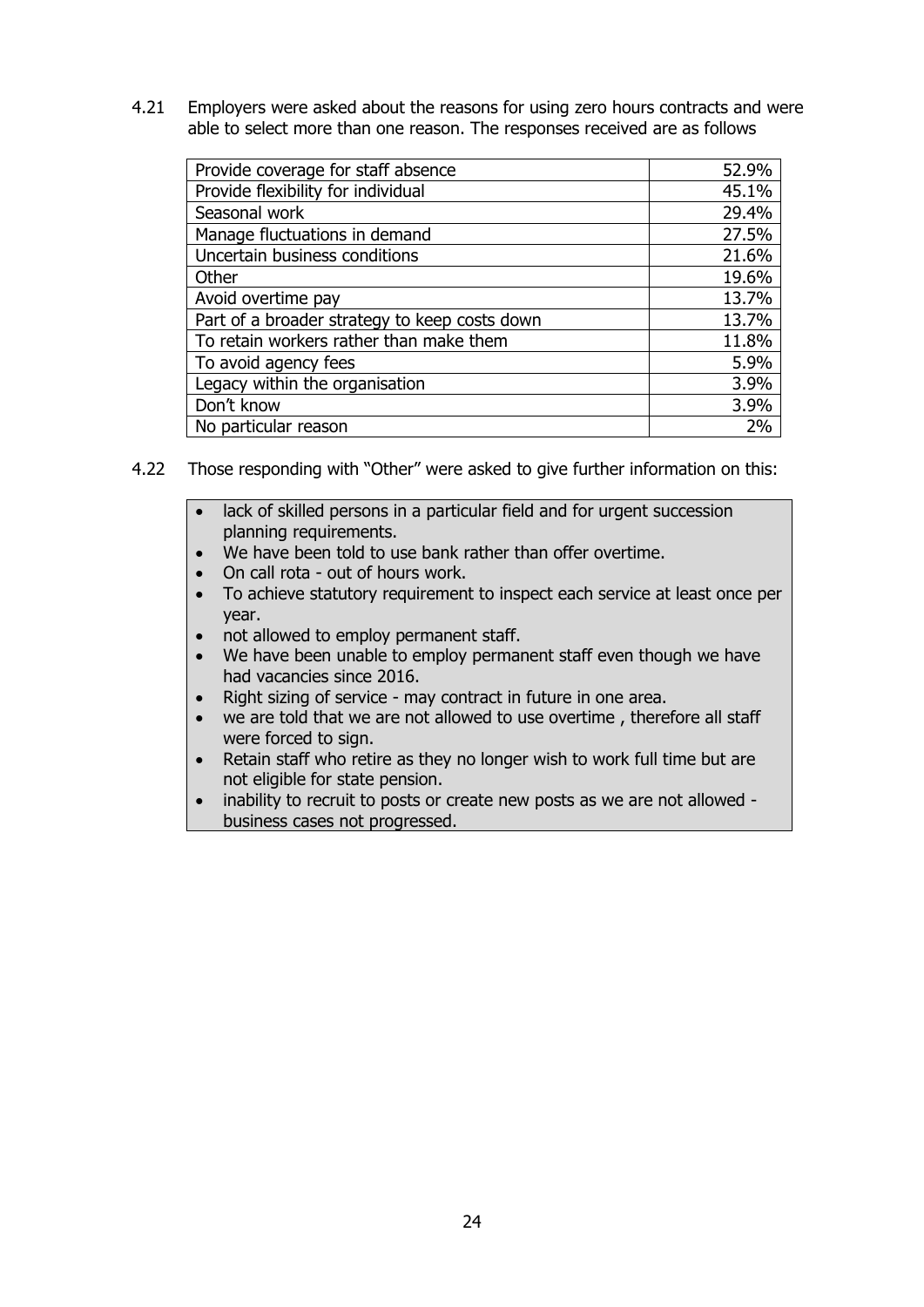4.21 Employers were asked about the reasons for using zero hours contracts and were able to select more than one reason. The responses received are as follows

| Reason | % |
|---|---|
| Provide coverage for staff absence | 52.9% |
| Provide flexibility for individual | 45.1% |
| Seasonal work | 29.4% |
| Manage fluctuations in demand | 27.5% |
| Uncertain business conditions | 21.6% |
| Other | 19.6% |
| Avoid overtime pay | 13.7% |
| Part of a broader strategy to keep costs down | 13.7% |
| To retain workers rather than make them | 11.8% |
| To avoid agency fees | 5.9% |
| Legacy within the organisation | 3.9% |
| Don't know | 3.9% |
| No particular reason | 2% |

4.22 Those responding with "Other" were asked to give further information on this:

- lack of skilled persons in a particular field and for urgent succession planning requirements.
- We have been told to use bank rather than offer overtime.
- On call rota - out of hours work.
- To achieve statutory requirement to inspect each service at least once per year.
- not allowed to employ permanent staff.
- We have been unable to employ permanent staff even though we have had vacancies since 2016.
- Right sizing of service - may contract in future in one area.
- we are told that we are not allowed to use overtime , therefore all staff were forced to sign.
- Retain staff who retire as they no longer wish to work full time but are not eligible for state pension.
- inability to recruit to posts or create new posts as we are not allowed - business cases not progressed.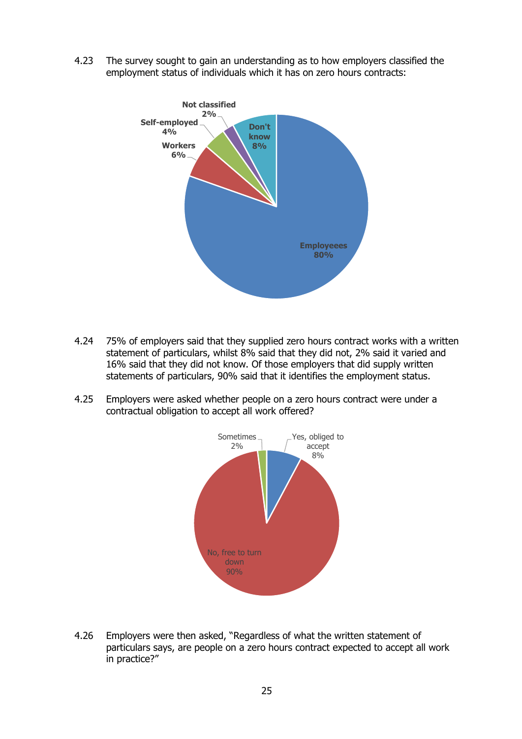4.23 The survey sought to gain an understanding as to how employers classified the employment status of individuals which it has on zero hours contracts:

| Classification | Percentage |
| --- | --- |
| Employeees | 80% |
| Workers | 6% |
| Self-employed | 4% |
| Not classified | 2% |
| Don't know | 8% |

4.24 75% of employers said that they supplied zero hours contract works with a written statement of particulars, whilst 8% said that they did not, 2% said it varied and 16% said that they did not know. Of those employers that did supply written statements of particulars, 90% said that it identifies the employment status.

4.25 Employers were asked whether people on a zero hours contract were under a contractual obligation to accept all work offered?

| Response | Percentage |
| --- | --- |
| Yes, obliged to accept | 8% |
| No, free to turn down | 90% |
| Sometimes | 2% |

4.26 Employers were then asked, "Regardless of what the written statement of particulars says, are people on a zero hours contract expected to accept all work in practice?"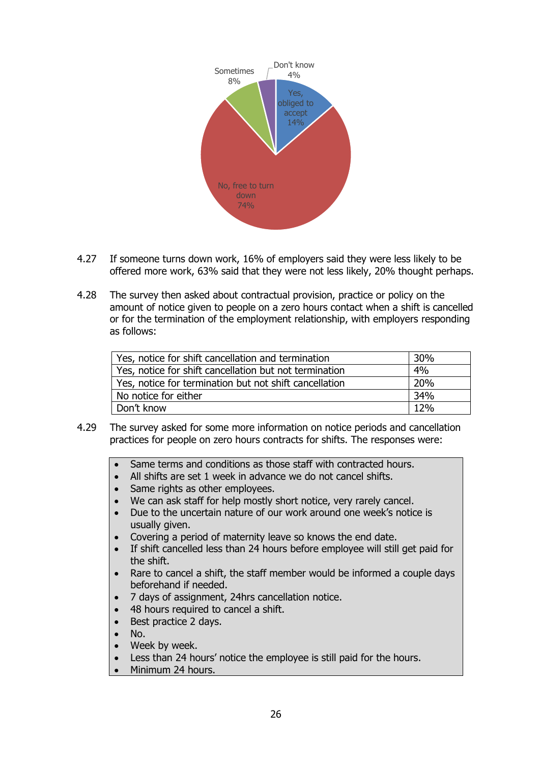Sometimes 8%

Don't know 4%

Yes, obliged to accept 14%

No, free to turn down 74%

4.27 If someone turns down work, 16% of employers said they were less likely to be offered more work, 63% said that they were not less likely, 20% thought perhaps.

4.28 The survey then asked about contractual provision, practice or policy on the amount of notice given to people on a zero hours contact when a shift is cancelled or for the termination of the employment relationship, with employers responding as follows:

| | |
|---|---|
| Yes, notice for shift cancellation and termination | 30% |
| Yes, notice for shift cancellation but not termination | 4% |
| Yes, notice for termination but not shift cancellation | 20% |
| No notice for either | 34% |
| Don't know | 12% |

4.29 The survey asked for some more information on notice periods and cancellation practices for people on zero hours contracts for shifts. The responses were:

- Same terms and conditions as those staff with contracted hours.
- All shifts are set 1 week in advance we do not cancel shifts.
- Same rights as other employees.
- We can ask staff for help mostly short notice, very rarely cancel.
- Due to the uncertain nature of our work around one week's notice is usually given.
- Covering a period of maternity leave so knows the end date.
- If shift cancelled less than 24 hours before employee will still get paid for the shift.
- Rare to cancel a shift, the staff member would be informed a couple days beforehand if needed.
- 7 days of assignment, 24hrs cancellation notice.
- 48 hours required to cancel a shift.
- Best practice 2 days.
- No.
- Week by week.
- Less than 24 hours' notice the employee is still paid for the hours.
- Minimum 24 hours.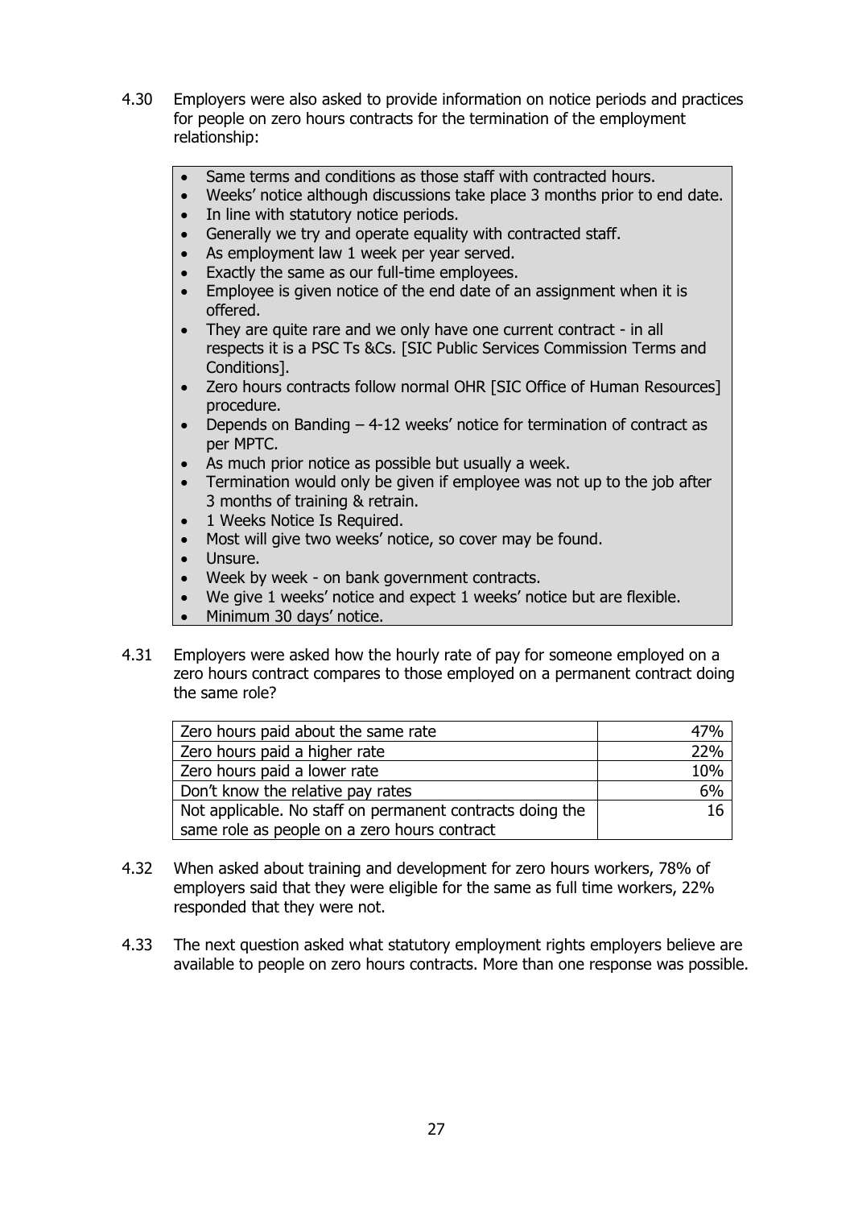4.30 Employers were also asked to provide information on notice periods and practices for people on zero hours contracts for the termination of the employment relationship:

- Same terms and conditions as those staff with contracted hours.
- Weeks' notice although discussions take place 3 months prior to end date.
- In line with statutory notice periods.
- Generally we try and operate equality with contracted staff.
- As employment law 1 week per year served.
- Exactly the same as our full-time employees.
- Employee is given notice of the end date of an assignment when it is offered.
- They are quite rare and we only have one current contract - in all respects it is a PSC Ts &Cs. [SIC Public Services Commission Terms and Conditions].
- Zero hours contracts follow normal OHR [SIC Office of Human Resources] procedure.
- Depends on Banding – 4-12 weeks' notice for termination of contract as per MPTC.
- As much prior notice as possible but usually a week.
- Termination would only be given if employee was not up to the job after 3 months of training & retrain.
- 1 Weeks Notice Is Required.
- Most will give two weeks' notice, so cover may be found.
- Unsure.
- Week by week - on bank government contracts.
- We give 1 weeks' notice and expect 1 weeks' notice but are flexible.
- Minimum 30 days' notice.

4.31 Employers were asked how the hourly rate of pay for someone employed on a zero hours contract compares to those employed on a permanent contract doing the same role?

| | |
|---|---|
| Zero hours paid about the same rate | 47% |
| Zero hours paid a higher rate | 22% |
| Zero hours paid a lower rate | 10% |
| Don't know the relative pay rates | 6% |
| Not applicable. No staff on permanent contracts doing the same role as people on a zero hours contract | 16 |

4.32 When asked about training and development for zero hours workers, 78% of employers said that they were eligible for the same as full time workers, 22% responded that they were not.

4.33 The next question asked what statutory employment rights employers believe are available to people on zero hours contracts. More than one response was possible.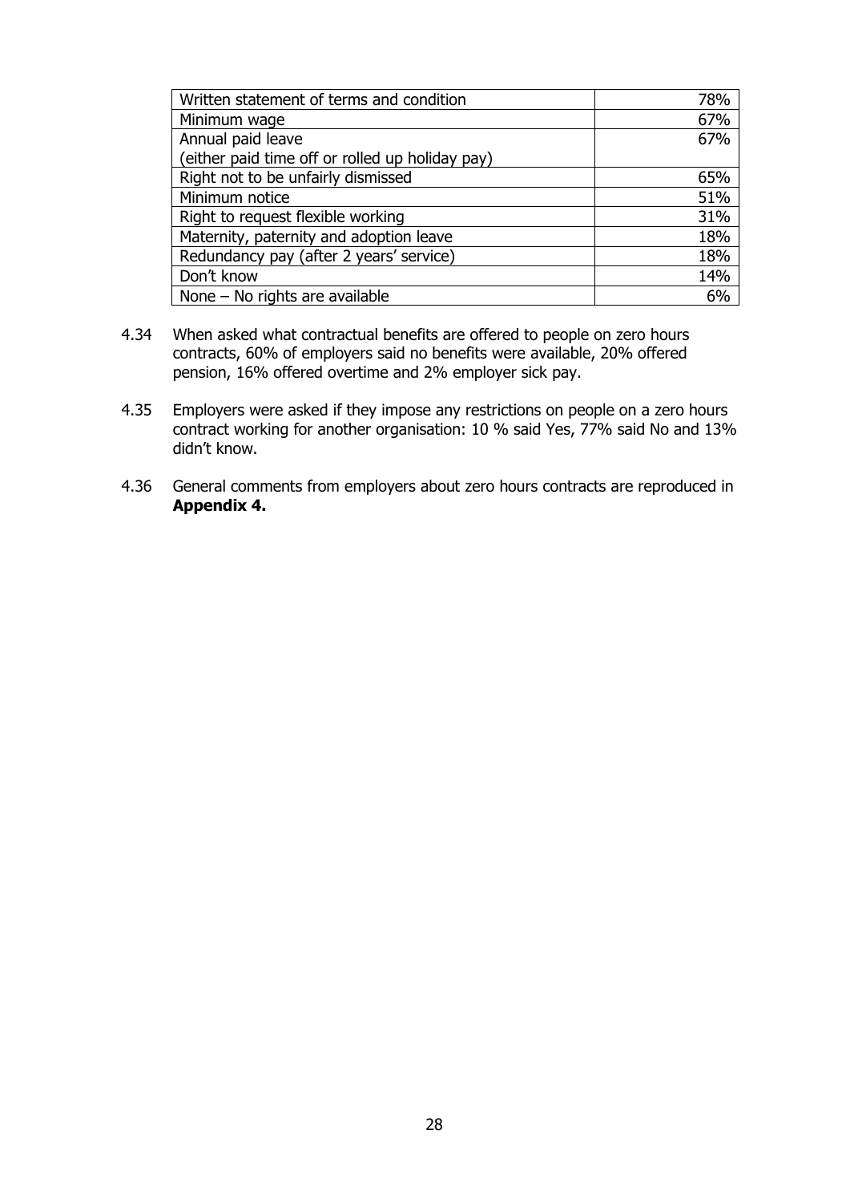| Written statement of terms and condition | 78% |
|---|---|
| Minimum wage | 67% |
| Annual paid leave (either paid time off or rolled up holiday pay) | 67% |
| Right not to be unfairly dismissed | 65% |
| Minimum notice | 51% |
| Right to request flexible working | 31% |
| Maternity, paternity and adoption leave | 18% |
| Redundancy pay (after 2 years' service) | 18% |
| Don't know | 14% |
| None – No rights are available | 6% |

4.34 When asked what contractual benefits are offered to people on zero hours contracts, 60% of employers said no benefits were available, 20% offered pension, 16% offered overtime and 2% employer sick pay.

4.35 Employers were asked if they impose any restrictions on people on a zero hours contract working for another organisation: 10 % said Yes, 77% said No and 13% didn't know.

4.36 General comments from employers about zero hours contracts are reproduced in **Appendix 4.**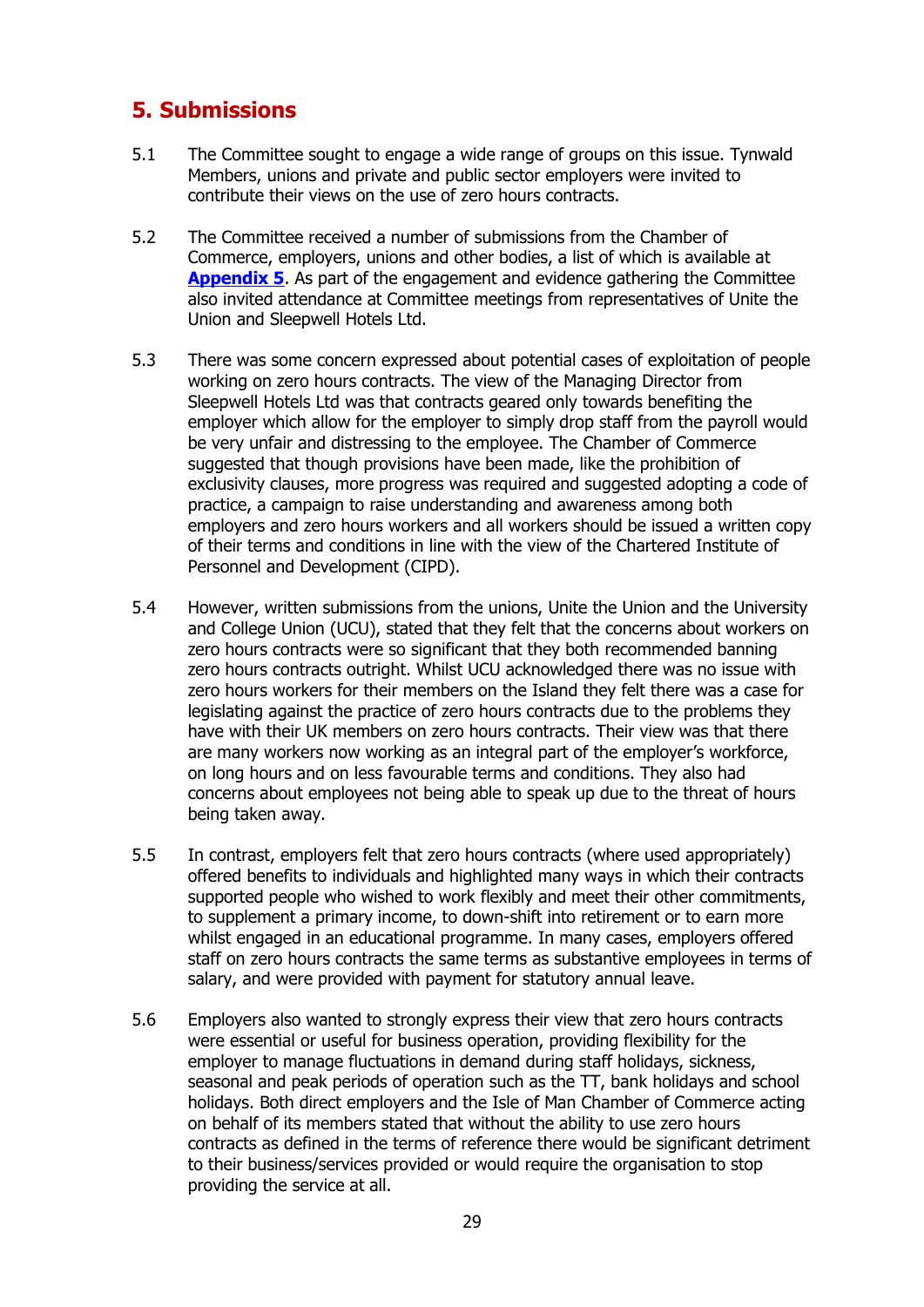## 5. Submissions

5.1 The Committee sought to engage a wide range of groups on this issue. Tynwald Members, unions and private and public sector employers were invited to contribute their views on the use of zero hours contracts.

5.2 The Committee received a number of submissions from the Chamber of Commerce, employers, unions and other bodies, a list of which is available at **Appendix 5**. As part of the engagement and evidence gathering the Committee also invited attendance at Committee meetings from representatives of Unite the Union and Sleepwell Hotels Ltd.

5.3 There was some concern expressed about potential cases of exploitation of people working on zero hours contracts. The view of the Managing Director from Sleepwell Hotels Ltd was that contracts geared only towards benefiting the employer which allow for the employer to simply drop staff from the payroll would be very unfair and distressing to the employee. The Chamber of Commerce suggested that though provisions have been made, like the prohibition of exclusivity clauses, more progress was required and suggested adopting a code of practice, a campaign to raise understanding and awareness among both employers and zero hours workers and all workers should be issued a written copy of their terms and conditions in line with the view of the Chartered Institute of Personnel and Development (CIPD).

5.4 However, written submissions from the unions, Unite the Union and the University and College Union (UCU), stated that they felt that the concerns about workers on zero hours contracts were so significant that they both recommended banning zero hours contracts outright. Whilst UCU acknowledged there was no issue with zero hours workers for their members on the Island they felt there was a case for legislating against the practice of zero hours contracts due to the problems they have with their UK members on zero hours contracts. Their view was that there are many workers now working as an integral part of the employer's workforce, on long hours and on less favourable terms and conditions. They also had concerns about employees not being able to speak up due to the threat of hours being taken away.

5.5 In contrast, employers felt that zero hours contracts (where used appropriately) offered benefits to individuals and highlighted many ways in which their contracts supported people who wished to work flexibly and meet their other commitments, to supplement a primary income, to down-shift into retirement or to earn more whilst engaged in an educational programme. In many cases, employers offered staff on zero hours contracts the same terms as substantive employees in terms of salary, and were provided with payment for statutory annual leave.

5.6 Employers also wanted to strongly express their view that zero hours contracts were essential or useful for business operation, providing flexibility for the employer to manage fluctuations in demand during staff holidays, sickness, seasonal and peak periods of operation such as the TT, bank holidays and school holidays. Both direct employers and the Isle of Man Chamber of Commerce acting on behalf of its members stated that without the ability to use zero hours contracts as defined in the terms of reference there would be significant detriment to their business/services provided or would require the organisation to stop providing the service at all.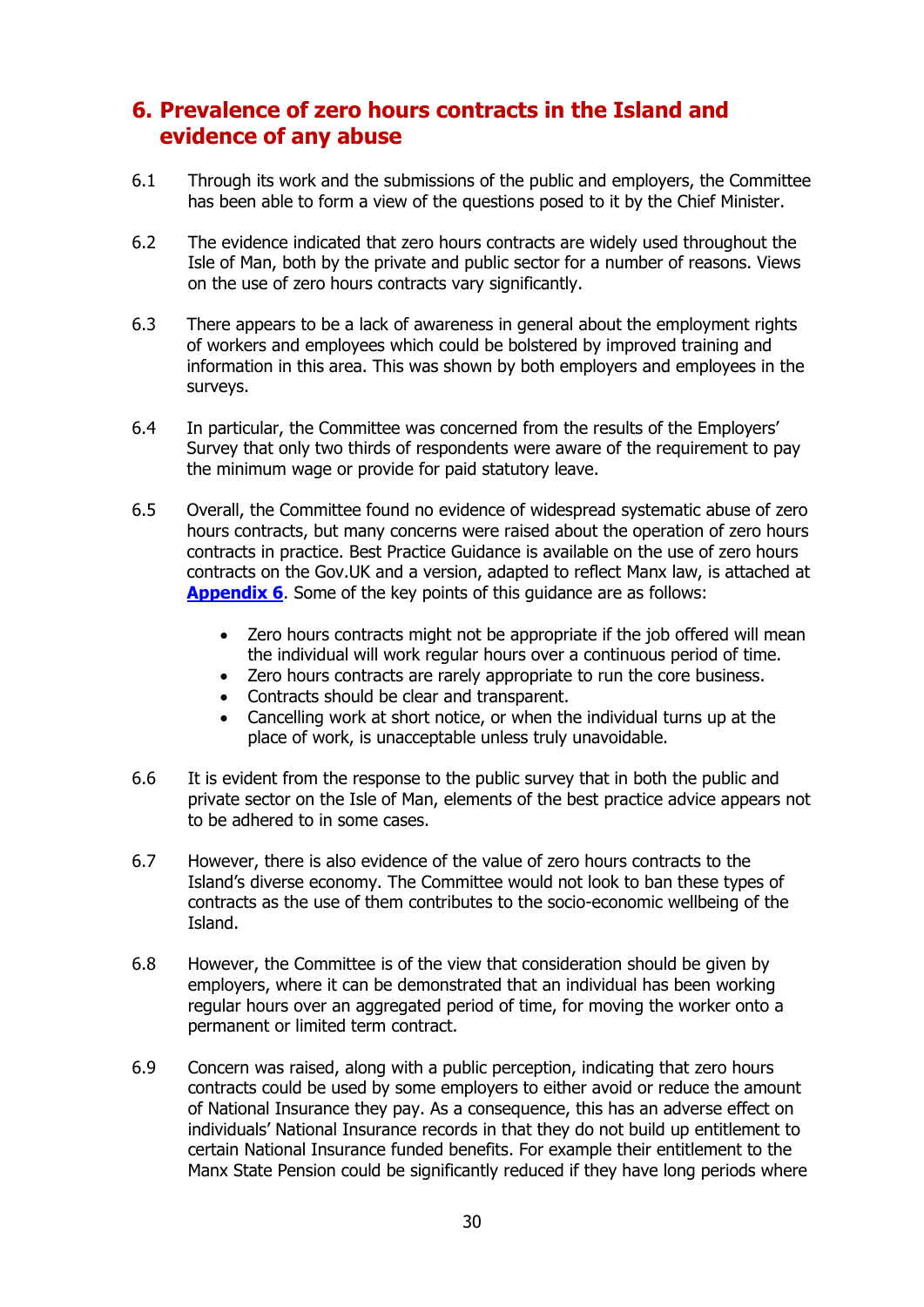## 6. Prevalence of zero hours contracts in the Island and evidence of any abuse

6.1 Through its work and the submissions of the public and employers, the Committee has been able to form a view of the questions posed to it by the Chief Minister.

6.2 The evidence indicated that zero hours contracts are widely used throughout the Isle of Man, both by the private and public sector for a number of reasons. Views on the use of zero hours contracts vary significantly.

6.3 There appears to be a lack of awareness in general about the employment rights of workers and employees which could be bolstered by improved training and information in this area. This was shown by both employers and employees in the surveys.

6.4 In particular, the Committee was concerned from the results of the Employers' Survey that only two thirds of respondents were aware of the requirement to pay the minimum wage or provide for paid statutory leave.

6.5 Overall, the Committee found no evidence of widespread systematic abuse of zero hours contracts, but many concerns were raised about the operation of zero hours contracts in practice. Best Practice Guidance is available on the use of zero hours contracts on the Gov.UK and a version, adapted to reflect Manx law, is attached at **Appendix 6**. Some of the key points of this guidance are as follows:

- Zero hours contracts might not be appropriate if the job offered will mean the individual will work regular hours over a continuous period of time.
- Zero hours contracts are rarely appropriate to run the core business.
- Contracts should be clear and transparent.
- Cancelling work at short notice, or when the individual turns up at the place of work, is unacceptable unless truly unavoidable.

6.6 It is evident from the response to the public survey that in both the public and private sector on the Isle of Man, elements of the best practice advice appears not to be adhered to in some cases.

6.7 However, there is also evidence of the value of zero hours contracts to the Island's diverse economy. The Committee would not look to ban these types of contracts as the use of them contributes to the socio-economic wellbeing of the Island.

6.8 However, the Committee is of the view that consideration should be given by employers, where it can be demonstrated that an individual has been working regular hours over an aggregated period of time, for moving the worker onto a permanent or limited term contract.

6.9 Concern was raised, along with a public perception, indicating that zero hours contracts could be used by some employers to either avoid or reduce the amount of National Insurance they pay. As a consequence, this has an adverse effect on individuals' National Insurance records in that they do not build up entitlement to certain National Insurance funded benefits. For example their entitlement to the Manx State Pension could be significantly reduced if they have long periods where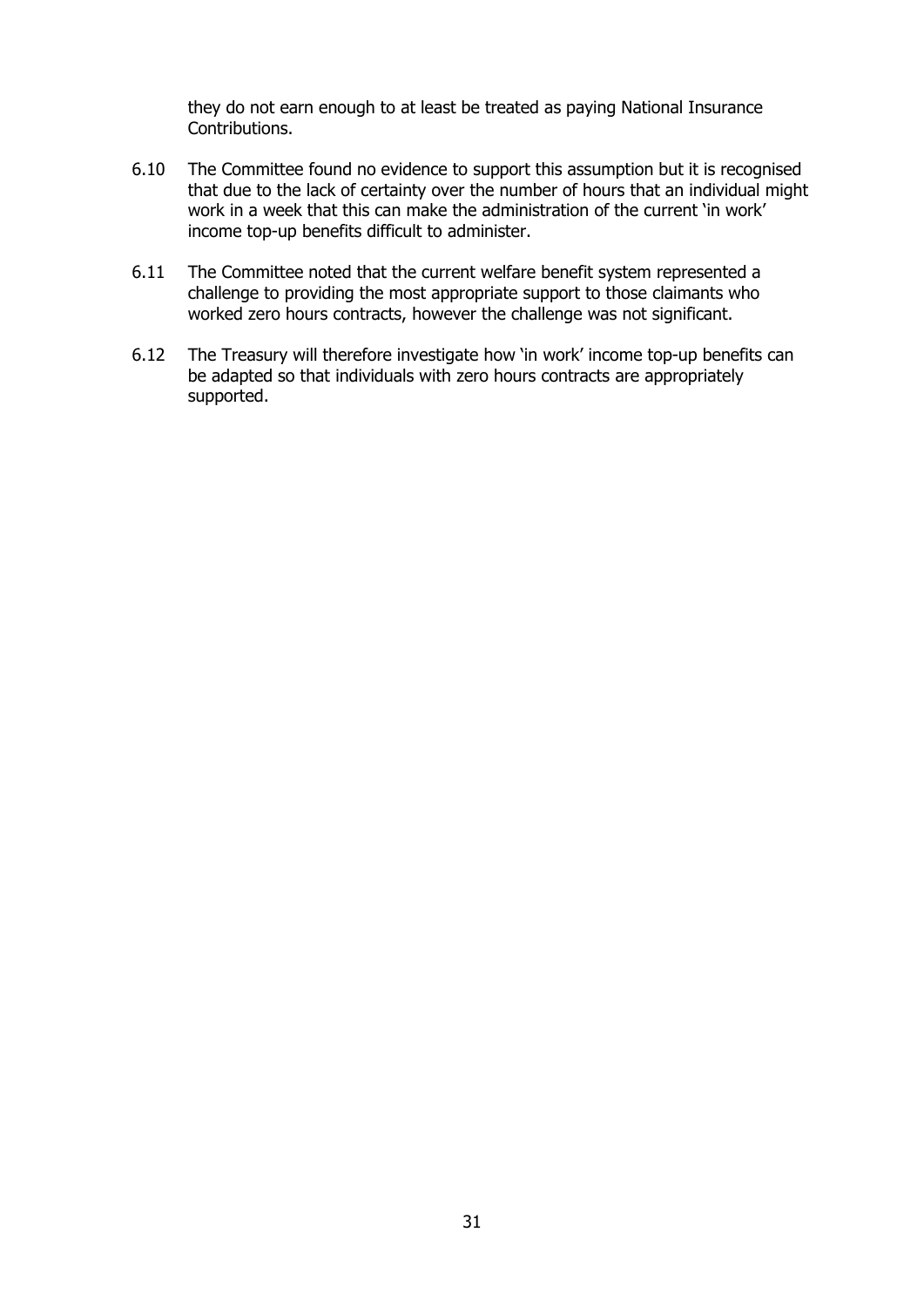they do not earn enough to at least be treated as paying National Insurance Contributions.

6.10 The Committee found no evidence to support this assumption but it is recognised that due to the lack of certainty over the number of hours that an individual might work in a week that this can make the administration of the current 'in work' income top-up benefits difficult to administer.

6.11 The Committee noted that the current welfare benefit system represented a challenge to providing the most appropriate support to those claimants who worked zero hours contracts, however the challenge was not significant.

6.12 The Treasury will therefore investigate how 'in work' income top-up benefits can be adapted so that individuals with zero hours contracts are appropriately supported.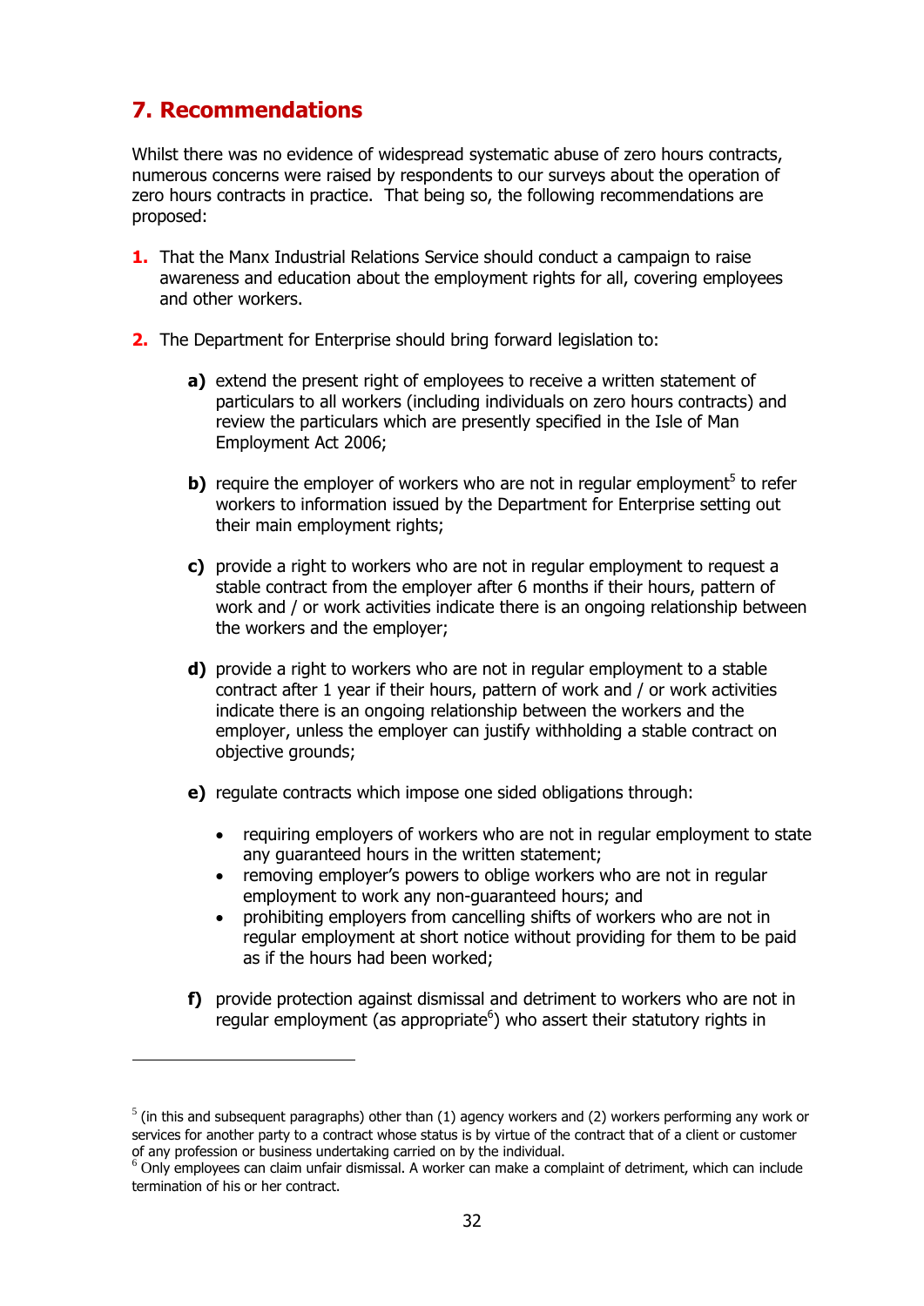## 7. Recommendations

Whilst there was no evidence of widespread systematic abuse of zero hours contracts, numerous concerns were raised by respondents to our surveys about the operation of zero hours contracts in practice. That being so, the following recommendations are proposed:

1. That the Manx Industrial Relations Service should conduct a campaign to raise awareness and education about the employment rights for all, covering employees and other workers.

2. The Department for Enterprise should bring forward legislation to:

   **a)** extend the present right of employees to receive a written statement of particulars to all workers (including individuals on zero hours contracts) and review the particulars which are presently specified in the Isle of Man Employment Act 2006;

   **b)** require the employer of workers who are not in regular employment[5] to refer workers to information issued by the Department for Enterprise setting out their main employment rights;

   **c)** provide a right to workers who are not in regular employment to request a stable contract from the employer after 6 months if their hours, pattern of work and / or work activities indicate there is an ongoing relationship between the workers and the employer;

   **d)** provide a right to workers who are not in regular employment to a stable contract after 1 year if their hours, pattern of work and / or work activities indicate there is an ongoing relationship between the workers and the employer, unless the employer can justify withholding a stable contract on objective grounds;

   **e)** regulate contracts which impose one sided obligations through:

   - requiring employers of workers who are not in regular employment to state any guaranteed hours in the written statement;
   - removing employer's powers to oblige workers who are not in regular employment to work any non-guaranteed hours; and
   - prohibiting employers from cancelling shifts of workers who are not in regular employment at short notice without providing for them to be paid as if the hours had been worked;

   **f)** provide protection against dismissal and detriment to workers who are not in regular employment (as appropriate[6]) who assert their statutory rights in

---

[5] (in this and subsequent paragraphs) other than (1) agency workers and (2) workers performing any work or services for another party to a contract whose status is by virtue of the contract that of a client or customer of any profession or business undertaking carried on by the individual.

[6] Only employees can claim unfair dismissal. A worker can make a complaint of detriment, which can include termination of his or her contract.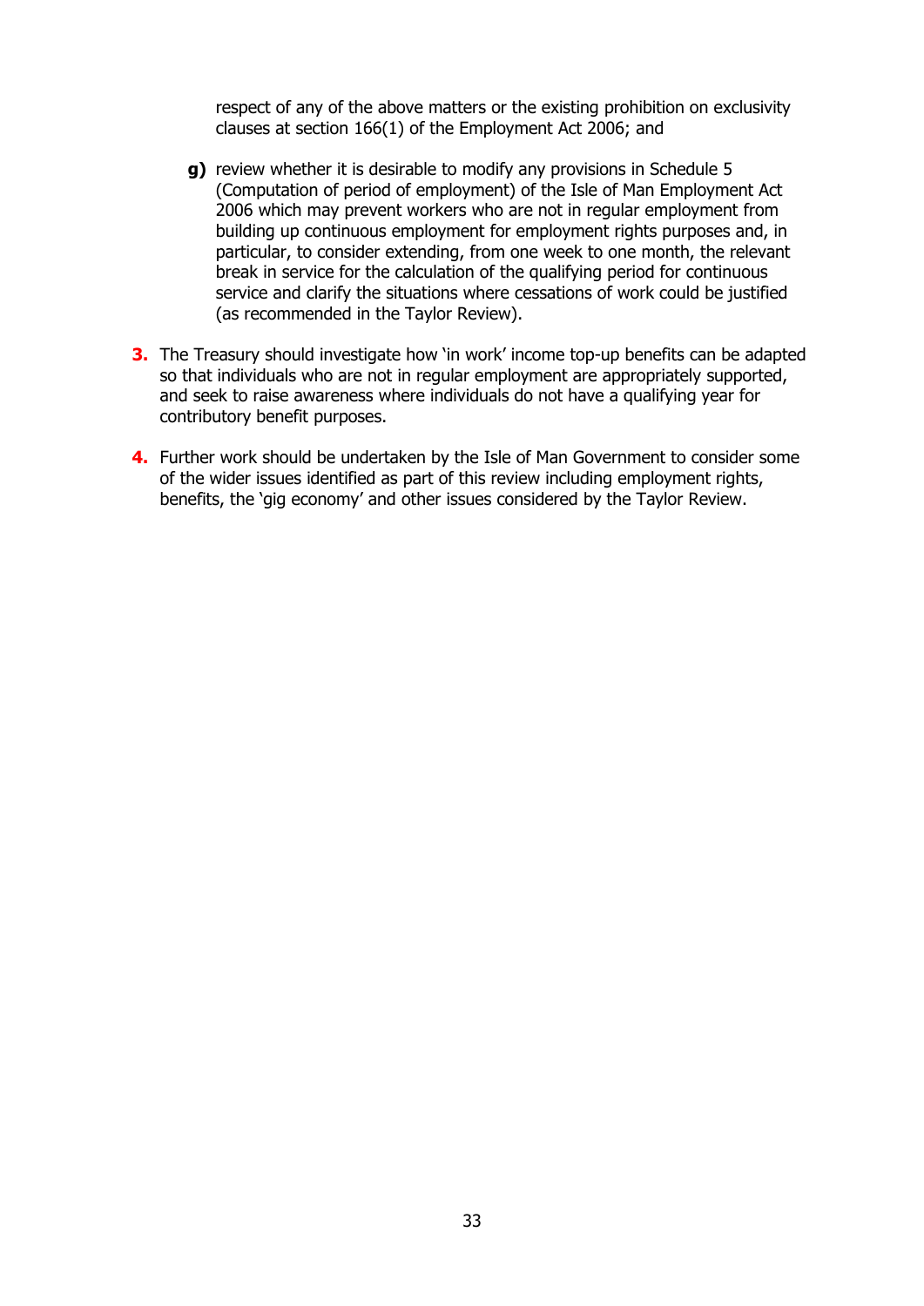respect of any of the above matters or the existing prohibition on exclusivity clauses at section 166(1) of the Employment Act 2006; and

**g)** review whether it is desirable to modify any provisions in Schedule 5 (Computation of period of employment) of the Isle of Man Employment Act 2006 which may prevent workers who are not in regular employment from building up continuous employment for employment rights purposes and, in particular, to consider extending, from one week to one month, the relevant break in service for the calculation of the qualifying period for continuous service and clarify the situations where cessations of work could be justified (as recommended in the Taylor Review).

**3.** The Treasury should investigate how 'in work' income top-up benefits can be adapted so that individuals who are not in regular employment are appropriately supported, and seek to raise awareness where individuals do not have a qualifying year for contributory benefit purposes.

**4.** Further work should be undertaken by the Isle of Man Government to consider some of the wider issues identified as part of this review including employment rights, benefits, the 'gig economy' and other issues considered by the Taylor Review.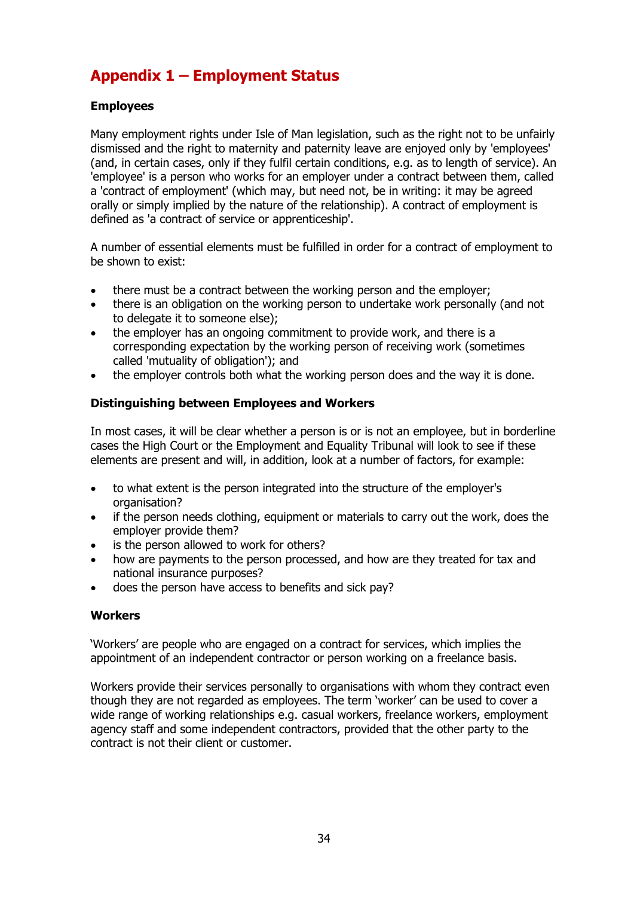# Appendix 1 – Employment Status

### Employees

Many employment rights under Isle of Man legislation, such as the right not to be unfairly dismissed and the right to maternity and paternity leave are enjoyed only by 'employees' (and, in certain cases, only if they fulfil certain conditions, e.g. as to length of service). An 'employee' is a person who works for an employer under a contract between them, called a 'contract of employment' (which may, but need not, be in writing: it may be agreed orally or simply implied by the nature of the relationship). A contract of employment is defined as 'a contract of service or apprenticeship'.

A number of essential elements must be fulfilled in order for a contract of employment to be shown to exist:

- there must be a contract between the working person and the employer;
- there is an obligation on the working person to undertake work personally (and not to delegate it to someone else);
- the employer has an ongoing commitment to provide work, and there is a corresponding expectation by the working person of receiving work (sometimes called 'mutuality of obligation'); and
- the employer controls both what the working person does and the way it is done.

### Distinguishing between Employees and Workers

In most cases, it will be clear whether a person is or is not an employee, but in borderline cases the High Court or the Employment and Equality Tribunal will look to see if these elements are present and will, in addition, look at a number of factors, for example:

- to what extent is the person integrated into the structure of the employer's organisation?
- if the person needs clothing, equipment or materials to carry out the work, does the employer provide them?
- is the person allowed to work for others?
- how are payments to the person processed, and how are they treated for tax and national insurance purposes?
- does the person have access to benefits and sick pay?

### Workers

'Workers' are people who are engaged on a contract for services, which implies the appointment of an independent contractor or person working on a freelance basis.

Workers provide their services personally to organisations with whom they contract even though they are not regarded as employees. The term 'worker' can be used to cover a wide range of working relationships e.g. casual workers, freelance workers, employment agency staff and some independent contractors, provided that the other party to the contract is not their client or customer.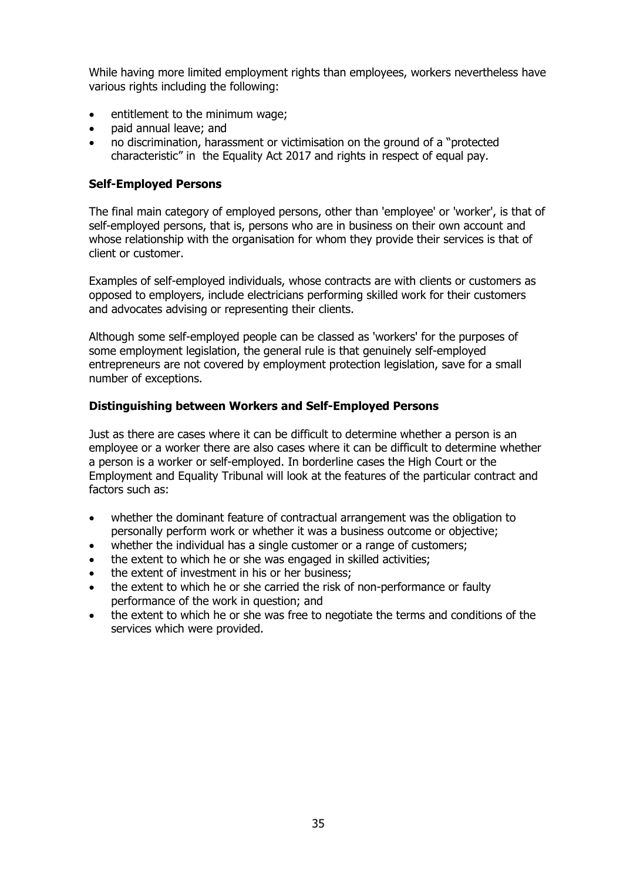While having more limited employment rights than employees, workers nevertheless have various rights including the following:

- entitlement to the minimum wage;
- paid annual leave; and
- no discrimination, harassment or victimisation on the ground of a "protected characteristic" in the Equality Act 2017 and rights in respect of equal pay.

### Self-Employed Persons

The final main category of employed persons, other than 'employee' or 'worker', is that of self-employed persons, that is, persons who are in business on their own account and whose relationship with the organisation for whom they provide their services is that of client or customer.

Examples of self-employed individuals, whose contracts are with clients or customers as opposed to employers, include electricians performing skilled work for their customers and advocates advising or representing their clients.

Although some self-employed people can be classed as 'workers' for the purposes of some employment legislation, the general rule is that genuinely self-employed entrepreneurs are not covered by employment protection legislation, save for a small number of exceptions.

### Distinguishing between Workers and Self-Employed Persons

Just as there are cases where it can be difficult to determine whether a person is an employee or a worker there are also cases where it can be difficult to determine whether a person is a worker or self-employed. In borderline cases the High Court or the Employment and Equality Tribunal will look at the features of the particular contract and factors such as:

- whether the dominant feature of contractual arrangement was the obligation to personally perform work or whether it was a business outcome or objective;
- whether the individual has a single customer or a range of customers;
- the extent to which he or she was engaged in skilled activities;
- the extent of investment in his or her business;
- the extent to which he or she carried the risk of non-performance or faulty performance of the work in question; and
- the extent to which he or she was free to negotiate the terms and conditions of the services which were provided.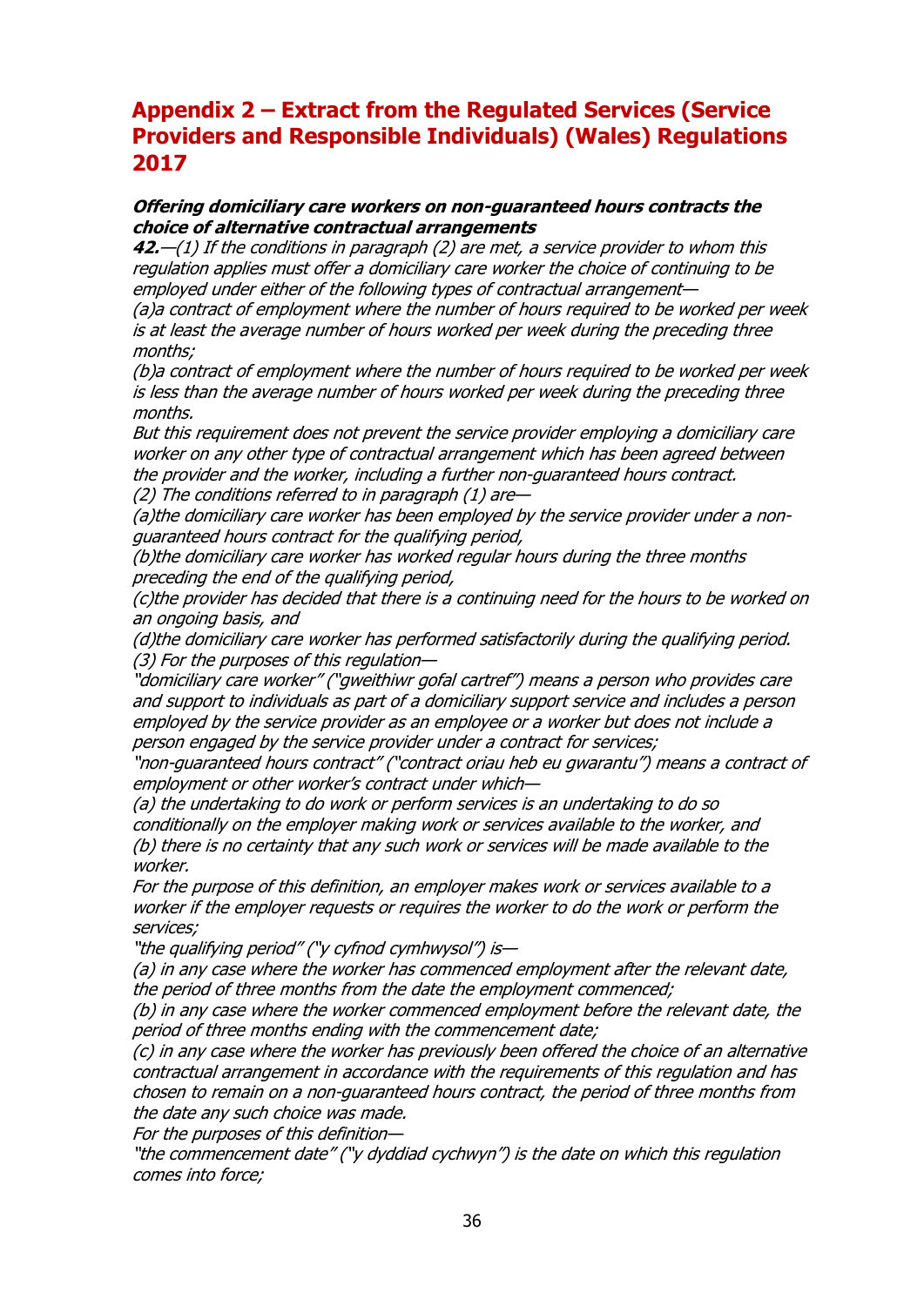## Appendix 2 – Extract from the Regulated Services (Service Providers and Responsible Individuals) (Wales) Regulations 2017

***Offering domiciliary care workers on non-guaranteed hours contracts the choice of alternative contractual arrangements***

***42.****—(1) If the conditions in paragraph (2) are met, a service provider to whom this regulation applies must offer a domiciliary care worker the choice of continuing to be employed under either of the following types of contractual arrangement—*

*(a)a contract of employment where the number of hours required to be worked per week is at least the average number of hours worked per week during the preceding three months;*

*(b)a contract of employment where the number of hours required to be worked per week is less than the average number of hours worked per week during the preceding three months.*

*But this requirement does not prevent the service provider employing a domiciliary care worker on any other type of contractual arrangement which has been agreed between the provider and the worker, including a further non-guaranteed hours contract.*

*(2) The conditions referred to in paragraph (1) are—*

*(a)the domiciliary care worker has been employed by the service provider under a non-guaranteed hours contract for the qualifying period,*

*(b)the domiciliary care worker has worked regular hours during the three months preceding the end of the qualifying period,*

*(c)the provider has decided that there is a continuing need for the hours to be worked on an ongoing basis, and*

*(d)the domiciliary care worker has performed satisfactorily during the qualifying period.*

*(3) For the purposes of this regulation—*

*"domiciliary care worker" ("gweithiwr gofal cartref") means a person who provides care and support to individuals as part of a domiciliary support service and includes a person employed by the service provider as an employee or a worker but does not include a person engaged by the service provider under a contract for services;*

*"non-guaranteed hours contract" ("contract oriau heb eu gwarantu") means a contract of employment or other worker's contract under which—*

*(a) the undertaking to do work or perform services is an undertaking to do so conditionally on the employer making work or services available to the worker, and*

*(b) there is no certainty that any such work or services will be made available to the worker.*

*For the purpose of this definition, an employer makes work or services available to a worker if the employer requests or requires the worker to do the work or perform the services;*

*"the qualifying period" ("y cyfnod cymhwysol") is—*

*(a) in any case where the worker has commenced employment after the relevant date, the period of three months from the date the employment commenced;*

*(b) in any case where the worker commenced employment before the relevant date, the period of three months ending with the commencement date;*

*(c) in any case where the worker has previously been offered the choice of an alternative contractual arrangement in accordance with the requirements of this regulation and has chosen to remain on a non-guaranteed hours contract, the period of three months from the date any such choice was made.*

*For the purposes of this definition—*

*"the commencement date" ("y dyddiad cychwyn") is the date on which this regulation comes into force;*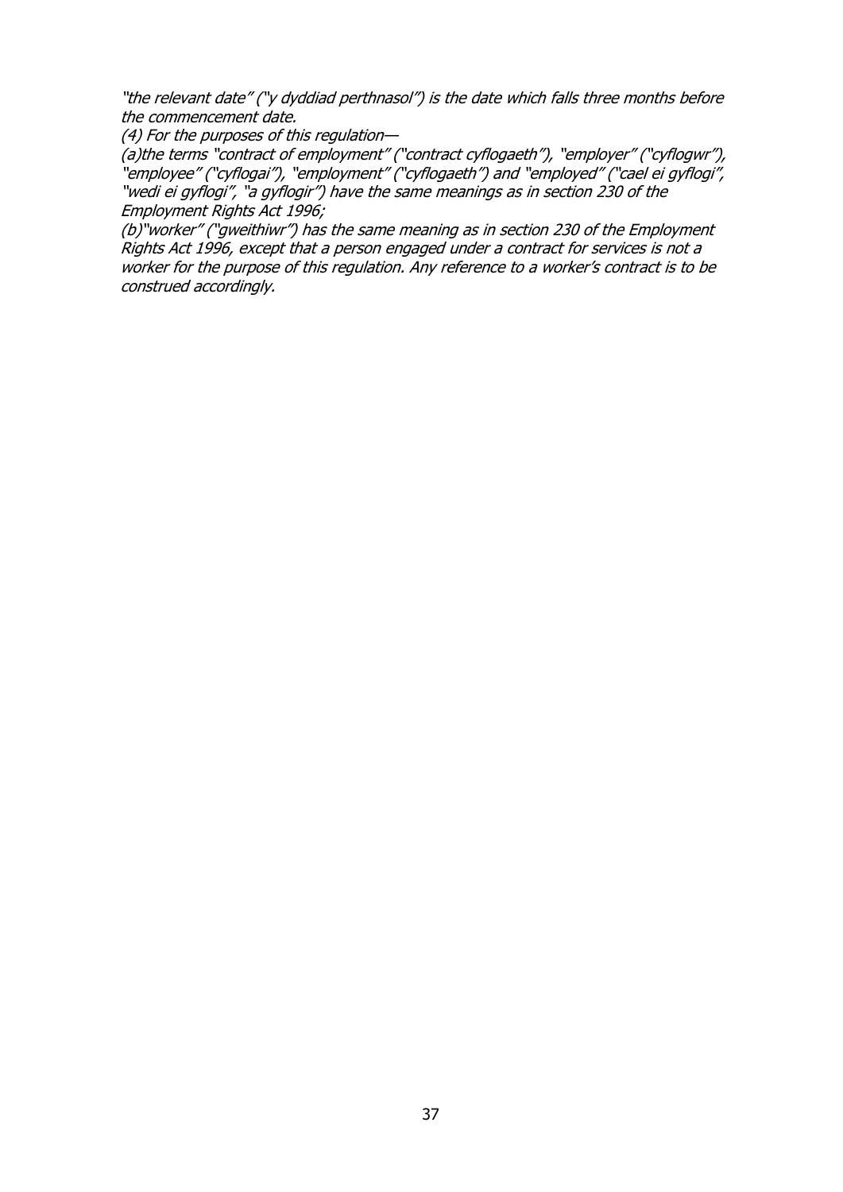*"the relevant date" ("y dyddiad perthnasol") is the date which falls three months before the commencement date.*

*(4) For the purposes of this regulation—*

*(a)the terms "contract of employment" ("contract cyflogaeth"), "employer" ("cyflogwr"), "employee" ("cyflogai"), "employment" ("cyflogaeth") and "employed" ("cael ei gyflogi", "wedi ei gyflogi", "a gyflogir") have the same meanings as in section 230 of the Employment Rights Act 1996;*

*(b)"worker" ("gweithiwr") has the same meaning as in section 230 of the Employment Rights Act 1996, except that a person engaged under a contract for services is not a worker for the purpose of this regulation. Any reference to a worker's contract is to be construed accordingly.*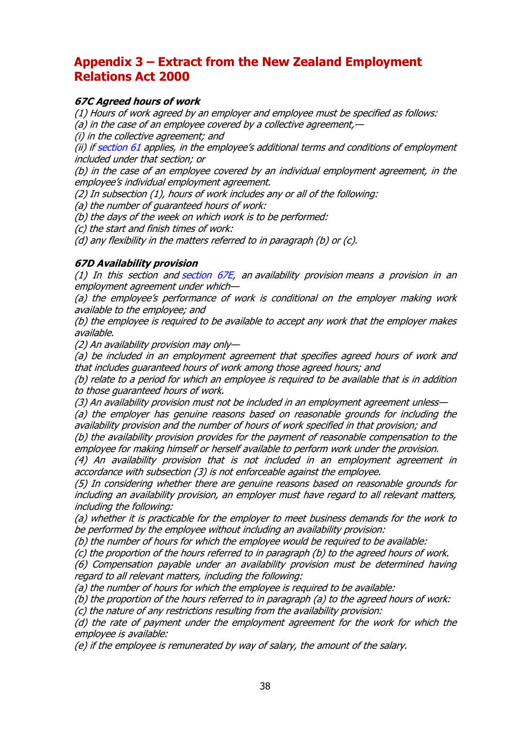# Appendix 3 – Extract from the New Zealand Employment Relations Act 2000

***67C Agreed hours of work***

*(1) Hours of work agreed by an employer and employee must be specified as follows:*

*(a) in the case of an employee covered by a collective agreement,—*

*(i) in the collective agreement; and*

*(ii) if section 61 applies, in the employee's additional terms and conditions of employment included under that section; or*

*(b) in the case of an employee covered by an individual employment agreement, in the employee's individual employment agreement.*

*(2) In subsection (1), hours of work includes any or all of the following:*

*(a) the number of guaranteed hours of work:*

*(b) the days of the week on which work is to be performed:*

*(c) the start and finish times of work:*

*(d) any flexibility in the matters referred to in paragraph (b) or (c).*

***67D Availability provision***

*(1) In this section and section 67E, an availability provision means a provision in an employment agreement under which—*

*(a) the employee's performance of work is conditional on the employer making work available to the employee; and*

*(b) the employee is required to be available to accept any work that the employer makes available.*

*(2) An availability provision may only—*

*(a) be included in an employment agreement that specifies agreed hours of work and that includes guaranteed hours of work among those agreed hours; and*

*(b) relate to a period for which an employee is required to be available that is in addition to those guaranteed hours of work.*

*(3) An availability provision must not be included in an employment agreement unless—*

*(a) the employer has genuine reasons based on reasonable grounds for including the availability provision and the number of hours of work specified in that provision; and*

*(b) the availability provision provides for the payment of reasonable compensation to the employee for making himself or herself available to perform work under the provision.*

*(4) An availability provision that is not included in an employment agreement in accordance with subsection (3) is not enforceable against the employee.*

*(5) In considering whether there are genuine reasons based on reasonable grounds for including an availability provision, an employer must have regard to all relevant matters, including the following:*

*(a) whether it is practicable for the employer to meet business demands for the work to be performed by the employee without including an availability provision:*

*(b) the number of hours for which the employee would be required to be available:*

*(c) the proportion of the hours referred to in paragraph (b) to the agreed hours of work.*

*(6) Compensation payable under an availability provision must be determined having regard to all relevant matters, including the following:*

*(a) the number of hours for which the employee is required to be available:*

*(b) the proportion of the hours referred to in paragraph (a) to the agreed hours of work:*

*(c) the nature of any restrictions resulting from the availability provision:*

*(d) the rate of payment under the employment agreement for the work for which the employee is available:*

*(e) if the employee is remunerated by way of salary, the amount of the salary.*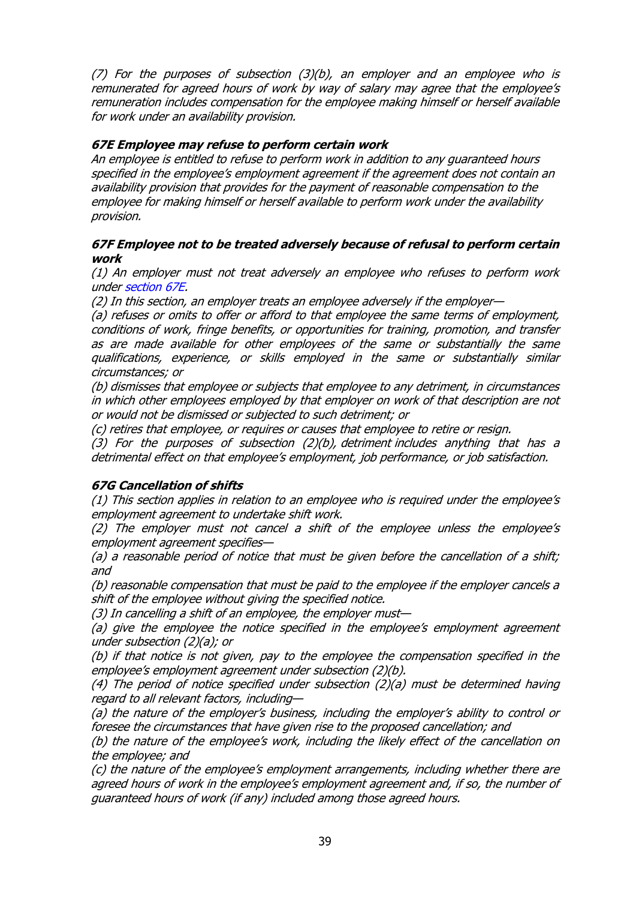*(7) For the purposes of subsection (3)(b), an employer and an employee who is remunerated for agreed hours of work by way of salary may agree that the employee's remuneration includes compensation for the employee making himself or herself available for work under an availability provision.*

### *67E Employee may refuse to perform certain work*

*An employee is entitled to refuse to perform work in addition to any guaranteed hours specified in the employee's employment agreement if the agreement does not contain an availability provision that provides for the payment of reasonable compensation to the employee for making himself or herself available to perform work under the availability provision.*

### *67F Employee not to be treated adversely because of refusal to perform certain work*

*(1) An employer must not treat adversely an employee who refuses to perform work under section 67E.*

*(2) In this section, an employer treats an employee adversely if the employer—*

*(a) refuses or omits to offer or afford to that employee the same terms of employment, conditions of work, fringe benefits, or opportunities for training, promotion, and transfer as are made available for other employees of the same or substantially the same qualifications, experience, or skills employed in the same or substantially similar circumstances; or*

*(b) dismisses that employee or subjects that employee to any detriment, in circumstances in which other employees employed by that employer on work of that description are not or would not be dismissed or subjected to such detriment; or*

*(c) retires that employee, or requires or causes that employee to retire or resign.*

*(3) For the purposes of subsection (2)(b), detriment includes anything that has a detrimental effect on that employee's employment, job performance, or job satisfaction.*

### *67G Cancellation of shifts*

*(1) This section applies in relation to an employee who is required under the employee's employment agreement to undertake shift work.*

*(2) The employer must not cancel a shift of the employee unless the employee's employment agreement specifies—*

*(a) a reasonable period of notice that must be given before the cancellation of a shift; and*

*(b) reasonable compensation that must be paid to the employee if the employer cancels a shift of the employee without giving the specified notice.*

*(3) In cancelling a shift of an employee, the employer must—*

*(a) give the employee the notice specified in the employee's employment agreement under subsection (2)(a); or*

*(b) if that notice is not given, pay to the employee the compensation specified in the employee's employment agreement under subsection (2)(b).*

*(4) The period of notice specified under subsection (2)(a) must be determined having regard to all relevant factors, including—*

*(a) the nature of the employer's business, including the employer's ability to control or foresee the circumstances that have given rise to the proposed cancellation; and*

*(b) the nature of the employee's work, including the likely effect of the cancellation on the employee; and*

*(c) the nature of the employee's employment arrangements, including whether there are agreed hours of work in the employee's employment agreement and, if so, the number of guaranteed hours of work (if any) included among those agreed hours.*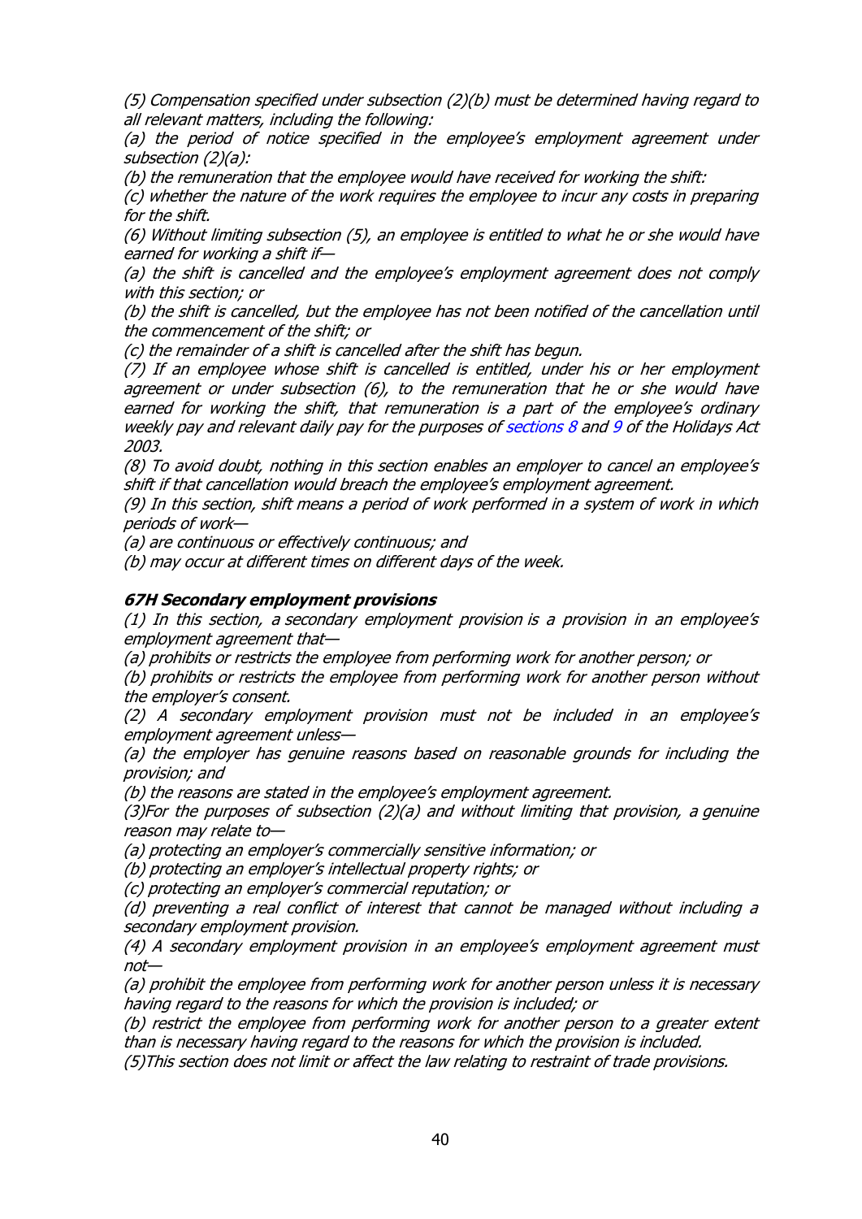*(5) Compensation specified under subsection (2)(b) must be determined having regard to all relevant matters, including the following:*

*(a) the period of notice specified in the employee's employment agreement under subsection (2)(a):*

*(b) the remuneration that the employee would have received for working the shift:*

*(c) whether the nature of the work requires the employee to incur any costs in preparing for the shift.*

*(6) Without limiting subsection (5), an employee is entitled to what he or she would have earned for working a shift if—*

*(a) the shift is cancelled and the employee's employment agreement does not comply with this section; or*

*(b) the shift is cancelled, but the employee has not been notified of the cancellation until the commencement of the shift; or*

*(c) the remainder of a shift is cancelled after the shift has begun.*

*(7) If an employee whose shift is cancelled is entitled, under his or her employment agreement or under subsection (6), to the remuneration that he or she would have earned for working the shift, that remuneration is a part of the employee's ordinary weekly pay and relevant daily pay for the purposes of sections 8 and 9 of the Holidays Act 2003.*

*(8) To avoid doubt, nothing in this section enables an employer to cancel an employee's shift if that cancellation would breach the employee's employment agreement.*

*(9) In this section, shift means a period of work performed in a system of work in which periods of work—*

*(a) are continuous or effectively continuous; and*

*(b) may occur at different times on different days of the week.*

***67H Secondary employment provisions***

*(1) In this section, a secondary employment provision is a provision in an employee's employment agreement that—*

*(a) prohibits or restricts the employee from performing work for another person; or*

*(b) prohibits or restricts the employee from performing work for another person without the employer's consent.*

*(2) A secondary employment provision must not be included in an employee's employment agreement unless—*

*(a) the employer has genuine reasons based on reasonable grounds for including the provision; and*

*(b) the reasons are stated in the employee's employment agreement.*

*(3)For the purposes of subsection (2)(a) and without limiting that provision, a genuine reason may relate to—*

*(a) protecting an employer's commercially sensitive information; or*

*(b) protecting an employer's intellectual property rights; or*

*(c) protecting an employer's commercial reputation; or*

*(d) preventing a real conflict of interest that cannot be managed without including a secondary employment provision.*

*(4) A secondary employment provision in an employee's employment agreement must not—*

*(a) prohibit the employee from performing work for another person unless it is necessary having regard to the reasons for which the provision is included; or*

*(b) restrict the employee from performing work for another person to a greater extent than is necessary having regard to the reasons for which the provision is included.*

*(5)This section does not limit or affect the law relating to restraint of trade provisions.*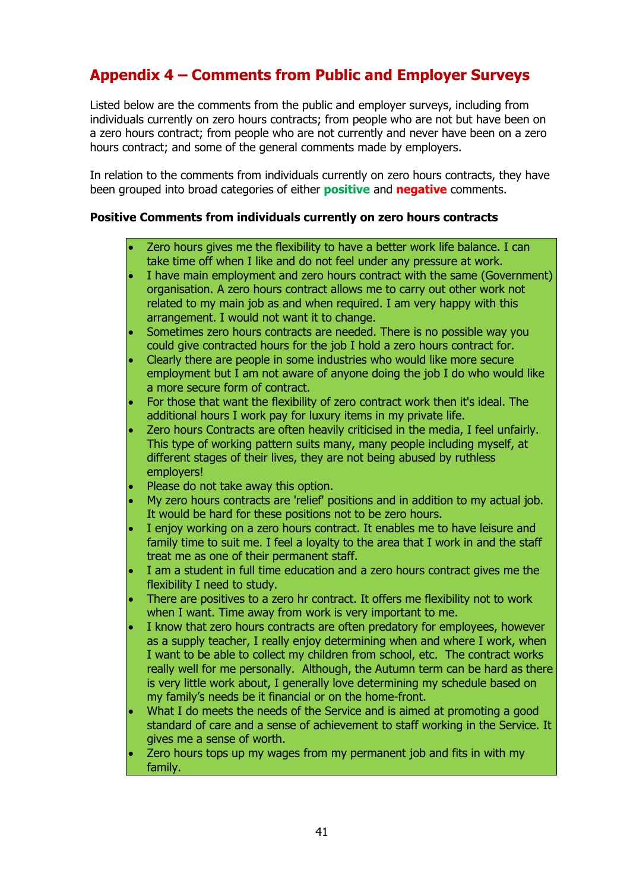## Appendix 4 – Comments from Public and Employer Surveys

Listed below are the comments from the public and employer surveys, including from individuals currently on zero hours contracts; from people who are not but have been on a zero hours contract; from people who are not currently and never have been on a zero hours contract; and some of the general comments made by employers.

In relation to the comments from individuals currently on zero hours contracts, they have been grouped into broad categories of either **positive** and **negative** comments.

**Positive Comments from individuals currently on zero hours contracts**

- Zero hours gives me the flexibility to have a better work life balance. I can take time off when I like and do not feel under any pressure at work.
- I have main employment and zero hours contract with the same (Government) organisation. A zero hours contract allows me to carry out other work not related to my main job as and when required. I am very happy with this arrangement. I would not want it to change.
- Sometimes zero hours contracts are needed. There is no possible way you could give contracted hours for the job I hold a zero hours contract for.
- Clearly there are people in some industries who would like more secure employment but I am not aware of anyone doing the job I do who would like a more secure form of contract.
- For those that want the flexibility of zero contract work then it's ideal. The additional hours I work pay for luxury items in my private life.
- Zero hours Contracts are often heavily criticised in the media, I feel unfairly. This type of working pattern suits many, many people including myself, at different stages of their lives, they are not being abused by ruthless employers!
- Please do not take away this option.
- My zero hours contracts are 'relief' positions and in addition to my actual job. It would be hard for these positions not to be zero hours.
- I enjoy working on a zero hours contract. It enables me to have leisure and family time to suit me. I feel a loyalty to the area that I work in and the staff treat me as one of their permanent staff.
- I am a student in full time education and a zero hours contract gives me the flexibility I need to study.
- There are positives to a zero hr contract. It offers me flexibility not to work when I want. Time away from work is very important to me.
- I know that zero hours contracts are often predatory for employees, however as a supply teacher, I really enjoy determining when and where I work, when I want to be able to collect my children from school, etc. The contract works really well for me personally. Although, the Autumn term can be hard as there is very little work about, I generally love determining my schedule based on my family's needs be it financial or on the home-front.
- What I do meets the needs of the Service and is aimed at promoting a good standard of care and a sense of achievement to staff working in the Service. It gives me a sense of worth.
- Zero hours tops up my wages from my permanent job and fits in with my family.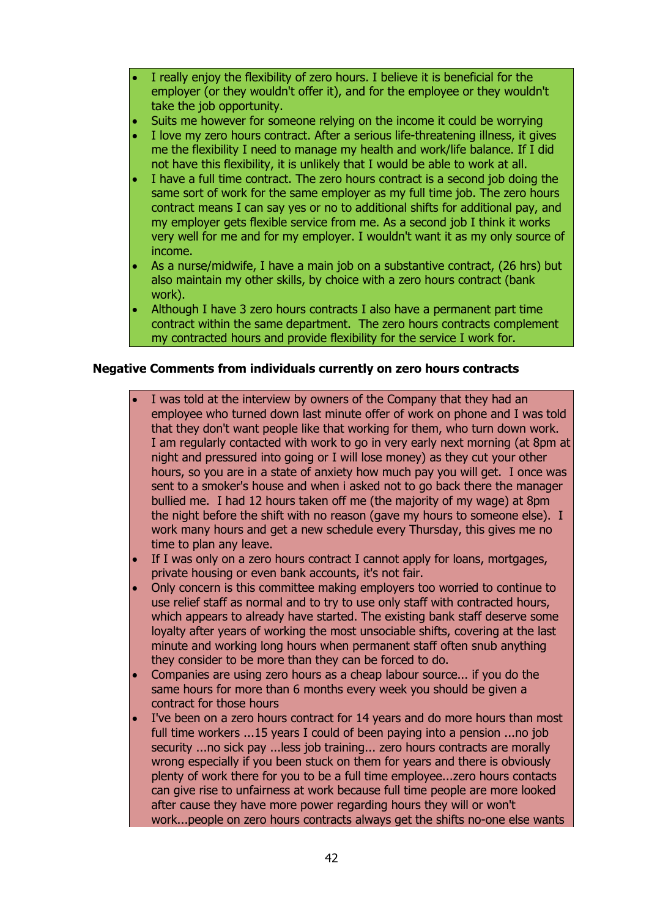- I really enjoy the flexibility of zero hours. I believe it is beneficial for the employer (or they wouldn't offer it), and for the employee or they wouldn't take the job opportunity.
- Suits me however for someone relying on the income it could be worrying
- I love my zero hours contract. After a serious life-threatening illness, it gives me the flexibility I need to manage my health and work/life balance. If I did not have this flexibility, it is unlikely that I would be able to work at all.
- I have a full time contract. The zero hours contract is a second job doing the same sort of work for the same employer as my full time job. The zero hours contract means I can say yes or no to additional shifts for additional pay, and my employer gets flexible service from me. As a second job I think it works very well for me and for my employer. I wouldn't want it as my only source of income.
- As a nurse/midwife, I have a main job on a substantive contract, (26 hrs) but also maintain my other skills, by choice with a zero hours contract (bank work).
- Although I have 3 zero hours contracts I also have a permanent part time contract within the same department. The zero hours contracts complement my contracted hours and provide flexibility for the service I work for.

**Negative Comments from individuals currently on zero hours contracts**

- I was told at the interview by owners of the Company that they had an employee who turned down last minute offer of work on phone and I was told that they don't want people like that working for them, who turn down work. I am regularly contacted with work to go in very early next morning (at 8pm at night and pressured into going or I will lose money) as they cut your other hours, so you are in a state of anxiety how much pay you will get. I once was sent to a smoker's house and when i asked not to go back there the manager bullied me. I had 12 hours taken off me (the majority of my wage) at 8pm the night before the shift with no reason (gave my hours to someone else). I work many hours and get a new schedule every Thursday, this gives me no time to plan any leave.
- If I was only on a zero hours contract I cannot apply for loans, mortgages, private housing or even bank accounts, it's not fair.
- Only concern is this committee making employers too worried to continue to use relief staff as normal and to try to use only staff with contracted hours, which appears to already have started. The existing bank staff deserve some loyalty after years of working the most unsociable shifts, covering at the last minute and working long hours when permanent staff often snub anything they consider to be more than they can be forced to do.
- Companies are using zero hours as a cheap labour source... if you do the same hours for more than 6 months every week you should be given a contract for those hours
- I've been on a zero hours contract for 14 years and do more hours than most full time workers ...15 years I could of been paying into a pension ...no job security ...no sick pay ...less job training... zero hours contracts are morally wrong especially if you been stuck on them for years and there is obviously plenty of work there for you to be a full time employee...zero hours contacts can give rise to unfairness at work because full time people are more looked after cause they have more power regarding hours they will or won't work...people on zero hours contracts always get the shifts no-one else wants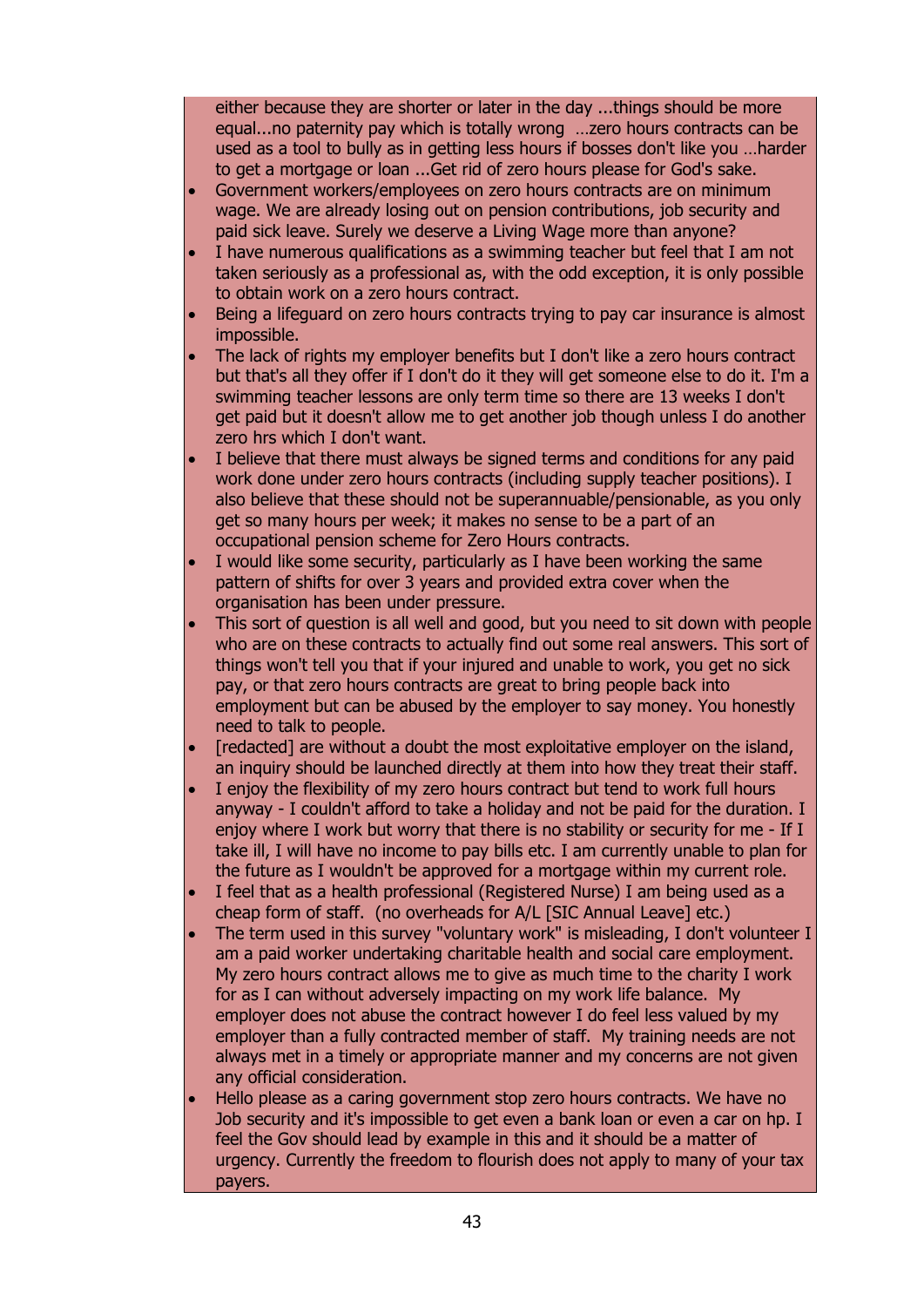either because they are shorter or later in the day ...things should be more equal...no paternity pay which is totally wrong …zero hours contracts can be used as a tool to bully as in getting less hours if bosses don't like you …harder to get a mortgage or loan ...Get rid of zero hours please for God's sake.

- Government workers/employees on zero hours contracts are on minimum wage. We are already losing out on pension contributions, job security and paid sick leave. Surely we deserve a Living Wage more than anyone?
- I have numerous qualifications as a swimming teacher but feel that I am not taken seriously as a professional as, with the odd exception, it is only possible to obtain work on a zero hours contract.
- Being a lifeguard on zero hours contracts trying to pay car insurance is almost impossible.
- The lack of rights my employer benefits but I don't like a zero hours contract but that's all they offer if I don't do it they will get someone else to do it. I'm a swimming teacher lessons are only term time so there are 13 weeks I don't get paid but it doesn't allow me to get another job though unless I do another zero hrs which I don't want.
- I believe that there must always be signed terms and conditions for any paid work done under zero hours contracts (including supply teacher positions). I also believe that these should not be superannuable/pensionable, as you only get so many hours per week; it makes no sense to be a part of an occupational pension scheme for Zero Hours contracts.
- I would like some security, particularly as I have been working the same pattern of shifts for over 3 years and provided extra cover when the organisation has been under pressure.
- This sort of question is all well and good, but you need to sit down with people who are on these contracts to actually find out some real answers. This sort of things won't tell you that if your injured and unable to work, you get no sick pay, or that zero hours contracts are great to bring people back into employment but can be abused by the employer to say money. You honestly need to talk to people.
- [redacted] are without a doubt the most exploitative employer on the island, an inquiry should be launched directly at them into how they treat their staff.
- I enjoy the flexibility of my zero hours contract but tend to work full hours anyway - I couldn't afford to take a holiday and not be paid for the duration. I enjoy where I work but worry that there is no stability or security for me - If I take ill, I will have no income to pay bills etc. I am currently unable to plan for the future as I wouldn't be approved for a mortgage within my current role.
- I feel that as a health professional (Registered Nurse) I am being used as a cheap form of staff. (no overheads for A/L [SIC Annual Leave] etc.)
- The term used in this survey "voluntary work" is misleading, I don't volunteer I am a paid worker undertaking charitable health and social care employment. My zero hours contract allows me to give as much time to the charity I work for as I can without adversely impacting on my work life balance. My employer does not abuse the contract however I do feel less valued by my employer than a fully contracted member of staff. My training needs are not always met in a timely or appropriate manner and my concerns are not given any official consideration.
- Hello please as a caring government stop zero hours contracts. We have no Job security and it's impossible to get even a bank loan or even a car on hp. I feel the Gov should lead by example in this and it should be a matter of urgency. Currently the freedom to flourish does not apply to many of your tax payers.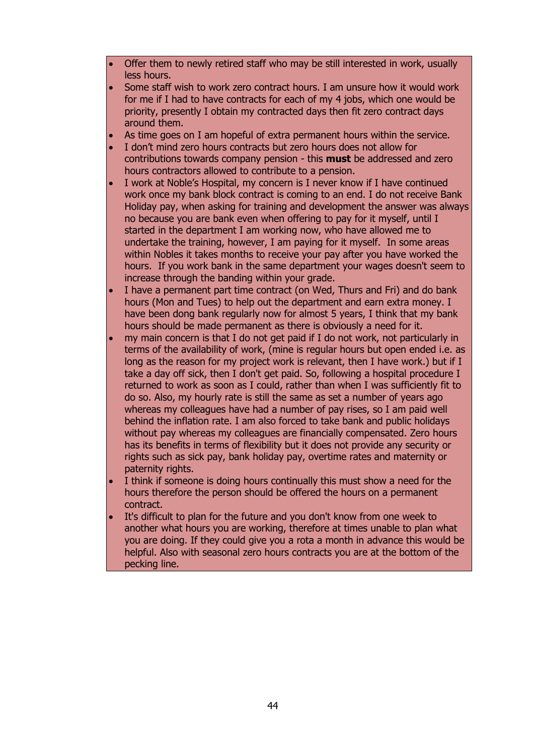- Offer them to newly retired staff who may be still interested in work, usually less hours.
- Some staff wish to work zero contract hours. I am unsure how it would work for me if I had to have contracts for each of my 4 jobs, which one would be priority, presently I obtain my contracted days then fit zero contract days around them.
- As time goes on I am hopeful of extra permanent hours within the service.
- I don't mind zero hours contracts but zero hours does not allow for contributions towards company pension - this **must** be addressed and zero hours contractors allowed to contribute to a pension.
- I work at Noble's Hospital, my concern is I never know if I have continued work once my bank block contract is coming to an end. I do not receive Bank Holiday pay, when asking for training and development the answer was always no because you are bank even when offering to pay for it myself, until I started in the department I am working now, who have allowed me to undertake the training, however, I am paying for it myself. In some areas within Nobles it takes months to receive your pay after you have worked the hours. If you work bank in the same department your wages doesn't seem to increase through the banding within your grade.
- I have a permanent part time contract (on Wed, Thurs and Fri) and do bank hours (Mon and Tues) to help out the department and earn extra money. I have been dong bank regularly now for almost 5 years, I think that my bank hours should be made permanent as there is obviously a need for it.
- my main concern is that I do not get paid if I do not work, not particularly in terms of the availability of work, (mine is regular hours but open ended i.e. as long as the reason for my project work is relevant, then I have work.) but if I take a day off sick, then I don't get paid. So, following a hospital procedure I returned to work as soon as I could, rather than when I was sufficiently fit to do so. Also, my hourly rate is still the same as set a number of years ago whereas my colleagues have had a number of pay rises, so I am paid well behind the inflation rate. I am also forced to take bank and public holidays without pay whereas my colleagues are financially compensated. Zero hours has its benefits in terms of flexibility but it does not provide any security or rights such as sick pay, bank holiday pay, overtime rates and maternity or paternity rights.
- I think if someone is doing hours continually this must show a need for the hours therefore the person should be offered the hours on a permanent contract.
- It's difficult to plan for the future and you don't know from one week to another what hours you are working, therefore at times unable to plan what you are doing. If they could give you a rota a month in advance this would be helpful. Also with seasonal zero hours contracts you are at the bottom of the pecking line.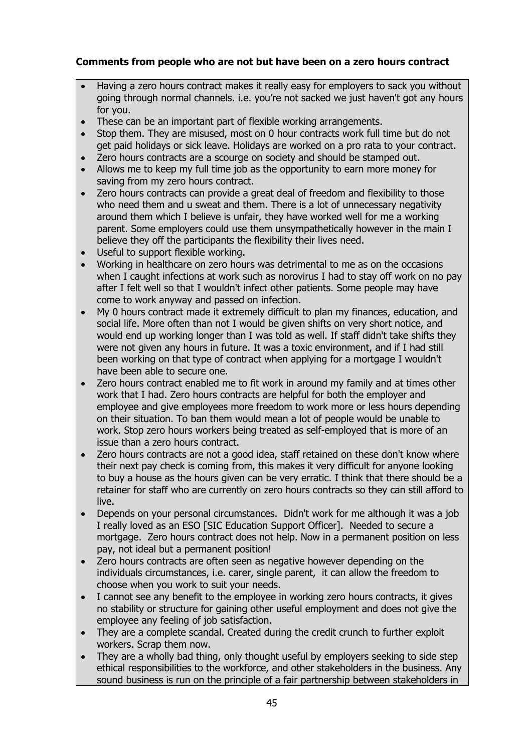**Comments from people who are not but have been on a zero hours contract**

- Having a zero hours contract makes it really easy for employers to sack you without going through normal channels. i.e. you're not sacked we just haven't got any hours for you.
- These can be an important part of flexible working arrangements.
- Stop them. They are misused, most on 0 hour contracts work full time but do not get paid holidays or sick leave. Holidays are worked on a pro rata to your contract.
- Zero hours contracts are a scourge on society and should be stamped out.
- Allows me to keep my full time job as the opportunity to earn more money for saving from my zero hours contract.
- Zero hours contracts can provide a great deal of freedom and flexibility to those who need them and u sweat and them. There is a lot of unnecessary negativity around them which I believe is unfair, they have worked well for me a working parent. Some employers could use them unsympathetically however in the main I believe they off the participants the flexibility their lives need.
- Useful to support flexible working.
- Working in healthcare on zero hours was detrimental to me as on the occasions when I caught infections at work such as norovirus I had to stay off work on no pay after I felt well so that I wouldn't infect other patients. Some people may have come to work anyway and passed on infection.
- My 0 hours contract made it extremely difficult to plan my finances, education, and social life. More often than not I would be given shifts on very short notice, and would end up working longer than I was told as well. If staff didn't take shifts they were not given any hours in future. It was a toxic environment, and if I had still been working on that type of contract when applying for a mortgage I wouldn't have been able to secure one.
- Zero hours contract enabled me to fit work in around my family and at times other work that I had. Zero hours contracts are helpful for both the employer and employee and give employees more freedom to work more or less hours depending on their situation. To ban them would mean a lot of people would be unable to work. Stop zero hours workers being treated as self-employed that is more of an issue than a zero hours contract.
- Zero hours contracts are not a good idea, staff retained on these don't know where their next pay check is coming from, this makes it very difficult for anyone looking to buy a house as the hours given can be very erratic. I think that there should be a retainer for staff who are currently on zero hours contracts so they can still afford to live.
- Depends on your personal circumstances. Didn't work for me although it was a job I really loved as an ESO [SIC Education Support Officer]. Needed to secure a mortgage. Zero hours contract does not help. Now in a permanent position on less pay, not ideal but a permanent position!
- Zero hours contracts are often seen as negative however depending on the individuals circumstances, i.e. carer, single parent, it can allow the freedom to choose when you work to suit your needs.
- I cannot see any benefit to the employee in working zero hours contracts, it gives no stability or structure for gaining other useful employment and does not give the employee any feeling of job satisfaction.
- They are a complete scandal. Created during the credit crunch to further exploit workers. Scrap them now.
- They are a wholly bad thing, only thought useful by employers seeking to side step ethical responsibilities to the workforce, and other stakeholders in the business. Any sound business is run on the principle of a fair partnership between stakeholders in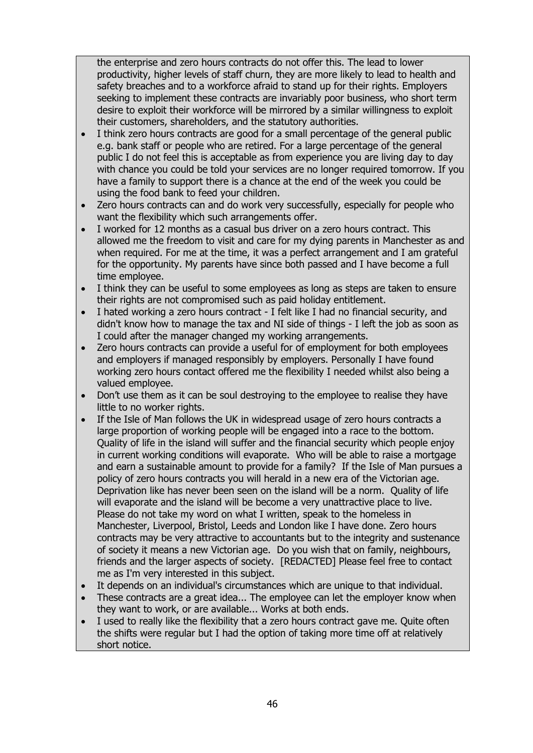the enterprise and zero hours contracts do not offer this. The lead to lower productivity, higher levels of staff churn, they are more likely to lead to health and safety breaches and to a workforce afraid to stand up for their rights. Employers seeking to implement these contracts are invariably poor business, who short term desire to exploit their workforce will be mirrored by a similar willingness to exploit their customers, shareholders, and the statutory authorities.

- I think zero hours contracts are good for a small percentage of the general public e.g. bank staff or people who are retired. For a large percentage of the general public I do not feel this is acceptable as from experience you are living day to day with chance you could be told your services are no longer required tomorrow. If you have a family to support there is a chance at the end of the week you could be using the food bank to feed your children.
- Zero hours contracts can and do work very successfully, especially for people who want the flexibility which such arrangements offer.
- I worked for 12 months as a casual bus driver on a zero hours contract. This allowed me the freedom to visit and care for my dying parents in Manchester as and when required. For me at the time, it was a perfect arrangement and I am grateful for the opportunity. My parents have since both passed and I have become a full time employee.
- I think they can be useful to some employees as long as steps are taken to ensure their rights are not compromised such as paid holiday entitlement.
- I hated working a zero hours contract - I felt like I had no financial security, and didn't know how to manage the tax and NI side of things - I left the job as soon as I could after the manager changed my working arrangements.
- Zero hours contracts can provide a useful for of employment for both employees and employers if managed responsibly by employers. Personally I have found working zero hours contact offered me the flexibility I needed whilst also being a valued employee.
- Don’t use them as it can be soul destroying to the employee to realise they have little to no worker rights.
- If the Isle of Man follows the UK in widespread usage of zero hours contracts a large proportion of working people will be engaged into a race to the bottom. Quality of life in the island will suffer and the financial security which people enjoy in current working conditions will evaporate. Who will be able to raise a mortgage and earn a sustainable amount to provide for a family? If the Isle of Man pursues a policy of zero hours contracts you will herald in a new era of the Victorian age. Deprivation like has never been seen on the island will be a norm. Quality of life will evaporate and the island will be become a very unattractive place to live. Please do not take my word on what I written, speak to the homeless in Manchester, Liverpool, Bristol, Leeds and London like I have done. Zero hours contracts may be very attractive to accountants but to the integrity and sustenance of society it means a new Victorian age. Do you wish that on family, neighbours, friends and the larger aspects of society. [REDACTED] Please feel free to contact me as I'm very interested in this subject.
- It depends on an individual's circumstances which are unique to that individual.
- These contracts are a great idea... The employee can let the employer know when they want to work, or are available... Works at both ends.
- I used to really like the flexibility that a zero hours contract gave me. Quite often the shifts were regular but I had the option of taking more time off at relatively short notice.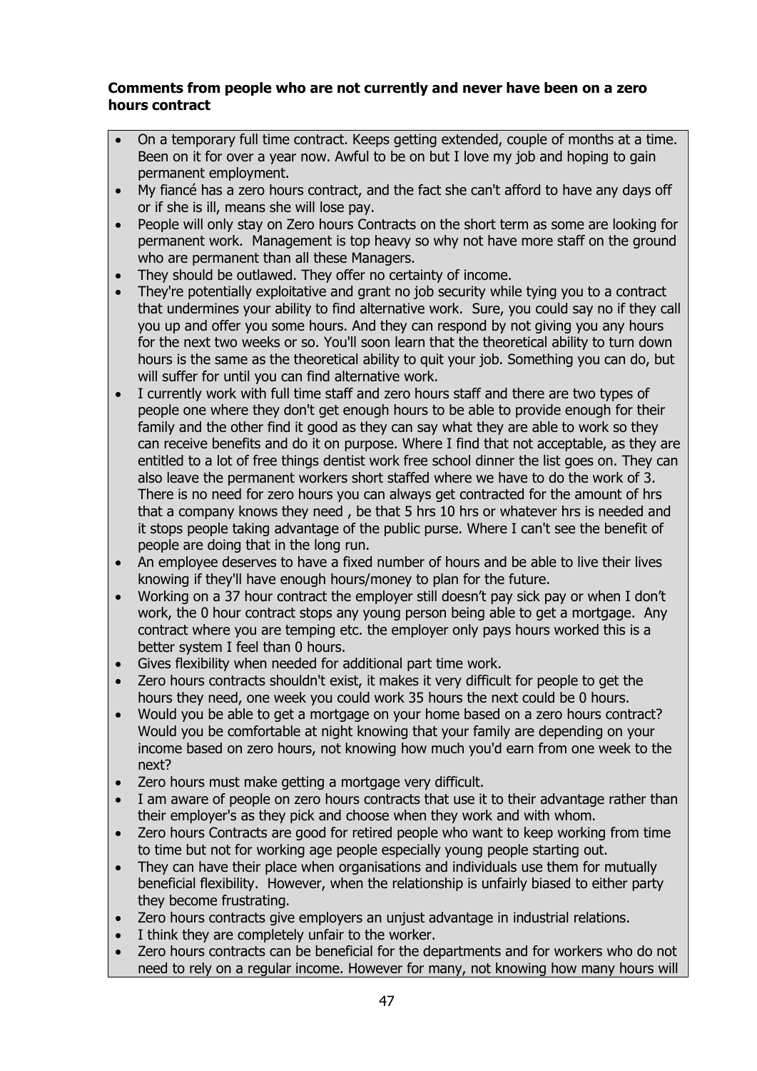**Comments from people who are not currently and never have been on a zero hours contract**

- On a temporary full time contract. Keeps getting extended, couple of months at a time. Been on it for over a year now. Awful to be on but I love my job and hoping to gain permanent employment.
- My fiancé has a zero hours contract, and the fact she can't afford to have any days off or if she is ill, means she will lose pay.
- People will only stay on Zero hours Contracts on the short term as some are looking for permanent work. Management is top heavy so why not have more staff on the ground who are permanent than all these Managers.
- They should be outlawed. They offer no certainty of income.
- They're potentially exploitative and grant no job security while tying you to a contract that undermines your ability to find alternative work. Sure, you could say no if they call you up and offer you some hours. And they can respond by not giving you any hours for the next two weeks or so. You'll soon learn that the theoretical ability to turn down hours is the same as the theoretical ability to quit your job. Something you can do, but will suffer for until you can find alternative work.
- I currently work with full time staff and zero hours staff and there are two types of people one where they don't get enough hours to be able to provide enough for their family and the other find it good as they can say what they are able to work so they can receive benefits and do it on purpose. Where I find that not acceptable, as they are entitled to a lot of free things dentist work free school dinner the list goes on. They can also leave the permanent workers short staffed where we have to do the work of 3. There is no need for zero hours you can always get contracted for the amount of hrs that a company knows they need , be that 5 hrs 10 hrs or whatever hrs is needed and it stops people taking advantage of the public purse. Where I can't see the benefit of people are doing that in the long run.
- An employee deserves to have a fixed number of hours and be able to live their lives knowing if they'll have enough hours/money to plan for the future.
- Working on a 37 hour contract the employer still doesn't pay sick pay or when I don't work, the 0 hour contract stops any young person being able to get a mortgage. Any contract where you are temping etc. the employer only pays hours worked this is a better system I feel than 0 hours.
- Gives flexibility when needed for additional part time work.
- Zero hours contracts shouldn't exist, it makes it very difficult for people to get the hours they need, one week you could work 35 hours the next could be 0 hours.
- Would you be able to get a mortgage on your home based on a zero hours contract? Would you be comfortable at night knowing that your family are depending on your income based on zero hours, not knowing how much you'd earn from one week to the next?
- Zero hours must make getting a mortgage very difficult.
- I am aware of people on zero hours contracts that use it to their advantage rather than their employer's as they pick and choose when they work and with whom.
- Zero hours Contracts are good for retired people who want to keep working from time to time but not for working age people especially young people starting out.
- They can have their place when organisations and individuals use them for mutually beneficial flexibility. However, when the relationship is unfairly biased to either party they become frustrating.
- Zero hours contracts give employers an unjust advantage in industrial relations.
- I think they are completely unfair to the worker.
- Zero hours contracts can be beneficial for the departments and for workers who do not need to rely on a regular income. However for many, not knowing how many hours will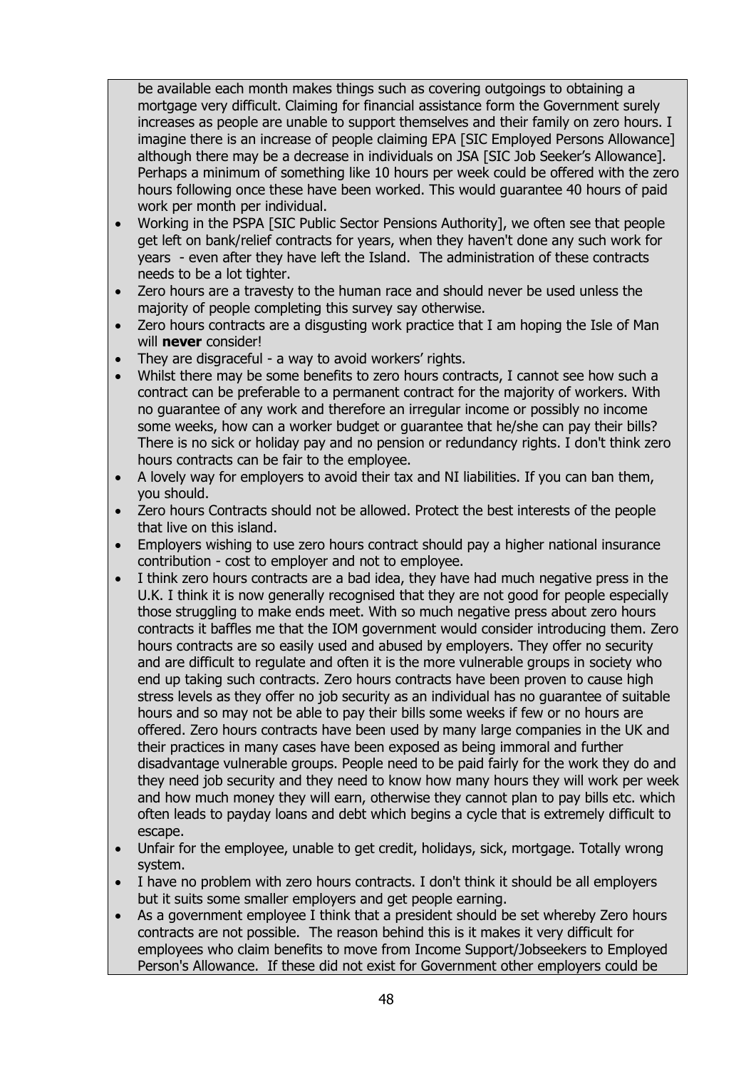be available each month makes things such as covering outgoings to obtaining a mortgage very difficult. Claiming for financial assistance form the Government surely increases as people are unable to support themselves and their family on zero hours. I imagine there is an increase of people claiming EPA [SIC Employed Persons Allowance] although there may be a decrease in individuals on JSA [SIC Job Seeker's Allowance]. Perhaps a minimum of something like 10 hours per week could be offered with the zero hours following once these have been worked. This would guarantee 40 hours of paid work per month per individual.

- Working in the PSPA [SIC Public Sector Pensions Authority], we often see that people get left on bank/relief contracts for years, when they haven't done any such work for years - even after they have left the Island. The administration of these contracts needs to be a lot tighter.
- Zero hours are a travesty to the human race and should never be used unless the majority of people completing this survey say otherwise.
- Zero hours contracts are a disgusting work practice that I am hoping the Isle of Man will **never** consider!
- They are disgraceful - a way to avoid workers' rights.
- Whilst there may be some benefits to zero hours contracts, I cannot see how such a contract can be preferable to a permanent contract for the majority of workers. With no guarantee of any work and therefore an irregular income or possibly no income some weeks, how can a worker budget or guarantee that he/she can pay their bills? There is no sick or holiday pay and no pension or redundancy rights. I don't think zero hours contracts can be fair to the employee.
- A lovely way for employers to avoid their tax and NI liabilities. If you can ban them, you should.
- Zero hours Contracts should not be allowed. Protect the best interests of the people that live on this island.
- Employers wishing to use zero hours contract should pay a higher national insurance contribution - cost to employer and not to employee.
- I think zero hours contracts are a bad idea, they have had much negative press in the U.K. I think it is now generally recognised that they are not good for people especially those struggling to make ends meet. With so much negative press about zero hours contracts it baffles me that the IOM government would consider introducing them. Zero hours contracts are so easily used and abused by employers. They offer no security and are difficult to regulate and often it is the more vulnerable groups in society who end up taking such contracts. Zero hours contracts have been proven to cause high stress levels as they offer no job security as an individual has no guarantee of suitable hours and so may not be able to pay their bills some weeks if few or no hours are offered. Zero hours contracts have been used by many large companies in the UK and their practices in many cases have been exposed as being immoral and further disadvantage vulnerable groups. People need to be paid fairly for the work they do and they need job security and they need to know how many hours they will work per week and how much money they will earn, otherwise they cannot plan to pay bills etc. which often leads to payday loans and debt which begins a cycle that is extremely difficult to escape.
- Unfair for the employee, unable to get credit, holidays, sick, mortgage. Totally wrong system.
- I have no problem with zero hours contracts. I don't think it should be all employers but it suits some smaller employers and get people earning.
- As a government employee I think that a president should be set whereby Zero hours contracts are not possible. The reason behind this is it makes it very difficult for employees who claim benefits to move from Income Support/Jobseekers to Employed Person's Allowance. If these did not exist for Government other employers could be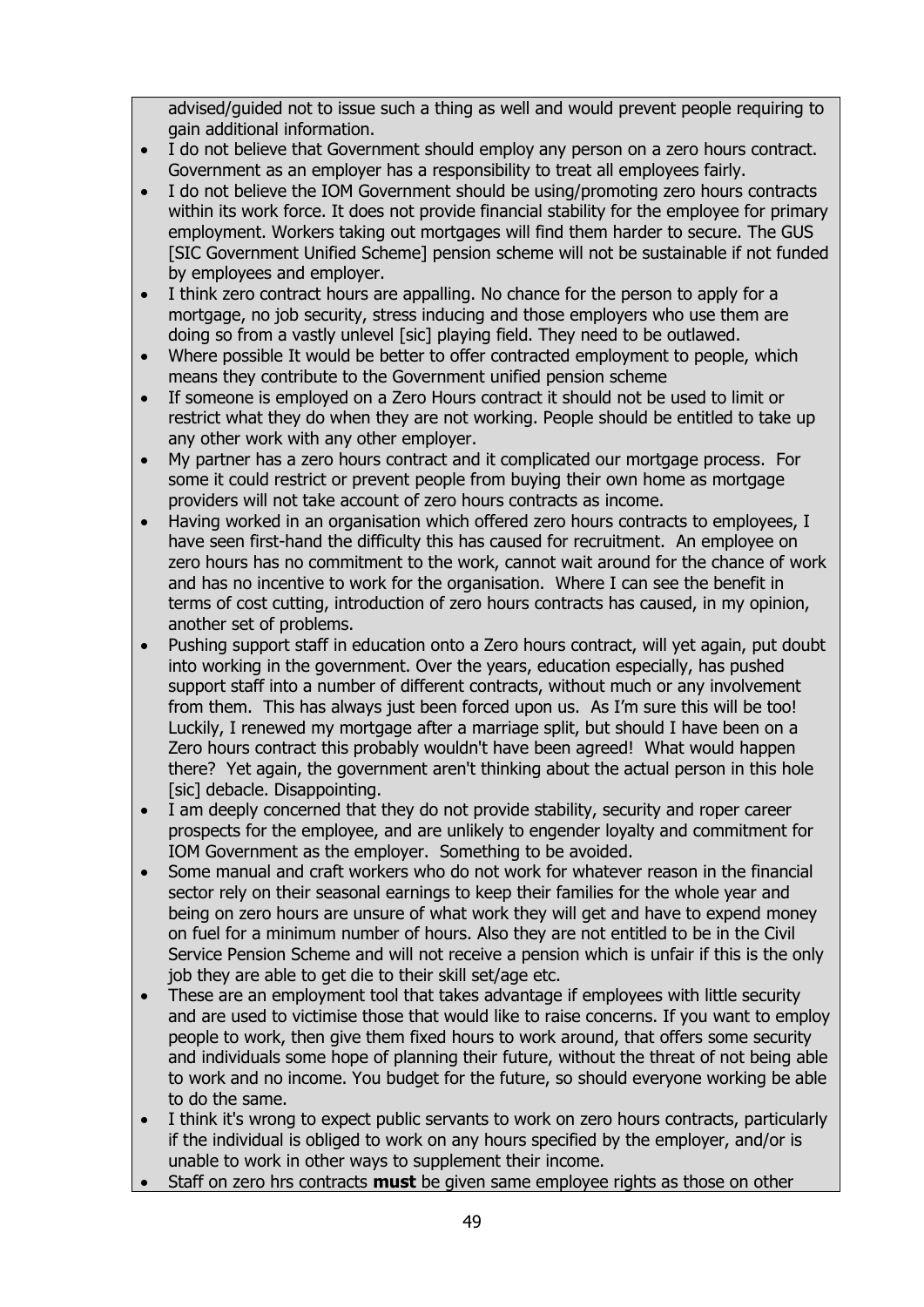advised/guided not to issue such a thing as well and would prevent people requiring to gain additional information.

- I do not believe that Government should employ any person on a zero hours contract. Government as an employer has a responsibility to treat all employees fairly.
- I do not believe the IOM Government should be using/promoting zero hours contracts within its work force. It does not provide financial stability for the employee for primary employment. Workers taking out mortgages will find them harder to secure. The GUS [SIC Government Unified Scheme] pension scheme will not be sustainable if not funded by employees and employer.
- I think zero contract hours are appalling. No chance for the person to apply for a mortgage, no job security, stress inducing and those employers who use them are doing so from a vastly unlevel [sic] playing field. They need to be outlawed.
- Where possible It would be better to offer contracted employment to people, which means they contribute to the Government unified pension scheme
- If someone is employed on a Zero Hours contract it should not be used to limit or restrict what they do when they are not working. People should be entitled to take up any other work with any other employer.
- My partner has a zero hours contract and it complicated our mortgage process. For some it could restrict or prevent people from buying their own home as mortgage providers will not take account of zero hours contracts as income.
- Having worked in an organisation which offered zero hours contracts to employees, I have seen first-hand the difficulty this has caused for recruitment. An employee on zero hours has no commitment to the work, cannot wait around for the chance of work and has no incentive to work for the organisation. Where I can see the benefit in terms of cost cutting, introduction of zero hours contracts has caused, in my opinion, another set of problems.
- Pushing support staff in education onto a Zero hours contract, will yet again, put doubt into working in the government. Over the years, education especially, has pushed support staff into a number of different contracts, without much or any involvement from them. This has always just been forced upon us. As I'm sure this will be too! Luckily, I renewed my mortgage after a marriage split, but should I have been on a Zero hours contract this probably wouldn't have been agreed! What would happen there? Yet again, the government aren't thinking about the actual person in this hole [sic] debacle. Disappointing.
- I am deeply concerned that they do not provide stability, security and roper career prospects for the employee, and are unlikely to engender loyalty and commitment for IOM Government as the employer. Something to be avoided.
- Some manual and craft workers who do not work for whatever reason in the financial sector rely on their seasonal earnings to keep their families for the whole year and being on zero hours are unsure of what work they will get and have to expend money on fuel for a minimum number of hours. Also they are not entitled to be in the Civil Service Pension Scheme and will not receive a pension which is unfair if this is the only job they are able to get die to their skill set/age etc.
- These are an employment tool that takes advantage if employees with little security and are used to victimise those that would like to raise concerns. If you want to employ people to work, then give them fixed hours to work around, that offers some security and individuals some hope of planning their future, without the threat of not being able to work and no income. You budget for the future, so should everyone working be able to do the same.
- I think it's wrong to expect public servants to work on zero hours contracts, particularly if the individual is obliged to work on any hours specified by the employer, and/or is unable to work in other ways to supplement their income.
- Staff on zero hrs contracts **must** be given same employee rights as those on other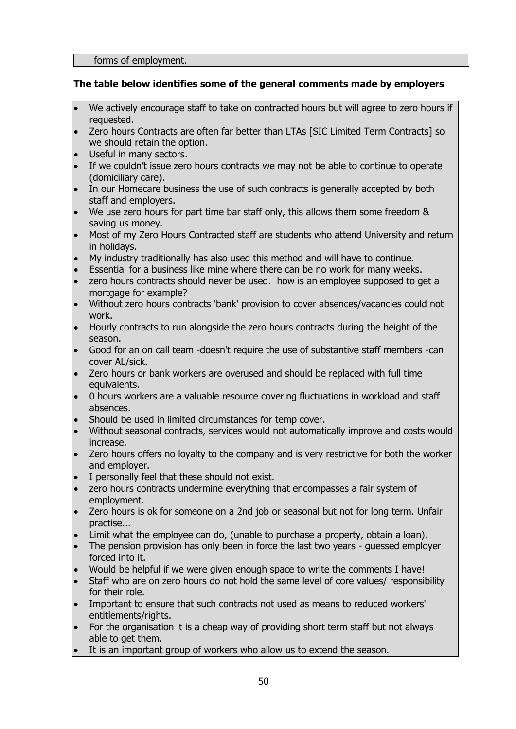forms of employment.

**The table below identifies some of the general comments made by employers**

- We actively encourage staff to take on contracted hours but will agree to zero hours if requested.
- Zero hours Contracts are often far better than LTAs [SIC Limited Term Contracts] so we should retain the option.
- Useful in many sectors.
- If we couldn't issue zero hours contracts we may not be able to continue to operate (domiciliary care).
- In our Homecare business the use of such contracts is generally accepted by both staff and employers.
- We use zero hours for part time bar staff only, this allows them some freedom & saving us money.
- Most of my Zero Hours Contracted staff are students who attend University and return in holidays.
- My industry traditionally has also used this method and will have to continue.
- Essential for a business like mine where there can be no work for many weeks.
- zero hours contracts should never be used. how is an employee supposed to get a mortgage for example?
- Without zero hours contracts 'bank' provision to cover absences/vacancies could not work.
- Hourly contracts to run alongside the zero hours contracts during the height of the season.
- Good for an on call team -doesn't require the use of substantive staff members -can cover AL/sick.
- Zero hours or bank workers are overused and should be replaced with full time equivalents.
- 0 hours workers are a valuable resource covering fluctuations in workload and staff absences.
- Should be used in limited circumstances for temp cover.
- Without seasonal contracts, services would not automatically improve and costs would increase.
- Zero hours offers no loyalty to the company and is very restrictive for both the worker and employer.
- I personally feel that these should not exist.
- zero hours contracts undermine everything that encompasses a fair system of employment.
- Zero hours is ok for someone on a 2nd job or seasonal but not for long term. Unfair practise...
- Limit what the employee can do, (unable to purchase a property, obtain a loan).
- The pension provision has only been in force the last two years - guessed employer forced into it.
- Would be helpful if we were given enough space to write the comments I have!
- Staff who are on zero hours do not hold the same level of core values/ responsibility for their role.
- Important to ensure that such contracts not used as means to reduced workers' entitlements/rights.
- For the organisation it is a cheap way of providing short term staff but not always able to get them.
- It is an important group of workers who allow us to extend the season.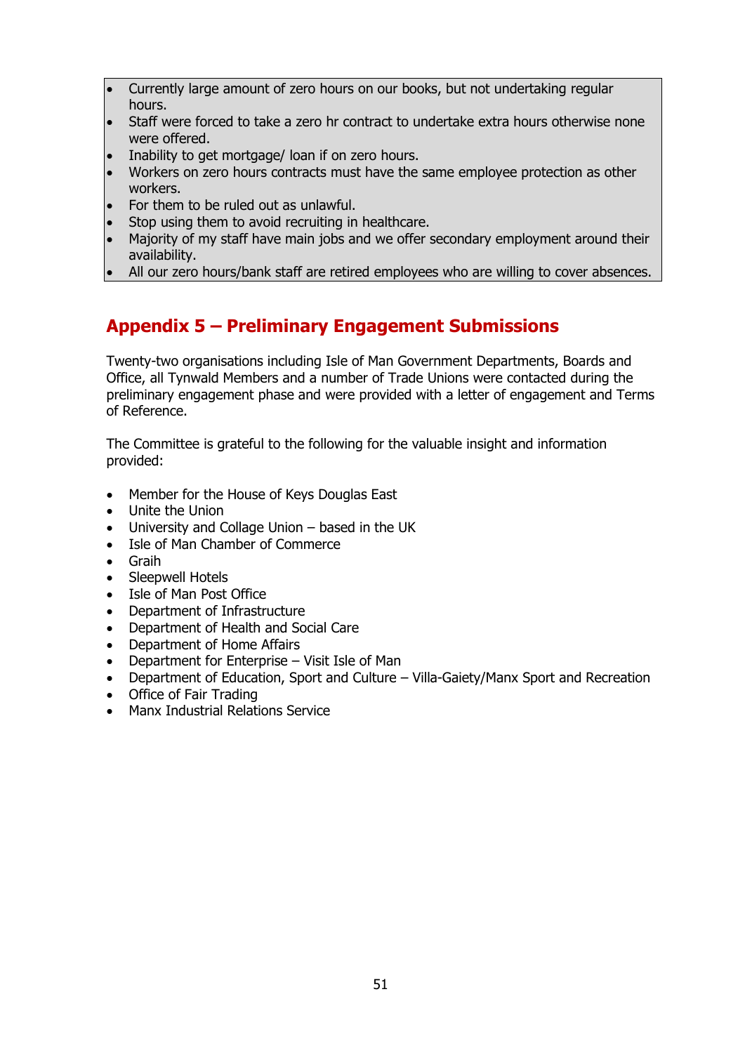- Currently large amount of zero hours on our books, but not undertaking regular hours.
- Staff were forced to take a zero hr contract to undertake extra hours otherwise none were offered.
- Inability to get mortgage/ loan if on zero hours.
- Workers on zero hours contracts must have the same employee protection as other workers.
- For them to be ruled out as unlawful.
- Stop using them to avoid recruiting in healthcare.
- Majority of my staff have main jobs and we offer secondary employment around their availability.
- All our zero hours/bank staff are retired employees who are willing to cover absences.

## Appendix 5 – Preliminary Engagement Submissions

Twenty-two organisations including Isle of Man Government Departments, Boards and Office, all Tynwald Members and a number of Trade Unions were contacted during the preliminary engagement phase and were provided with a letter of engagement and Terms of Reference.

The Committee is grateful to the following for the valuable insight and information provided:

- Member for the House of Keys Douglas East
- Unite the Union
- University and Collage Union – based in the UK
- Isle of Man Chamber of Commerce
- Graih
- Sleepwell Hotels
- Isle of Man Post Office
- Department of Infrastructure
- Department of Health and Social Care
- Department of Home Affairs
- Department for Enterprise – Visit Isle of Man
- Department of Education, Sport and Culture – Villa-Gaiety/Manx Sport and Recreation
- Office of Fair Trading
- Manx Industrial Relations Service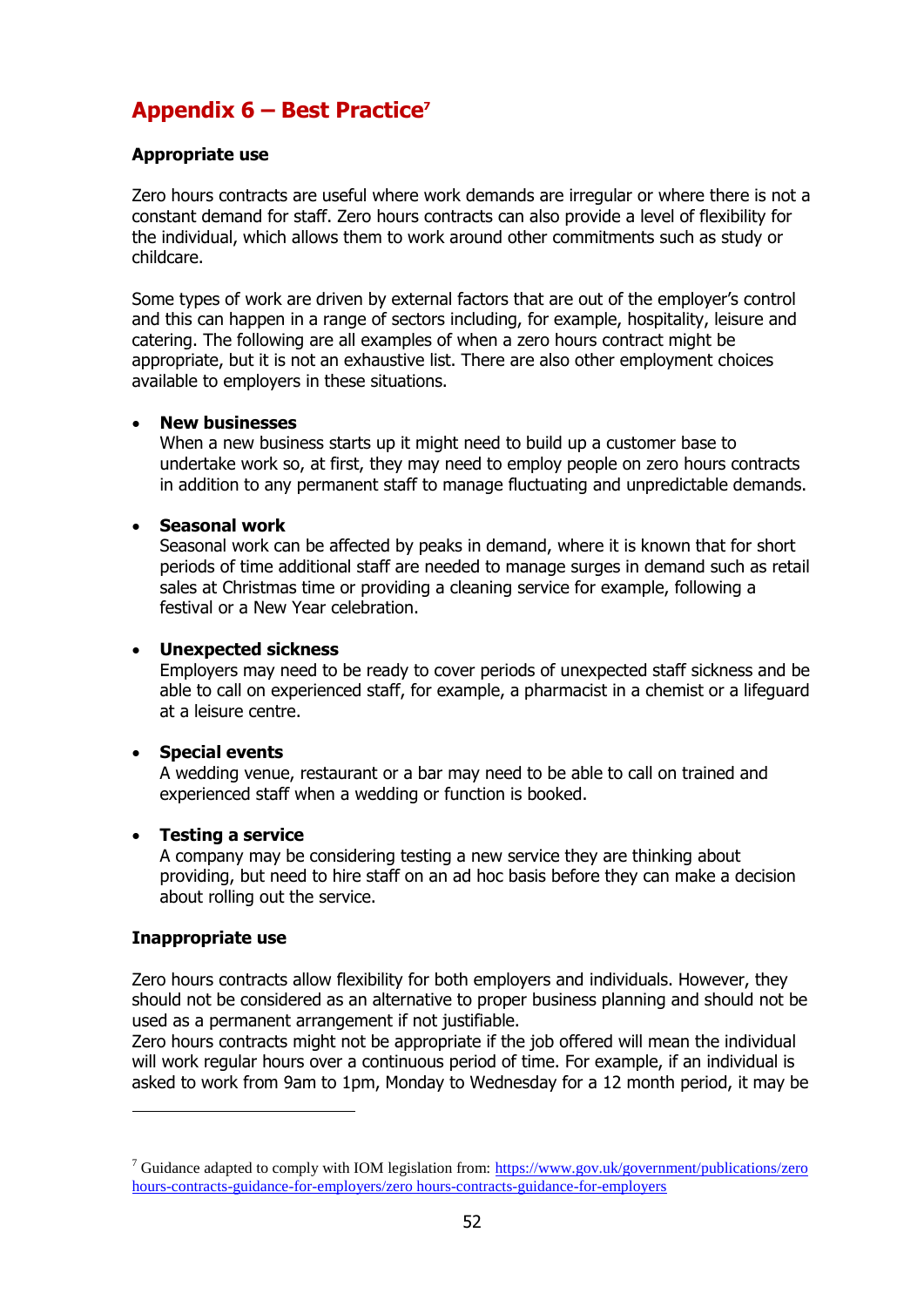## Appendix 6 – Best Practice[7]

**Appropriate use**

Zero hours contracts are useful where work demands are irregular or where there is not a constant demand for staff. Zero hours contracts can also provide a level of flexibility for the individual, which allows them to work around other commitments such as study or childcare.

Some types of work are driven by external factors that are out of the employer's control and this can happen in a range of sectors including, for example, hospitality, leisure and catering. The following are all examples of when a zero hours contract might be appropriate, but it is not an exhaustive list. There are also other employment choices available to employers in these situations.

- **New businesses**
  When a new business starts up it might need to build up a customer base to undertake work so, at first, they may need to employ people on zero hours contracts in addition to any permanent staff to manage fluctuating and unpredictable demands.

- **Seasonal work**
  Seasonal work can be affected by peaks in demand, where it is known that for short periods of time additional staff are needed to manage surges in demand such as retail sales at Christmas time or providing a cleaning service for example, following a festival or a New Year celebration.

- **Unexpected sickness**
  Employers may need to be ready to cover periods of unexpected staff sickness and be able to call on experienced staff, for example, a pharmacist in a chemist or a lifeguard at a leisure centre.

- **Special events**
  A wedding venue, restaurant or a bar may need to be able to call on trained and experienced staff when a wedding or function is booked.

- **Testing a service**
  A company may be considering testing a new service they are thinking about providing, but need to hire staff on an ad hoc basis before they can make a decision about rolling out the service.

**Inappropriate use**

Zero hours contracts allow flexibility for both employers and individuals. However, they should not be considered as an alternative to proper business planning and should not be used as a permanent arrangement if not justifiable.
Zero hours contracts might not be appropriate if the job offered will mean the individual will work regular hours over a continuous period of time. For example, if an individual is asked to work from 9am to 1pm, Monday to Wednesday for a 12 month period, it may be

---

[7] Guidance adapted to comply with IOM legislation from: https://www.gov.uk/government/publications/zero hours-contracts-guidance-for-employers/zero hours-contracts-guidance-for-employers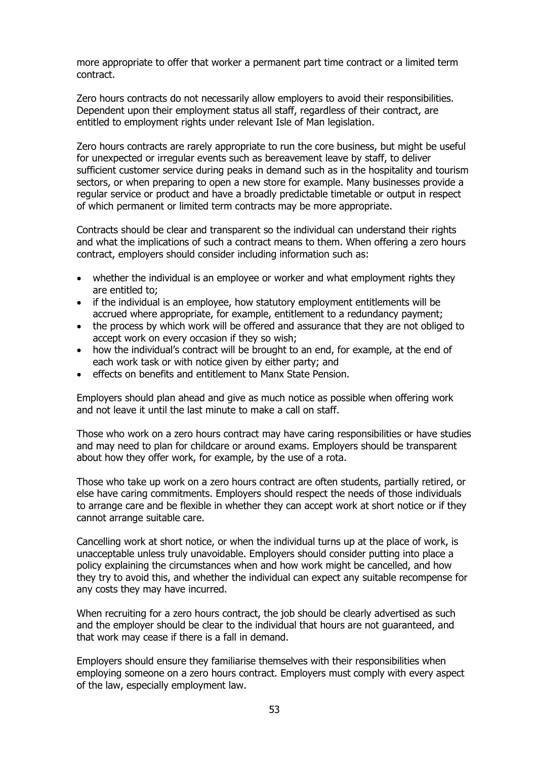more appropriate to offer that worker a permanent part time contract or a limited term contract.

Zero hours contracts do not necessarily allow employers to avoid their responsibilities. Dependent upon their employment status all staff, regardless of their contract, are entitled to employment rights under relevant Isle of Man legislation.

Zero hours contracts are rarely appropriate to run the core business, but might be useful for unexpected or irregular events such as bereavement leave by staff, to deliver sufficient customer service during peaks in demand such as in the hospitality and tourism sectors, or when preparing to open a new store for example. Many businesses provide a regular service or product and have a broadly predictable timetable or output in respect of which permanent or limited term contracts may be more appropriate.

Contracts should be clear and transparent so the individual can understand their rights and what the implications of such a contract means to them. When offering a zero hours contract, employers should consider including information such as:

- whether the individual is an employee or worker and what employment rights they are entitled to;
- if the individual is an employee, how statutory employment entitlements will be accrued where appropriate, for example, entitlement to a redundancy payment;
- the process by which work will be offered and assurance that they are not obliged to accept work on every occasion if they so wish;
- how the individual's contract will be brought to an end, for example, at the end of each work task or with notice given by either party; and
- effects on benefits and entitlement to Manx State Pension.

Employers should plan ahead and give as much notice as possible when offering work and not leave it until the last minute to make a call on staff.

Those who work on a zero hours contract may have caring responsibilities or have studies and may need to plan for childcare or around exams. Employers should be transparent about how they offer work, for example, by the use of a rota.

Those who take up work on a zero hours contract are often students, partially retired, or else have caring commitments. Employers should respect the needs of those individuals to arrange care and be flexible in whether they can accept work at short notice or if they cannot arrange suitable care.

Cancelling work at short notice, or when the individual turns up at the place of work, is unacceptable unless truly unavoidable. Employers should consider putting into place a policy explaining the circumstances when and how work might be cancelled, and how they try to avoid this, and whether the individual can expect any suitable recompense for any costs they may have incurred.

When recruiting for a zero hours contract, the job should be clearly advertised as such and the employer should be clear to the individual that hours are not guaranteed, and that work may cease if there is a fall in demand.

Employers should ensure they familiarise themselves with their responsibilities when employing someone on a zero hours contract. Employers must comply with every aspect of the law, especially employment law.